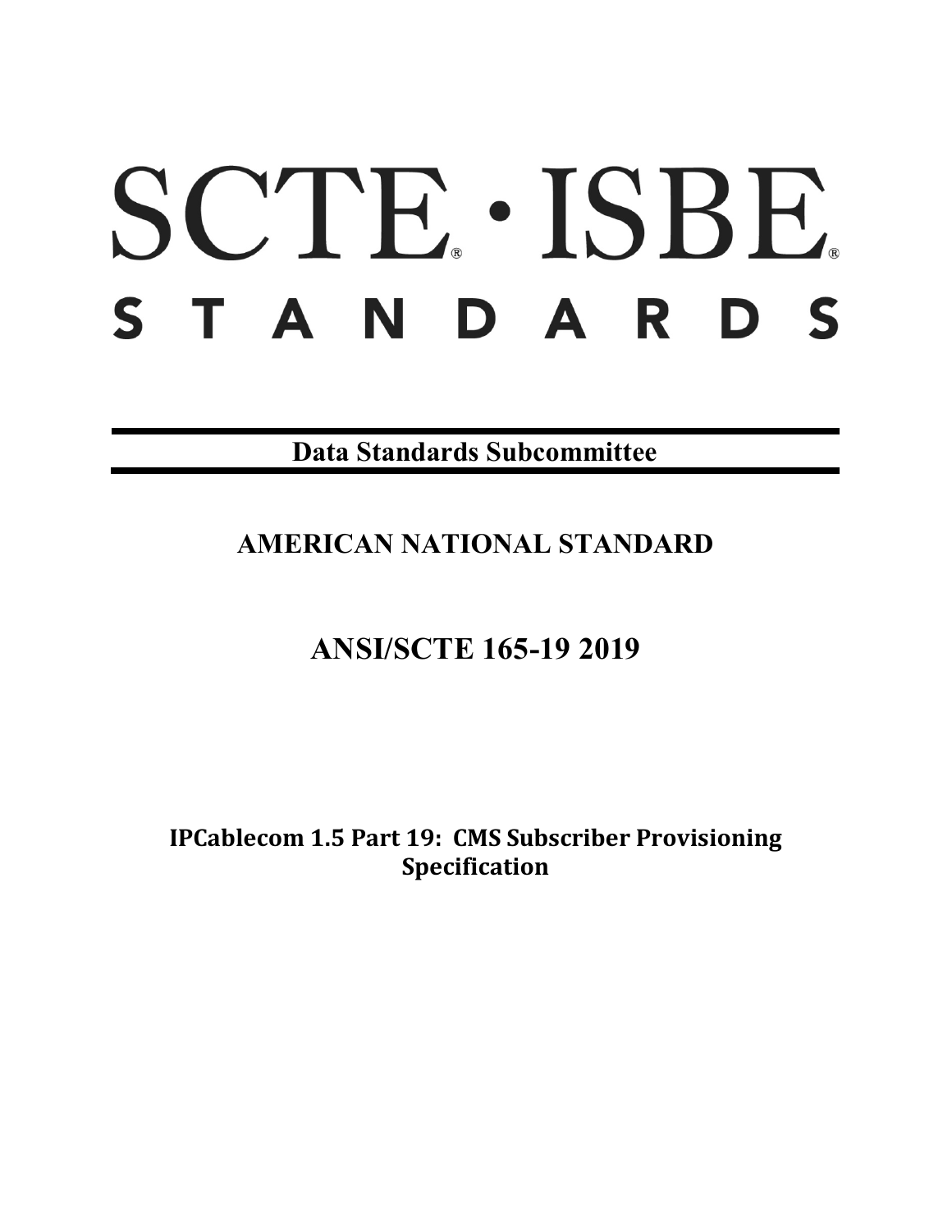# SCTE · ISBE

# STANDARDS

## Data Standards Subcommittee

## AMERICAN NATIONAL STANDARD

## ANSI/SCTE 165-19 2019

## IPCablecom 1.5 Part 19: CMS Subscriber Provisioning Specification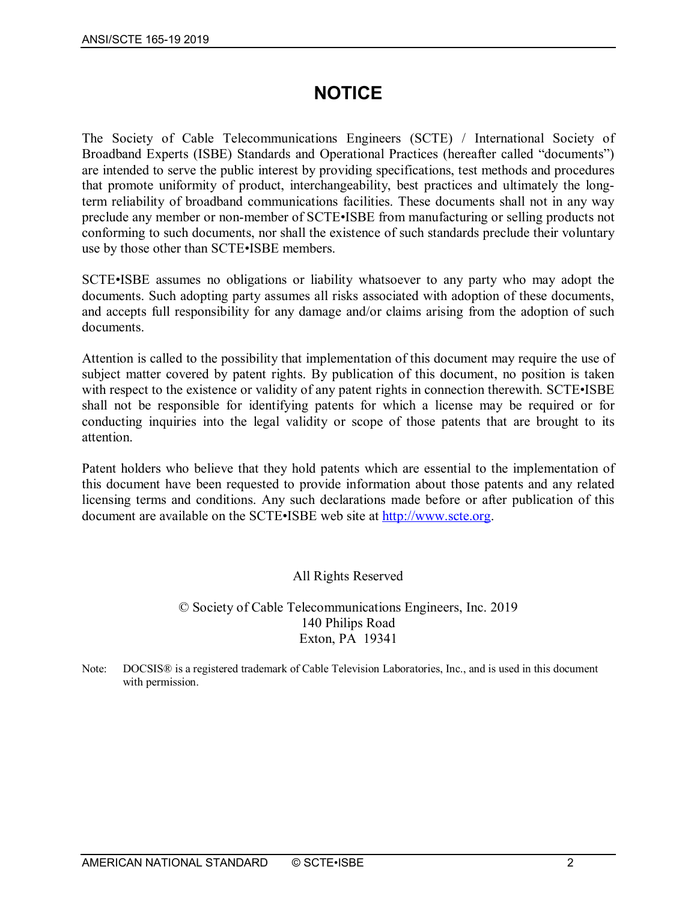# NOTICE

The Society of Cable Telecommunications Engineers (SCTE) / International Society of Broadband Experts (ISBE) Standards and Operational Practices (hereafter called "documents") are intended to serve the public interest by providing specifications, test methods and procedures that promote uniformity of product, interchangeability, best practices and ultimately the long-term reliability of broadband communications facilities. These documents shall not in any way preclude any member or non-member of SCTE•ISBE from manufacturing or selling products not conforming to such documents, nor shall the existence of such standards preclude their voluntary use by those other than SCTE•ISBE members.

SCTE•ISBE assumes no obligations or liability whatsoever to any party who may adopt the documents. Such adopting party assumes all risks associated with adoption of these documents, and accepts full responsibility for any damage and/or claims arising from the adoption of such documents.

Attention is called to the possibility that implementation of this document may require the use of subject matter covered by patent rights. By publication of this document, no position is taken with respect to the existence or validity of any patent rights in connection therewith. SCTE•ISBE shall not be responsible for identifying patents for which a license may be required or for conducting inquiries into the legal validity or scope of those patents that are brought to its attention.

Patent holders who believe that they hold patents which are essential to the implementation of this document have been requested to provide information about those patents and any related licensing terms and conditions. Any such declarations made before or after publication of this document are available on the SCTE•ISBE web site at [http://www.scte.org](http://www.scte.org).

All Rights Reserved

© Society of Cable Telecommunications Engineers, Inc. 2019
140 Philips Road
Exton, PA 19341

Note: DOCSIS® is a registered trademark of Cable Television Laboratories, Inc., and is used in this document with permission.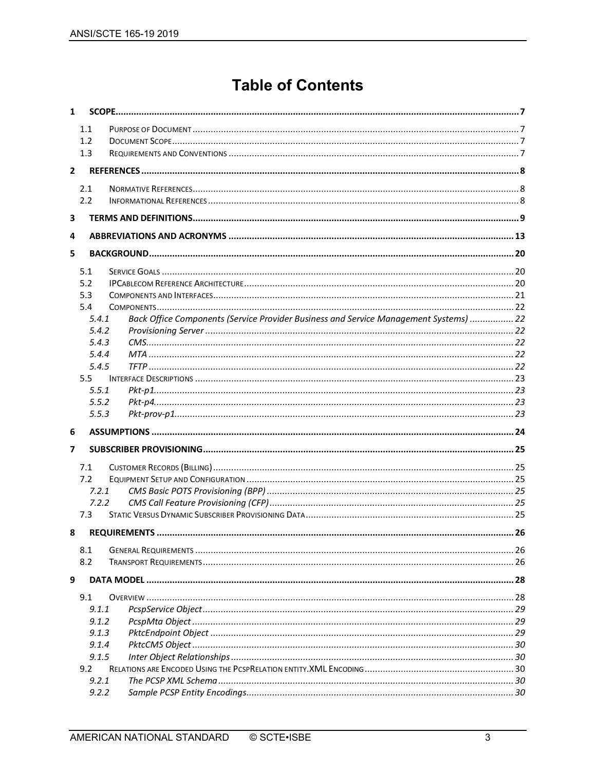# Table of Contents

**1 SCOPE ......................................................................................................... 7**

- 1.1 Purpose of Document ........................................................................ 7
- 1.2 Document Scope ................................................................................ 7
- 1.3 Requirements and Conventions ........................................................ 7

**2 REFERENCES ................................................................................................ 8**

- 2.1 Normative References ....................................................................... 8
- 2.2 Informational References ................................................................... 8

**3 TERMS AND DEFINITIONS ............................................................................ 9**

**4 ABBREVIATIONS AND ACRONYMS ............................................................ 13**

**5 BACKGROUND ............................................................................................ 20**

- 5.1 Service Goals .................................................................................... 20
- 5.2 IPCablecom Reference Architecture ................................................ 20
- 5.3 Components and Interfaces ............................................................. 21
- 5.4 Components ..................................................................................... 22
  - *5.4.1 Back Office Components (Service Provider Business and Service Management Systems) ................ 22*
  - *5.4.2 Provisioning Server ..................................................................... 22*
  - *5.4.3 CMS ............................................................................................ 22*
  - *5.4.4 MTA ............................................................................................ 22*
  - *5.4.5 TFTP ........................................................................................... 22*
- 5.5 Interface Descriptions ...................................................................... 23
  - *5.5.1 Pkt-p1 .......................................................................................... 23*
  - *5.5.2 Pkt-p4 .......................................................................................... 23*
  - *5.5.3 Pkt-prov-p1 .................................................................................. 23*

**6 ASSUMPTIONS ............................................................................................ 24**

**7 SUBSCRIBER PROVISIONING ..................................................................... 25**

- 7.1 Customer Records (Billing) .............................................................. 25
- 7.2 Equipment Setup and Configuration ................................................ 25
  - *7.2.1 CMS Basic POTS Provisioning (BPP) .......................................... 25*
  - *7.2.2 CMS Call Feature Provisioning (CFP) .......................................... 25*
- 7.3 Static Versus Dynamic Subscriber Provisioning Data ....................... 25

**8 REQUIREMENTS .......................................................................................... 26**

- 8.1 General Requirements ..................................................................... 26
- 8.2 Transport Requirements .................................................................. 26

**9 DATA MODEL .............................................................................................. 28**

- 9.1 Overview .......................................................................................... 28
  - *9.1.1 PcspService Object ...................................................................... 29*
  - *9.1.2 PcspMta Object ........................................................................... 29*
  - *9.1.3 PktcEndpoint Object .................................................................... 29*
  - *9.1.4 PktcCMS Object ........................................................................... 30*
  - *9.1.5 Inter Object Relationships ............................................................ 30*
- 9.2 Relations are Encoded Using the PcspRelation entity.XML Encoding ............ 30
  - *9.2.1 The PCSP XML Schema ................................................................ 30*
  - *9.2.2 Sample PCSP Entity Encodings .................................................... 30*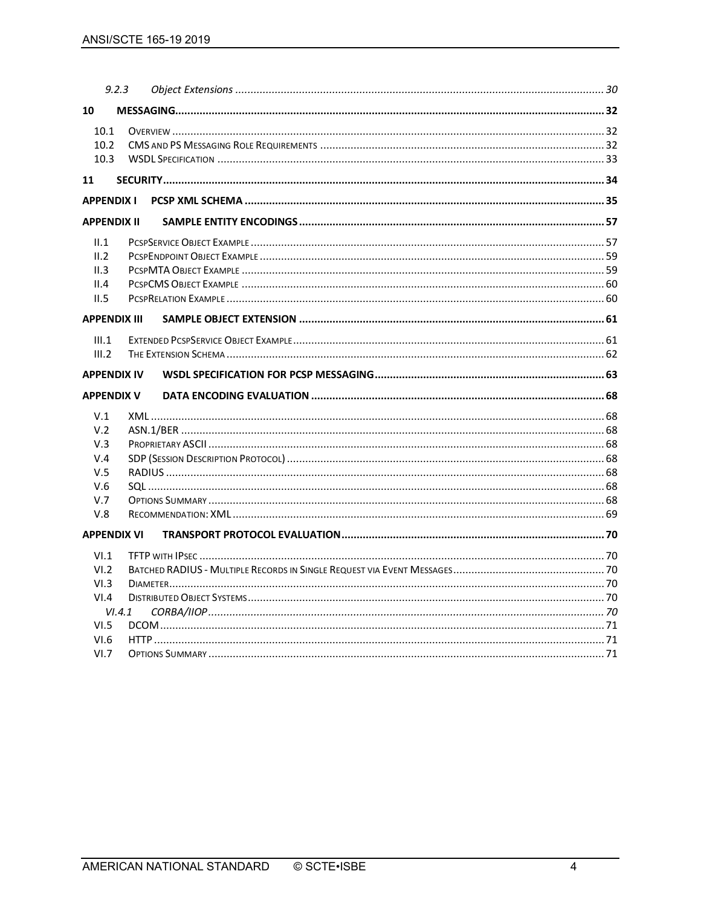9.2.3 *Object Extensions* ........ *30*

**10 MESSAGING** ........ **32**

10.1 Overview ........ 32
10.2 CMS and PS Messaging Role Requirements ........ 32
10.3 WSDL Specification ........ 33

**11 SECURITY** ........ **34**

**APPENDIX I PCSP XML SCHEMA** ........ **35**

**APPENDIX II SAMPLE ENTITY ENCODINGS** ........ **57**

II.1 PcspService Object Example ........ 57
II.2 PcspEndpoint Object Example ........ 59
II.3 PcspMTA Object Example ........ 59
II.4 PcspCMS Object Example ........ 60
II.5 PcspRelation Example ........ 60

**APPENDIX III SAMPLE OBJECT EXTENSION** ........ **61**

III.1 Extended PcspService Object Example ........ 61
III.2 The Extension Schema ........ 62

**APPENDIX IV WSDL SPECIFICATION FOR PCSP MESSAGING** ........ **63**

**APPENDIX V DATA ENCODING EVALUATION** ........ **68**

V.1 XML ........ 68
V.2 ASN.1/BER ........ 68
V.3 Proprietary ASCII ........ 68
V.4 SDP (Session Description Protocol) ........ 68
V.5 RADIUS ........ 68
V.6 SQL ........ 68
V.7 Options Summary ........ 68
V.8 Recommendation: XML ........ 69

**APPENDIX VI TRANSPORT PROTOCOL EVALUATION** ........ **70**

VI.1 TFTP with IPsec ........ 70
VI.2 Batched RADIUS - Multiple Records in Single Request via Event Messages ........ 70
VI.3 Diameter ........ 70
VI.4 Distributed Object Systems ........ 70
VI.4.1 *CORBA/IIOP* ........ *70*
VI.5 DCOM ........ 71
VI.6 HTTP ........ 71
VI.7 Options Summary ........ 71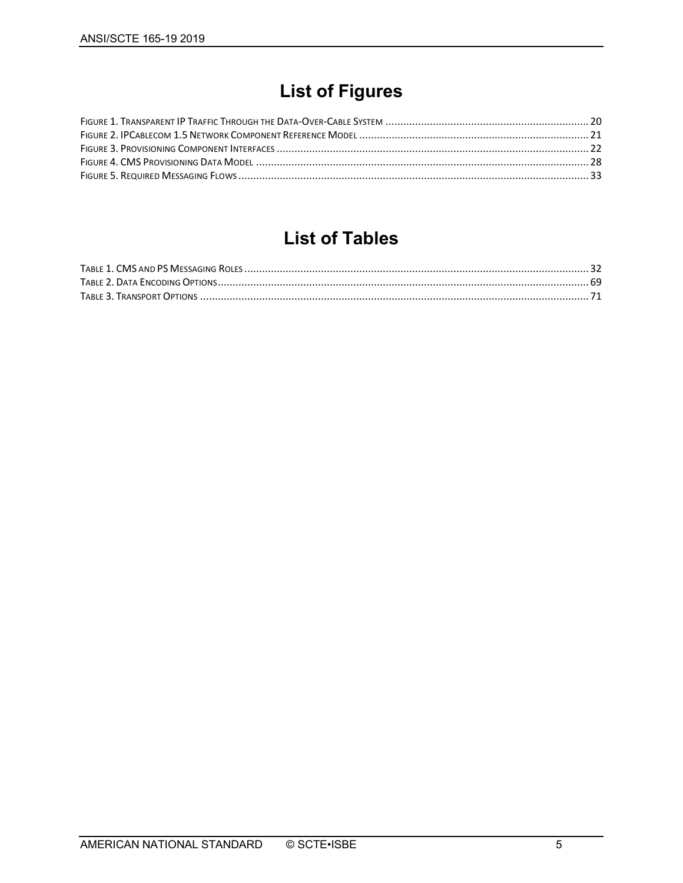# List of Figures

FIGURE 1. TRANSPARENT IP TRAFFIC THROUGH THE DATA-OVER-CABLE SYSTEM ..................................................................... 20
FIGURE 2. IPCABLECOM 1.5 NETWORK COMPONENT REFERENCE MODEL ............................................................................ 21
FIGURE 3. PROVISIONING COMPONENT INTERFACES ......................................................................................................... 22
FIGURE 4. CMS PROVISIONING DATA MODEL ................................................................................................................ 28
FIGURE 5. REQUIRED MESSAGING FLOWS ...................................................................................................................... 33

# List of Tables

TABLE 1. CMS AND PS MESSAGING ROLES ..................................................................................................................... 32
TABLE 2. DATA ENCODING OPTIONS ............................................................................................................................. 69
TABLE 3. TRANSPORT OPTIONS ..................................................................................................................................... 71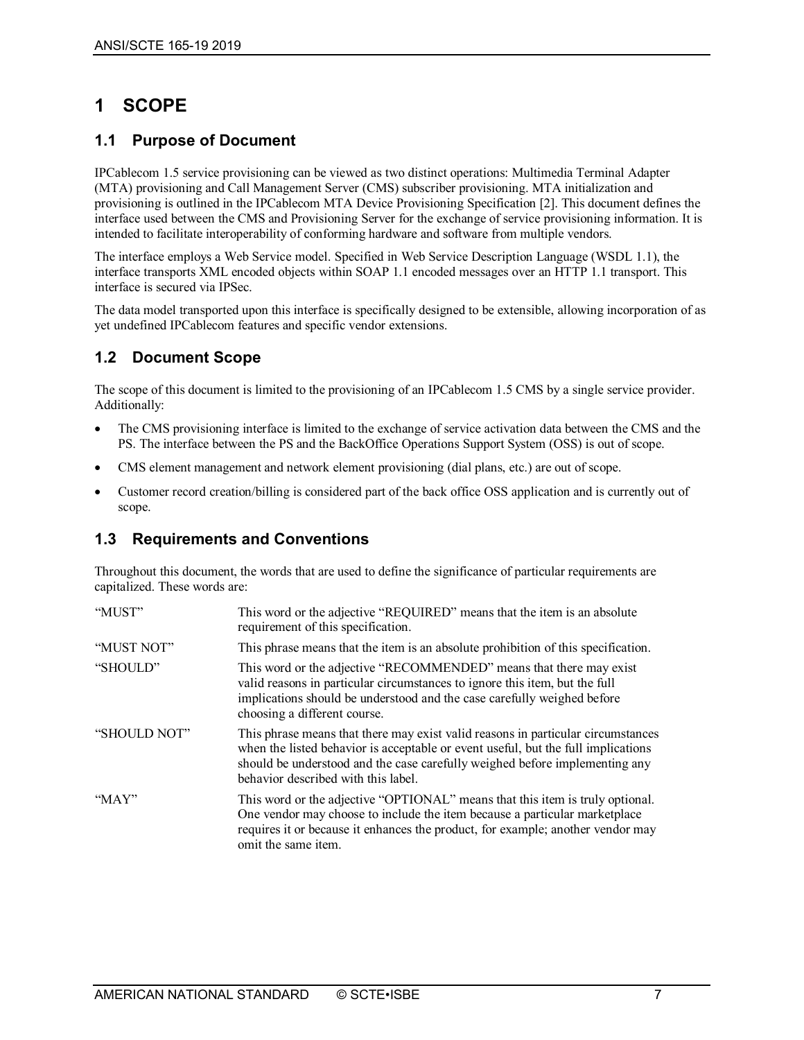# 1 SCOPE

## 1.1 Purpose of Document

IPCablecom 1.5 service provisioning can be viewed as two distinct operations: Multimedia Terminal Adapter (MTA) provisioning and Call Management Server (CMS) subscriber provisioning. MTA initialization and provisioning is outlined in the IPCablecom MTA Device Provisioning Specification [2]. This document defines the interface used between the CMS and Provisioning Server for the exchange of service provisioning information. It is intended to facilitate interoperability of conforming hardware and software from multiple vendors.

The interface employs a Web Service model. Specified in Web Service Description Language (WSDL 1.1), the interface transports XML encoded objects within SOAP 1.1 encoded messages over an HTTP 1.1 transport. This interface is secured via IPSec.

The data model transported upon this interface is specifically designed to be extensible, allowing incorporation of as yet undefined IPCablecom features and specific vendor extensions.

## 1.2 Document Scope

The scope of this document is limited to the provisioning of an IPCablecom 1.5 CMS by a single service provider. Additionally:

- The CMS provisioning interface is limited to the exchange of service activation data between the CMS and the PS. The interface between the PS and the BackOffice Operations Support System (OSS) is out of scope.
- CMS element management and network element provisioning (dial plans, etc.) are out of scope.
- Customer record creation/billing is considered part of the back office OSS application and is currently out of scope.

## 1.3 Requirements and Conventions

Throughout this document, the words that are used to define the significance of particular requirements are capitalized. These words are:

| | |
|---|---|
| "MUST" | This word or the adjective "REQUIRED" means that the item is an absolute requirement of this specification. |
| "MUST NOT" | This phrase means that the item is an absolute prohibition of this specification. |
| "SHOULD" | This word or the adjective "RECOMMENDED" means that there may exist valid reasons in particular circumstances to ignore this item, but the full implications should be understood and the case carefully weighed before choosing a different course. |
| "SHOULD NOT" | This phrase means that there may exist valid reasons in particular circumstances when the listed behavior is acceptable or event useful, but the full implications should be understood and the case carefully weighed before implementing any behavior described with this label. |
| "MAY" | This word or the adjective "OPTIONAL" means that this item is truly optional. One vendor may choose to include the item because a particular marketplace requires it or because it enhances the product, for example; another vendor may omit the same item. |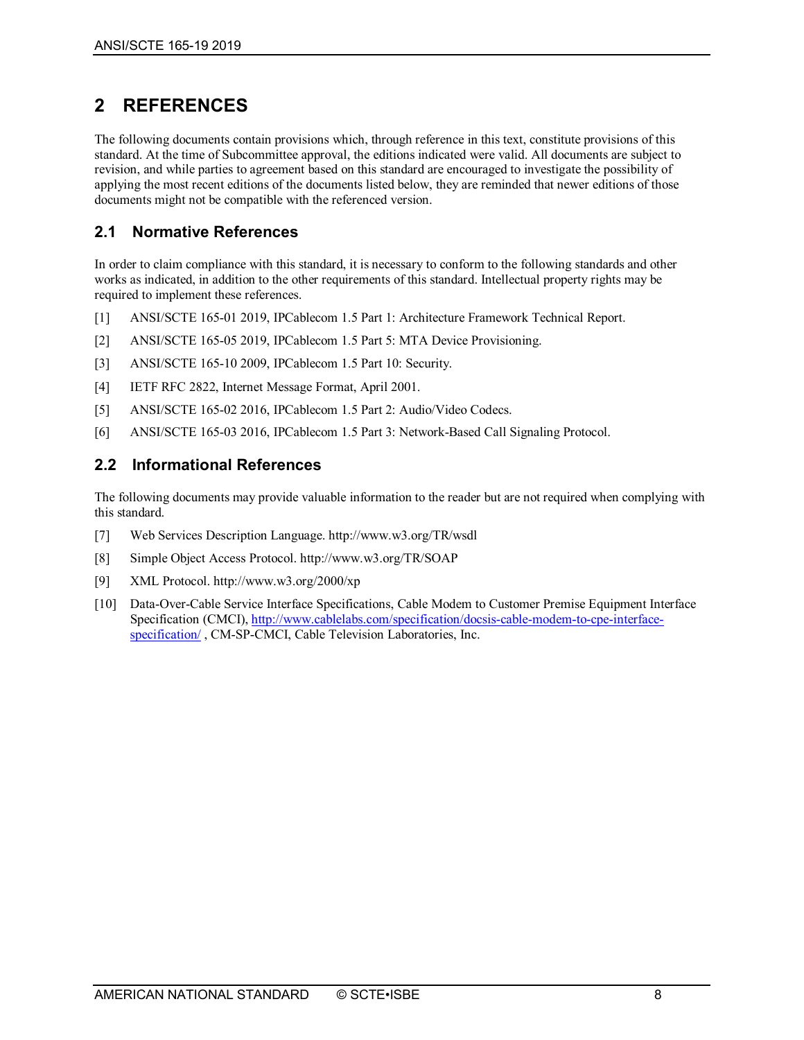# 2 REFERENCES

The following documents contain provisions which, through reference in this text, constitute provisions of this standard. At the time of Subcommittee approval, the editions indicated were valid. All documents are subject to revision, and while parties to agreement based on this standard are encouraged to investigate the possibility of applying the most recent editions of the documents listed below, they are reminded that newer editions of those documents might not be compatible with the referenced version.

## 2.1 Normative References

In order to claim compliance with this standard, it is necessary to conform to the following standards and other works as indicated, in addition to the other requirements of this standard. Intellectual property rights may be required to implement these references.

[1] ANSI/SCTE 165-01 2019, IPCablecom 1.5 Part 1: Architecture Framework Technical Report.

[2] ANSI/SCTE 165-05 2019, IPCablecom 1.5 Part 5: MTA Device Provisioning.

[3] ANSI/SCTE 165-10 2009, IPCablecom 1.5 Part 10: Security.

[4] IETF RFC 2822, Internet Message Format, April 2001.

[5] ANSI/SCTE 165-02 2016, IPCablecom 1.5 Part 2: Audio/Video Codecs.

[6] ANSI/SCTE 165-03 2016, IPCablecom 1.5 Part 3: Network-Based Call Signaling Protocol.

## 2.2 Informational References

The following documents may provide valuable information to the reader but are not required when complying with this standard.

[7] Web Services Description Language. http://www.w3.org/TR/wsdl

[8] Simple Object Access Protocol. http://www.w3.org/TR/SOAP

[9] XML Protocol. http://www.w3.org/2000/xp

[10] Data-Over-Cable Service Interface Specifications, Cable Modem to Customer Premise Equipment Interface Specification (CMCI), http://www.cablelabs.com/specification/docsis-cable-modem-to-cpe-interface-specification/ , CM-SP-CMCI, Cable Television Laboratories, Inc.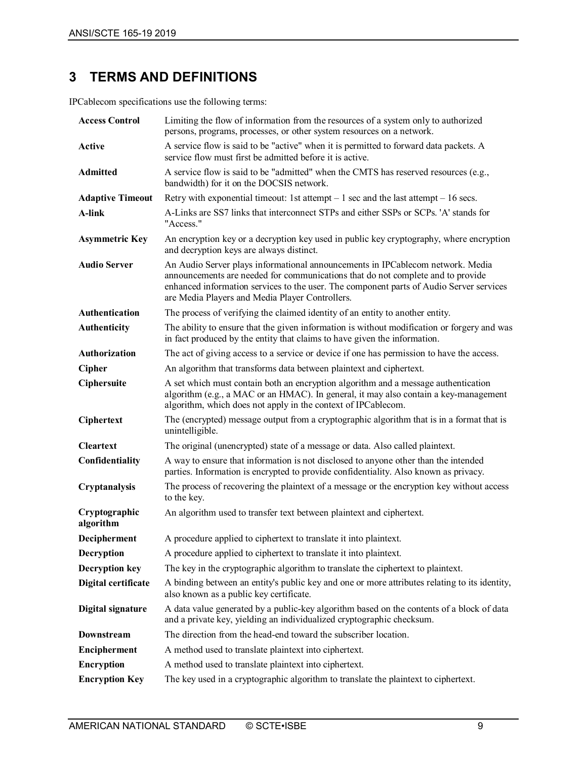# 3 TERMS AND DEFINITIONS

IPCablecom specifications use the following terms:

| | |
|---|---|
| **Access Control** | Limiting the flow of information from the resources of a system only to authorized persons, programs, processes, or other system resources on a network. |
| **Active** | A service flow is said to be "active" when it is permitted to forward data packets. A service flow must first be admitted before it is active. |
| **Admitted** | A service flow is said to be "admitted" when the CMTS has reserved resources (e.g., bandwidth) for it on the DOCSIS network. |
| **Adaptive Timeout** | Retry with exponential timeout: 1st attempt – 1 sec and the last attempt – 16 secs. |
| **A-link** | A-Links are SS7 links that interconnect STPs and either SSPs or SCPs. 'A' stands for "Access." |
| **Asymmetric Key** | An encryption key or a decryption key used in public key cryptography, where encryption and decryption keys are always distinct. |
| **Audio Server** | An Audio Server plays informational announcements in IPCablecom network. Media announcements are needed for communications that do not complete and to provide enhanced information services to the user. The component parts of Audio Server services are Media Players and Media Player Controllers. |
| **Authentication** | The process of verifying the claimed identity of an entity to another entity. |
| **Authenticity** | The ability to ensure that the given information is without modification or forgery and was in fact produced by the entity that claims to have given the information. |
| **Authorization** | The act of giving access to a service or device if one has permission to have the access. |
| **Cipher** | An algorithm that transforms data between plaintext and ciphertext. |
| **Ciphersuite** | A set which must contain both an encryption algorithm and a message authentication algorithm (e.g., a MAC or an HMAC). In general, it may also contain a key-management algorithm, which does not apply in the context of IPCablecom. |
| **Ciphertext** | The (encrypted) message output from a cryptographic algorithm that is in a format that is unintelligible. |
| **Cleartext** | The original (unencrypted) state of a message or data. Also called plaintext. |
| **Confidentiality** | A way to ensure that information is not disclosed to anyone other than the intended parties. Information is encrypted to provide confidentiality. Also known as privacy. |
| **Cryptanalysis** | The process of recovering the plaintext of a message or the encryption key without access to the key. |
| **Cryptographic algorithm** | An algorithm used to transfer text between plaintext and ciphertext. |
| **Decipherment** | A procedure applied to ciphertext to translate it into plaintext. |
| **Decryption** | A procedure applied to ciphertext to translate it into plaintext. |
| **Decryption key** | The key in the cryptographic algorithm to translate the ciphertext to plaintext. |
| **Digital certificate** | A binding between an entity's public key and one or more attributes relating to its identity, also known as a public key certificate. |
| **Digital signature** | A data value generated by a public-key algorithm based on the contents of a block of data and a private key, yielding an individualized cryptographic checksum. |
| **Downstream** | The direction from the head-end toward the subscriber location. |
| **Encipherment** | A method used to translate plaintext into ciphertext. |
| **Encryption** | A method used to translate plaintext into ciphertext. |
| **Encryption Key** | The key used in a cryptographic algorithm to translate the plaintext to ciphertext. |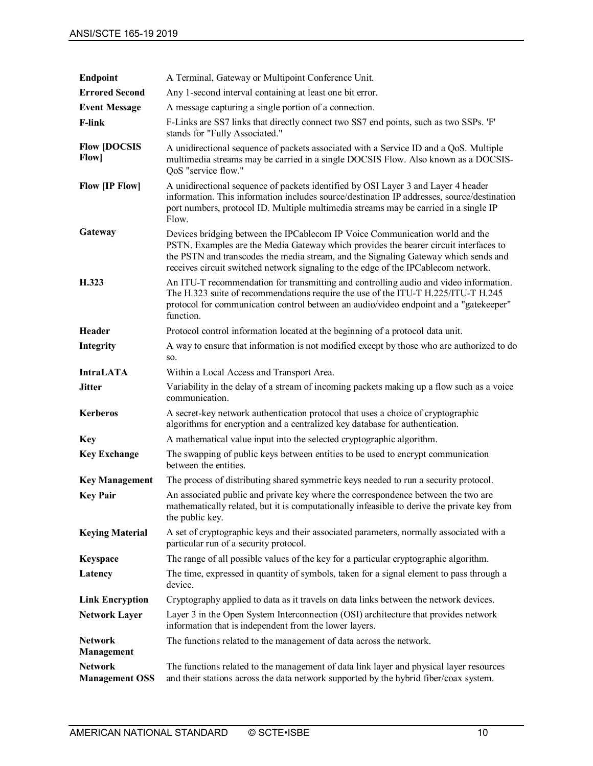| | |
|---|---|
| **Endpoint** | A Terminal, Gateway or Multipoint Conference Unit. |
| **Errored Second** | Any 1-second interval containing at least one bit error. |
| **Event Message** | A message capturing a single portion of a connection. |
| **F-link** | F-Links are SS7 links that directly connect two SS7 end points, such as two SSPs. 'F' stands for "Fully Associated." |
| **Flow [DOCSIS Flow]** | A unidirectional sequence of packets associated with a Service ID and a QoS. Multiple multimedia streams may be carried in a single DOCSIS Flow. Also known as a DOCSIS-QoS "service flow." |
| **Flow [IP Flow]** | A unidirectional sequence of packets identified by OSI Layer 3 and Layer 4 header information. This information includes source/destination IP addresses, source/destination port numbers, protocol ID. Multiple multimedia streams may be carried in a single IP Flow. |
| **Gateway** | Devices bridging between the IPCablecom IP Voice Communication world and the PSTN. Examples are the Media Gateway which provides the bearer circuit interfaces to the PSTN and transcodes the media stream, and the Signaling Gateway which sends and receives circuit switched network signaling to the edge of the IPCablecom network. |
| **H.323** | An ITU-T recommendation for transmitting and controlling audio and video information. The H.323 suite of recommendations require the use of the ITU-T H.225/ITU-T H.245 protocol for communication control between an audio/video endpoint and a "gatekeeper" function. |
| **Header** | Protocol control information located at the beginning of a protocol data unit. |
| **Integrity** | A way to ensure that information is not modified except by those who are authorized to do so. |
| **IntraLATA** | Within a Local Access and Transport Area. |
| **Jitter** | Variability in the delay of a stream of incoming packets making up a flow such as a voice communication. |
| **Kerberos** | A secret-key network authentication protocol that uses a choice of cryptographic algorithms for encryption and a centralized key database for authentication. |
| **Key** | A mathematical value input into the selected cryptographic algorithm. |
| **Key Exchange** | The swapping of public keys between entities to be used to encrypt communication between the entities. |
| **Key Management** | The process of distributing shared symmetric keys needed to run a security protocol. |
| **Key Pair** | An associated public and private key where the correspondence between the two are mathematically related, but it is computationally infeasible to derive the private key from the public key. |
| **Keying Material** | A set of cryptographic keys and their associated parameters, normally associated with a particular run of a security protocol. |
| **Keyspace** | The range of all possible values of the key for a particular cryptographic algorithm. |
| **Latency** | The time, expressed in quantity of symbols, taken for a signal element to pass through a device. |
| **Link Encryption** | Cryptography applied to data as it travels on data links between the network devices. |
| **Network Layer** | Layer 3 in the Open System Interconnection (OSI) architecture that provides network information that is independent from the lower layers. |
| **Network Management** | The functions related to the management of data across the network. |
| **Network Management OSS** | The functions related to the management of data link layer and physical layer resources and their stations across the data network supported by the hybrid fiber/coax system. |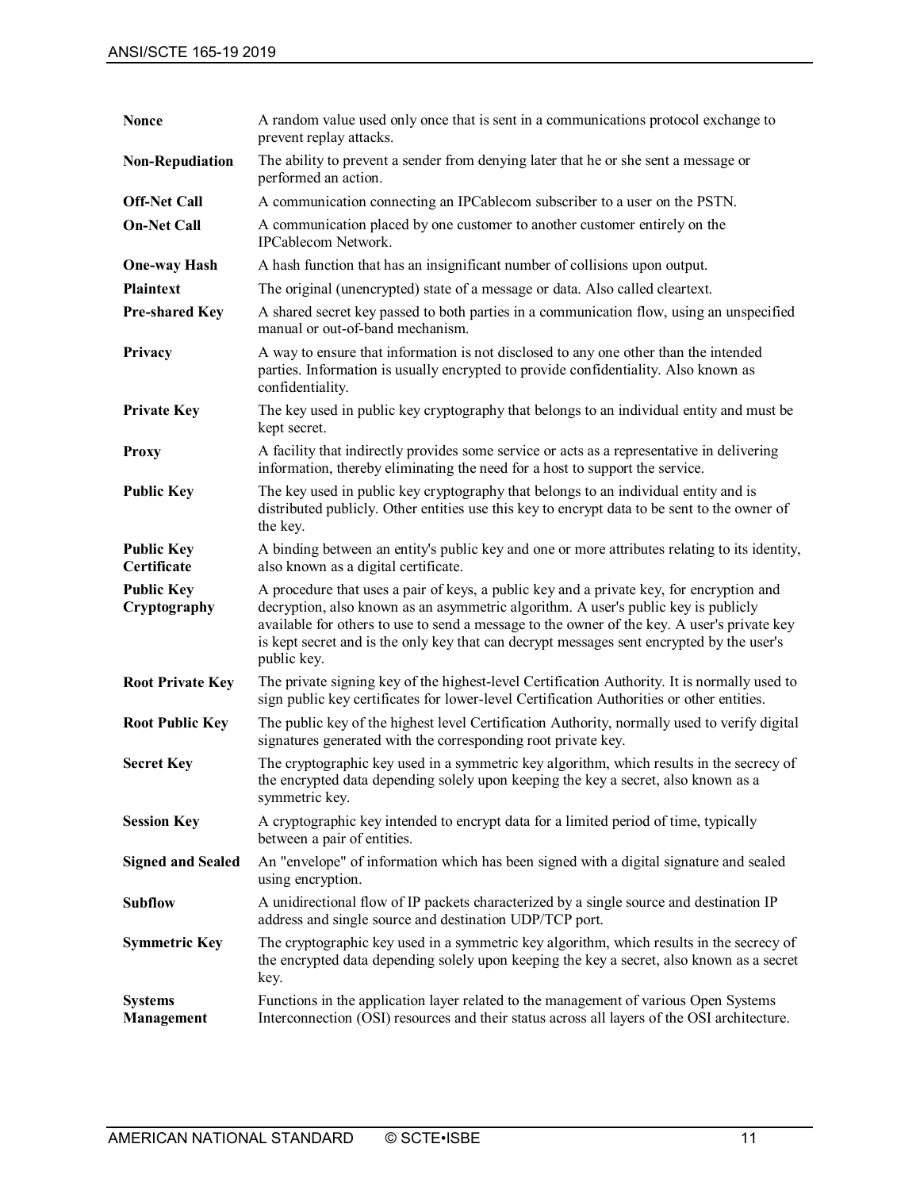| | |
|---|---|
| **Nonce** | A random value used only once that is sent in a communications protocol exchange to prevent replay attacks. |
| **Non-Repudiation** | The ability to prevent a sender from denying later that he or she sent a message or performed an action. |
| **Off-Net Call** | A communication connecting an IPCablecom subscriber to a user on the PSTN. |
| **On-Net Call** | A communication placed by one customer to another customer entirely on the IPCablecom Network. |
| **One-way Hash** | A hash function that has an insignificant number of collisions upon output. |
| **Plaintext** | The original (unencrypted) state of a message or data. Also called cleartext. |
| **Pre-shared Key** | A shared secret key passed to both parties in a communication flow, using an unspecified manual or out-of-band mechanism. |
| **Privacy** | A way to ensure that information is not disclosed to any one other than the intended parties. Information is usually encrypted to provide confidentiality. Also known as confidentiality. |
| **Private Key** | The key used in public key cryptography that belongs to an individual entity and must be kept secret. |
| **Proxy** | A facility that indirectly provides some service or acts as a representative in delivering information, thereby eliminating the need for a host to support the service. |
| **Public Key** | The key used in public key cryptography that belongs to an individual entity and is distributed publicly. Other entities use this key to encrypt data to be sent to the owner of the key. |
| **Public Key Certificate** | A binding between an entity's public key and one or more attributes relating to its identity, also known as a digital certificate. |
| **Public Key Cryptography** | A procedure that uses a pair of keys, a public key and a private key, for encryption and decryption, also known as an asymmetric algorithm. A user's public key is publicly available for others to use to send a message to the owner of the key. A user's private key is kept secret and is the only key that can decrypt messages sent encrypted by the user's public key. |
| **Root Private Key** | The private signing key of the highest-level Certification Authority. It is normally used to sign public key certificates for lower-level Certification Authorities or other entities. |
| **Root Public Key** | The public key of the highest level Certification Authority, normally used to verify digital signatures generated with the corresponding root private key. |
| **Secret Key** | The cryptographic key used in a symmetric key algorithm, which results in the secrecy of the encrypted data depending solely upon keeping the key a secret, also known as a symmetric key. |
| **Session Key** | A cryptographic key intended to encrypt data for a limited period of time, typically between a pair of entities. |
| **Signed and Sealed** | An "envelope" of information which has been signed with a digital signature and sealed using encryption. |
| **Subflow** | A unidirectional flow of IP packets characterized by a single source and destination IP address and single source and destination UDP/TCP port. |
| **Symmetric Key** | The cryptographic key used in a symmetric key algorithm, which results in the secrecy of the encrypted data depending solely upon keeping the key a secret, also known as a secret key. |
| **Systems Management** | Functions in the application layer related to the management of various Open Systems Interconnection (OSI) resources and their status across all layers of the OSI architecture. |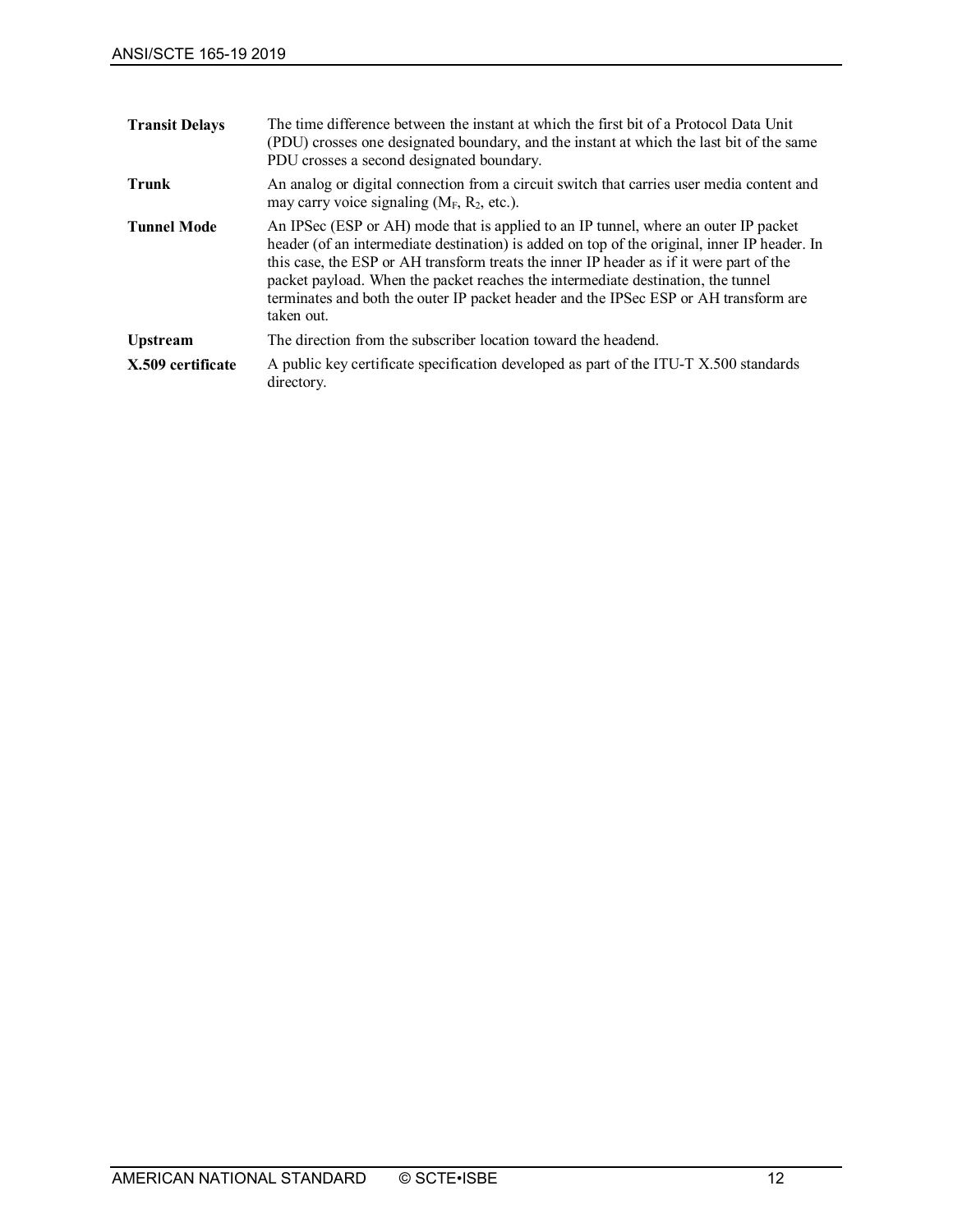| | |
|---|---|
| **Transit Delays** | The time difference between the instant at which the first bit of a Protocol Data Unit (PDU) crosses one designated boundary, and the instant at which the last bit of the same PDU crosses a second designated boundary. |
| **Trunk** | An analog or digital connection from a circuit switch that carries user media content and may carry voice signaling ($M_F$, $R_2$, etc.). |
| **Tunnel Mode** | An IPSec (ESP or AH) mode that is applied to an IP tunnel, where an outer IP packet header (of an intermediate destination) is added on top of the original, inner IP header. In this case, the ESP or AH transform treats the inner IP header as if it were part of the packet payload. When the packet reaches the intermediate destination, the tunnel terminates and both the outer IP packet header and the IPSec ESP or AH transform are taken out. |
| **Upstream** | The direction from the subscriber location toward the headend. |
| **X.509 certificate** | A public key certificate specification developed as part of the ITU-T X.500 standards directory. |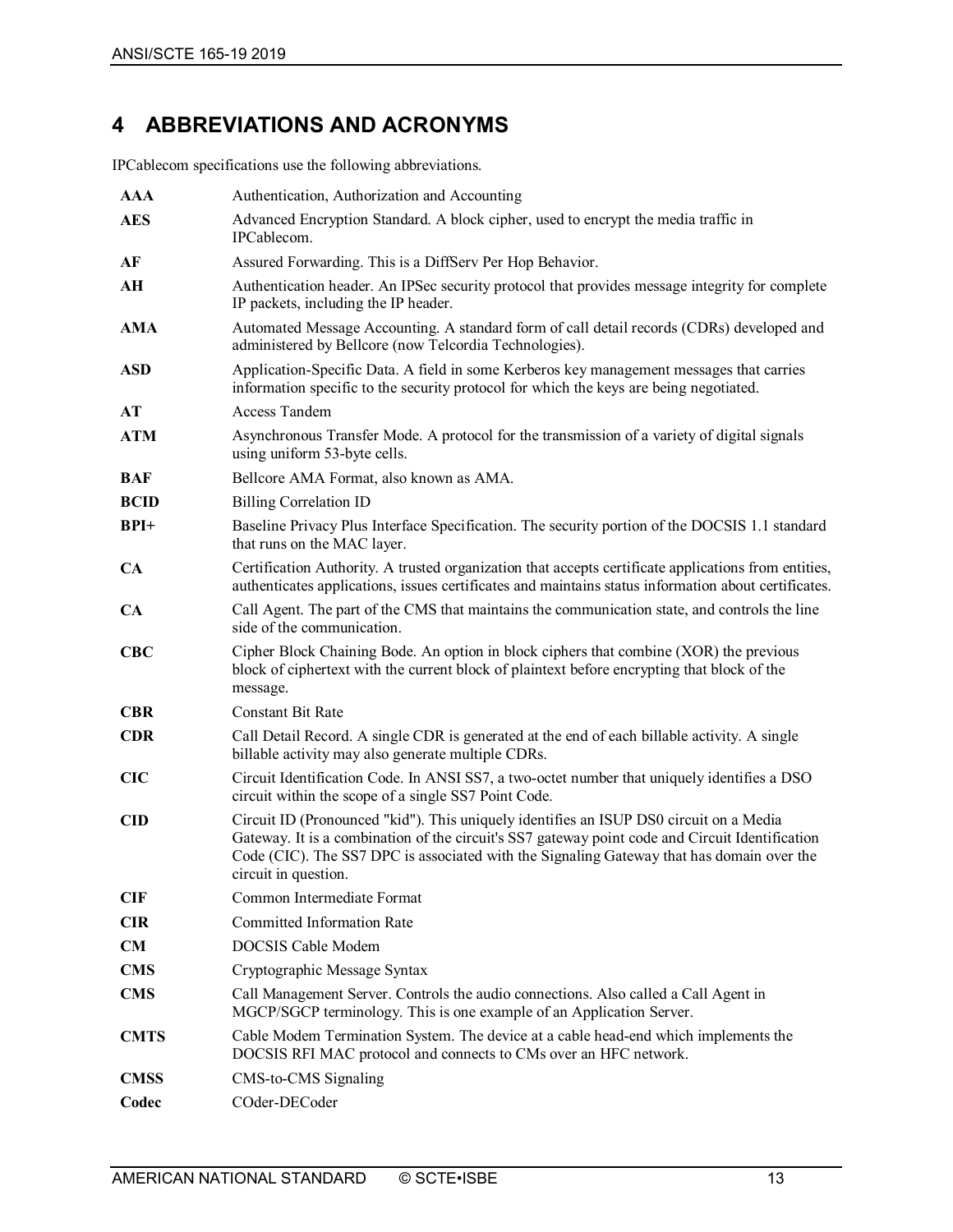# 4 ABBREVIATIONS AND ACRONYMS

IPCablecom specifications use the following abbreviations.

| | |
|---|---|
| **AAA** | Authentication, Authorization and Accounting |
| **AES** | Advanced Encryption Standard. A block cipher, used to encrypt the media traffic in IPCablecom. |
| **AF** | Assured Forwarding. This is a DiffServ Per Hop Behavior. |
| **AH** | Authentication header. An IPSec security protocol that provides message integrity for complete IP packets, including the IP header. |
| **AMA** | Automated Message Accounting. A standard form of call detail records (CDRs) developed and administered by Bellcore (now Telcordia Technologies). |
| **ASD** | Application-Specific Data. A field in some Kerberos key management messages that carries information specific to the security protocol for which the keys are being negotiated. |
| **AT** | Access Tandem |
| **ATM** | Asynchronous Transfer Mode. A protocol for the transmission of a variety of digital signals using uniform 53-byte cells. |
| **BAF** | Bellcore AMA Format, also known as AMA. |
| **BCID** | Billing Correlation ID |
| **BPI+** | Baseline Privacy Plus Interface Specification. The security portion of the DOCSIS 1.1 standard that runs on the MAC layer. |
| **CA** | Certification Authority. A trusted organization that accepts certificate applications from entities, authenticates applications, issues certificates and maintains status information about certificates. |
| **CA** | Call Agent. The part of the CMS that maintains the communication state, and controls the line side of the communication. |
| **CBC** | Cipher Block Chaining Bode. An option in block ciphers that combine (XOR) the previous block of ciphertext with the current block of plaintext before encrypting that block of the message. |
| **CBR** | Constant Bit Rate |
| **CDR** | Call Detail Record. A single CDR is generated at the end of each billable activity. A single billable activity may also generate multiple CDRs. |
| **CIC** | Circuit Identification Code. In ANSI SS7, a two-octet number that uniquely identifies a DSO circuit within the scope of a single SS7 Point Code. |
| **CID** | Circuit ID (Pronounced "kid"). This uniquely identifies an ISUP DS0 circuit on a Media Gateway. It is a combination of the circuit's SS7 gateway point code and Circuit Identification Code (CIC). The SS7 DPC is associated with the Signaling Gateway that has domain over the circuit in question. |
| **CIF** | Common Intermediate Format |
| **CIR** | Committed Information Rate |
| **CM** | DOCSIS Cable Modem |
| **CMS** | Cryptographic Message Syntax |
| **CMS** | Call Management Server. Controls the audio connections. Also called a Call Agent in MGCP/SGCP terminology. This is one example of an Application Server. |
| **CMTS** | Cable Modem Termination System. The device at a cable head-end which implements the DOCSIS RFI MAC protocol and connects to CMs over an HFC network. |
| **CMSS** | CMS-to-CMS Signaling |
| **Codec** | COder-DECoder |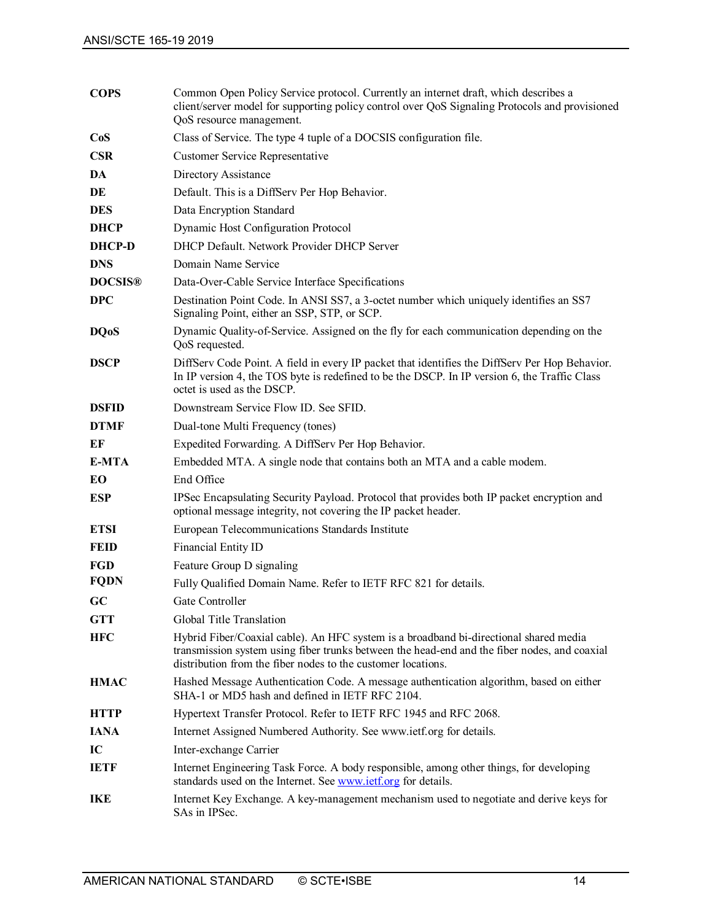| | |
|---|---|
| **COPS** | Common Open Policy Service protocol. Currently an internet draft, which describes a client/server model for supporting policy control over QoS Signaling Protocols and provisioned QoS resource management. |
| **CoS** | Class of Service. The type 4 tuple of a DOCSIS configuration file. |
| **CSR** | Customer Service Representative |
| **DA** | Directory Assistance |
| **DE** | Default. This is a DiffServ Per Hop Behavior. |
| **DES** | Data Encryption Standard |
| **DHCP** | Dynamic Host Configuration Protocol |
| **DHCP-D** | DHCP Default. Network Provider DHCP Server |
| **DNS** | Domain Name Service |
| **DOCSIS®** | Data-Over-Cable Service Interface Specifications |
| **DPC** | Destination Point Code. In ANSI SS7, a 3-octet number which uniquely identifies an SS7 Signaling Point, either an SSP, STP, or SCP. |
| **DQoS** | Dynamic Quality-of-Service. Assigned on the fly for each communication depending on the QoS requested. |
| **DSCP** | DiffServ Code Point. A field in every IP packet that identifies the DiffServ Per Hop Behavior. In IP version 4, the TOS byte is redefined to be the DSCP. In IP version 6, the Traffic Class octet is used as the DSCP. |
| **DSFID** | Downstream Service Flow ID. See SFID. |
| **DTMF** | Dual-tone Multi Frequency (tones) |
| **EF** | Expedited Forwarding. A DiffServ Per Hop Behavior. |
| **E-MTA** | Embedded MTA. A single node that contains both an MTA and a cable modem. |
| **EO** | End Office |
| **ESP** | IPSec Encapsulating Security Payload. Protocol that provides both IP packet encryption and optional message integrity, not covering the IP packet header. |
| **ETSI** | European Telecommunications Standards Institute |
| **FEID** | Financial Entity ID |
| **FGD** | Feature Group D signaling |
| **FQDN** | Fully Qualified Domain Name. Refer to IETF RFC 821 for details. |
| **GC** | Gate Controller |
| **GTT** | Global Title Translation |
| **HFC** | Hybrid Fiber/Coaxial cable). An HFC system is a broadband bi-directional shared media transmission system using fiber trunks between the head-end and the fiber nodes, and coaxial distribution from the fiber nodes to the customer locations. |
| **HMAC** | Hashed Message Authentication Code. A message authentication algorithm, based on either SHA-1 or MD5 hash and defined in IETF RFC 2104. |
| **HTTP** | Hypertext Transfer Protocol. Refer to IETF RFC 1945 and RFC 2068. |
| **IANA** | Internet Assigned Numbered Authority. See www.ietf.org for details. |
| **IC** | Inter-exchange Carrier |
| **IETF** | Internet Engineering Task Force. A body responsible, among other things, for developing standards used on the Internet. See [www.ietf.org](http://www.ietf.org) for details. |
| **IKE** | Internet Key Exchange. A key-management mechanism used to negotiate and derive keys for SAs in IPSec. |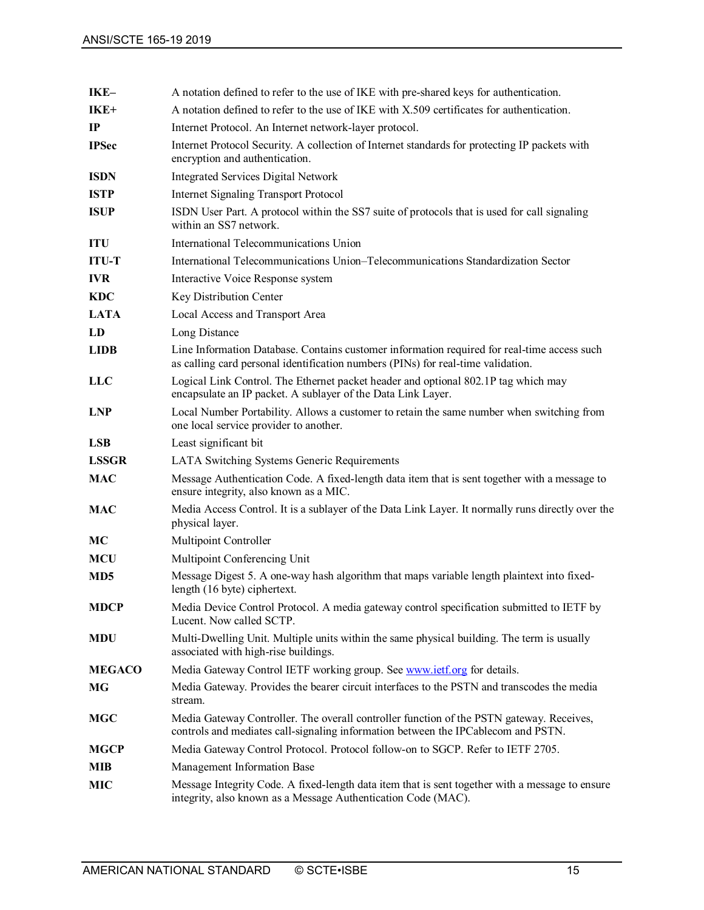| | |
|---|---|
| **IKE–** | A notation defined to refer to the use of IKE with pre-shared keys for authentication. |
| **IKE+** | A notation defined to refer to the use of IKE with X.509 certificates for authentication. |
| **IP** | Internet Protocol. An Internet network-layer protocol. |
| **IPSec** | Internet Protocol Security. A collection of Internet standards for protecting IP packets with encryption and authentication. |
| **ISDN** | Integrated Services Digital Network |
| **ISTP** | Internet Signaling Transport Protocol |
| **ISUP** | ISDN User Part. A protocol within the SS7 suite of protocols that is used for call signaling within an SS7 network. |
| **ITU** | International Telecommunications Union |
| **ITU-T** | International Telecommunications Union–Telecommunications Standardization Sector |
| **IVR** | Interactive Voice Response system |
| **KDC** | Key Distribution Center |
| **LATA** | Local Access and Transport Area |
| **LD** | Long Distance |
| **LIDB** | Line Information Database. Contains customer information required for real-time access such as calling card personal identification numbers (PINs) for real-time validation. |
| **LLC** | Logical Link Control. The Ethernet packet header and optional 802.1P tag which may encapsulate an IP packet. A sublayer of the Data Link Layer. |
| **LNP** | Local Number Portability. Allows a customer to retain the same number when switching from one local service provider to another. |
| **LSB** | Least significant bit |
| **LSSGR** | LATA Switching Systems Generic Requirements |
| **MAC** | Message Authentication Code. A fixed-length data item that is sent together with a message to ensure integrity, also known as a MIC. |
| **MAC** | Media Access Control. It is a sublayer of the Data Link Layer. It normally runs directly over the physical layer. |
| **MC** | Multipoint Controller |
| **MCU** | Multipoint Conferencing Unit |
| **MD5** | Message Digest 5. A one-way hash algorithm that maps variable length plaintext into fixed-length (16 byte) ciphertext. |
| **MDCP** | Media Device Control Protocol. A media gateway control specification submitted to IETF by Lucent. Now called SCTP. |
| **MDU** | Multi-Dwelling Unit. Multiple units within the same physical building. The term is usually associated with high-rise buildings. |
| **MEGACO** | Media Gateway Control IETF working group. See www.ietf.org for details. |
| **MG** | Media Gateway. Provides the bearer circuit interfaces to the PSTN and transcodes the media stream. |
| **MGC** | Media Gateway Controller. The overall controller function of the PSTN gateway. Receives, controls and mediates call-signaling information between the IPCablecom and PSTN. |
| **MGCP** | Media Gateway Control Protocol. Protocol follow-on to SGCP. Refer to IETF 2705. |
| **MIB** | Management Information Base |
| **MIC** | Message Integrity Code. A fixed-length data item that is sent together with a message to ensure integrity, also known as a Message Authentication Code (MAC). |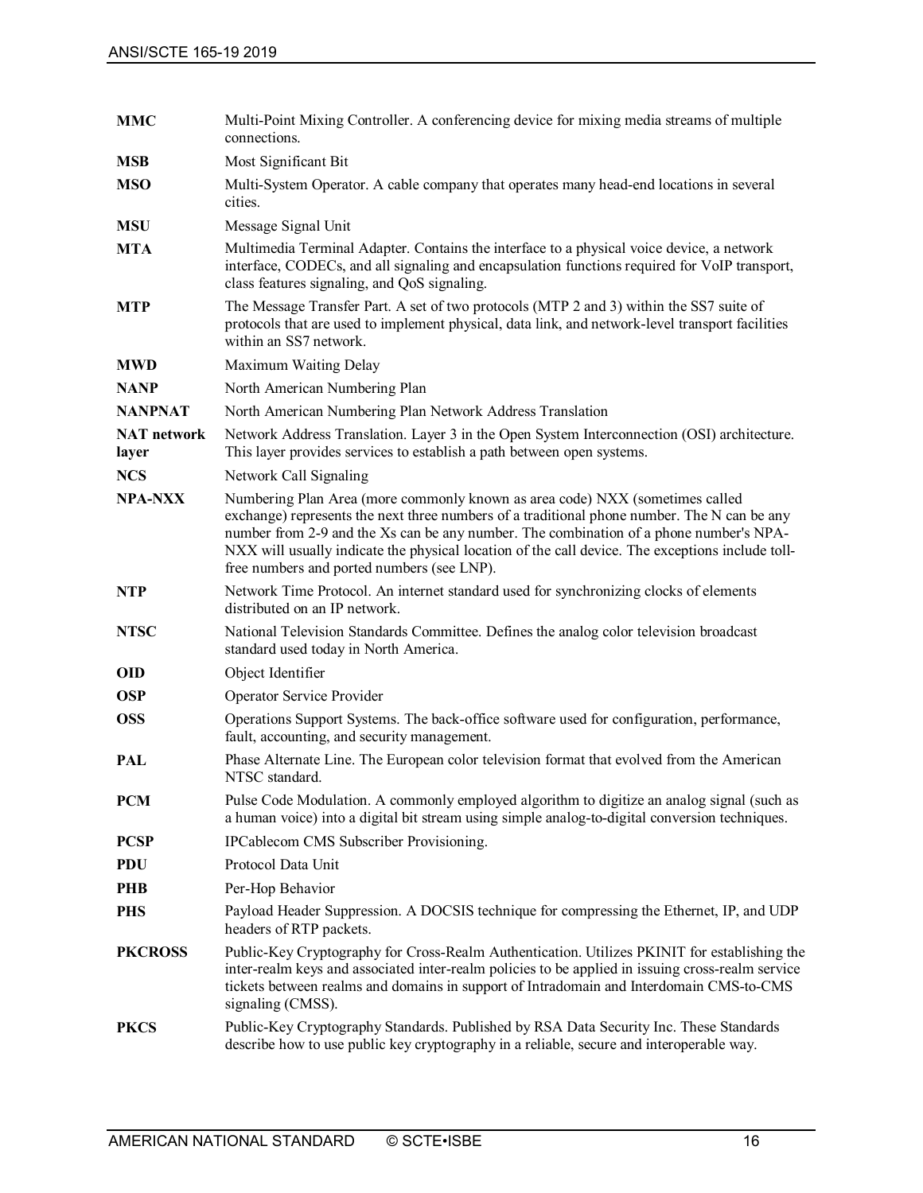| | |
|---|---|
| **MMC** | Multi-Point Mixing Controller. A conferencing device for mixing media streams of multiple connections. |
| **MSB** | Most Significant Bit |
| **MSO** | Multi-System Operator. A cable company that operates many head-end locations in several cities. |
| **MSU** | Message Signal Unit |
| **MTA** | Multimedia Terminal Adapter. Contains the interface to a physical voice device, a network interface, CODECs, and all signaling and encapsulation functions required for VoIP transport, class features signaling, and QoS signaling. |
| **MTP** | The Message Transfer Part. A set of two protocols (MTP 2 and 3) within the SS7 suite of protocols that are used to implement physical, data link, and network-level transport facilities within an SS7 network. |
| **MWD** | Maximum Waiting Delay |
| **NANP** | North American Numbering Plan |
| **NANPNAT** | North American Numbering Plan Network Address Translation |
| **NAT network layer** | Network Address Translation. Layer 3 in the Open System Interconnection (OSI) architecture. This layer provides services to establish a path between open systems. |
| **NCS** | Network Call Signaling |
| **NPA-NXX** | Numbering Plan Area (more commonly known as area code) NXX (sometimes called exchange) represents the next three numbers of a traditional phone number. The N can be any number from 2-9 and the Xs can be any number. The combination of a phone number's NPA-NXX will usually indicate the physical location of the call device. The exceptions include toll-free numbers and ported numbers (see LNP). |
| **NTP** | Network Time Protocol. An internet standard used for synchronizing clocks of elements distributed on an IP network. |
| **NTSC** | National Television Standards Committee. Defines the analog color television broadcast standard used today in North America. |
| **OID** | Object Identifier |
| **OSP** | Operator Service Provider |
| **OSS** | Operations Support Systems. The back-office software used for configuration, performance, fault, accounting, and security management. |
| **PAL** | Phase Alternate Line. The European color television format that evolved from the American NTSC standard. |
| **PCM** | Pulse Code Modulation. A commonly employed algorithm to digitize an analog signal (such as a human voice) into a digital bit stream using simple analog-to-digital conversion techniques. |
| **PCSP** | IPCablecom CMS Subscriber Provisioning. |
| **PDU** | Protocol Data Unit |
| **PHB** | Per-Hop Behavior |
| **PHS** | Payload Header Suppression. A DOCSIS technique for compressing the Ethernet, IP, and UDP headers of RTP packets. |
| **PKCROSS** | Public-Key Cryptography for Cross-Realm Authentication. Utilizes PKINIT for establishing the inter-realm keys and associated inter-realm policies to be applied in issuing cross-realm service tickets between realms and domains in support of Intradomain and Interdomain CMS-to-CMS signaling (CMSS). |
| **PKCS** | Public-Key Cryptography Standards. Published by RSA Data Security Inc. These Standards describe how to use public key cryptography in a reliable, secure and interoperable way. |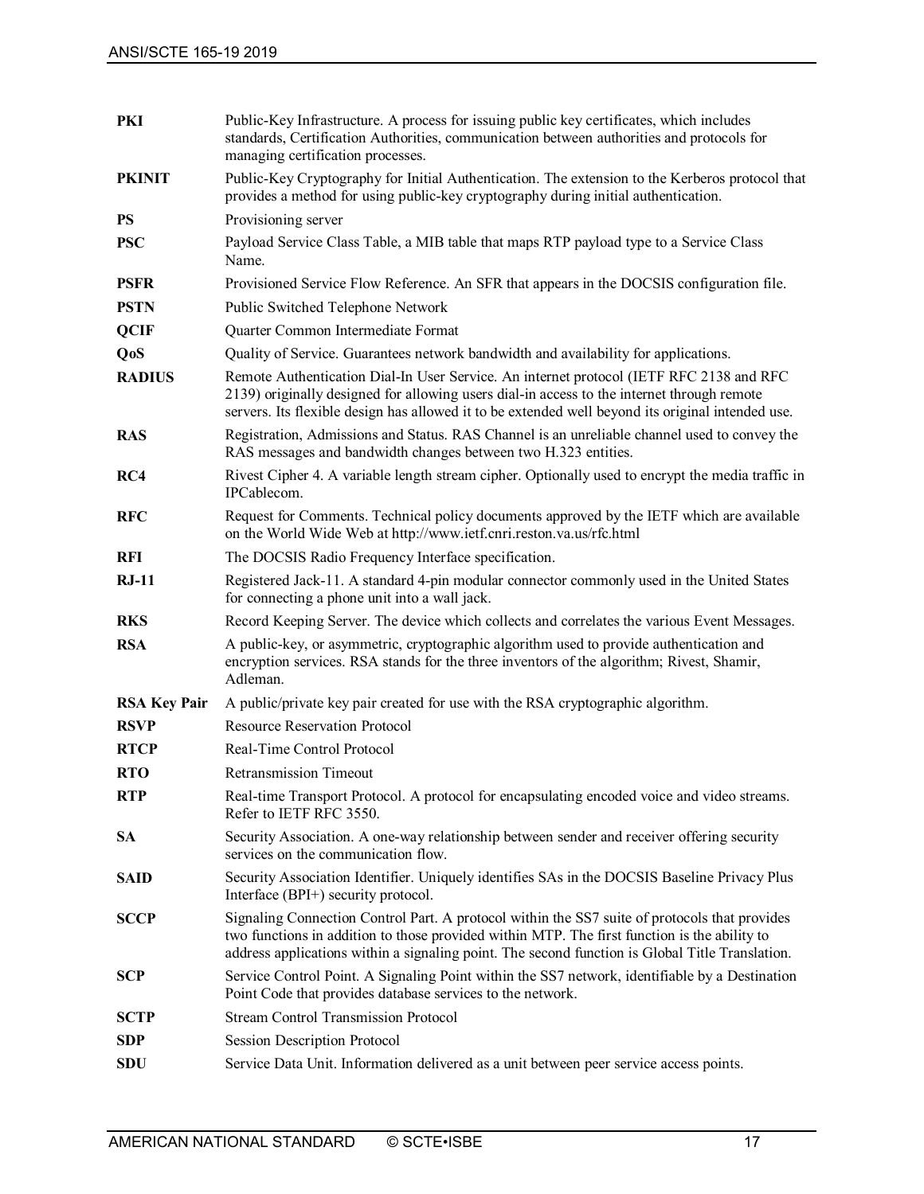| | |
|---|---|
| **PKI** | Public-Key Infrastructure. A process for issuing public key certificates, which includes standards, Certification Authorities, communication between authorities and protocols for managing certification processes. |
| **PKINIT** | Public-Key Cryptography for Initial Authentication. The extension to the Kerberos protocol that provides a method for using public-key cryptography during initial authentication. |
| **PS** | Provisioning server |
| **PSC** | Payload Service Class Table, a MIB table that maps RTP payload type to a Service Class Name. |
| **PSFR** | Provisioned Service Flow Reference. An SFR that appears in the DOCSIS configuration file. |
| **PSTN** | Public Switched Telephone Network |
| **QCIF** | Quarter Common Intermediate Format |
| **QoS** | Quality of Service. Guarantees network bandwidth and availability for applications. |
| **RADIUS** | Remote Authentication Dial-In User Service. An internet protocol (IETF RFC 2138 and RFC 2139) originally designed for allowing users dial-in access to the internet through remote servers. Its flexible design has allowed it to be extended well beyond its original intended use. |
| **RAS** | Registration, Admissions and Status. RAS Channel is an unreliable channel used to convey the RAS messages and bandwidth changes between two H.323 entities. |
| **RC4** | Rivest Cipher 4. A variable length stream cipher. Optionally used to encrypt the media traffic in IPCablecom. |
| **RFC** | Request for Comments. Technical policy documents approved by the IETF which are available on the World Wide Web at http://www.ietf.cnri.reston.va.us/rfc.html |
| **RFI** | The DOCSIS Radio Frequency Interface specification. |
| **RJ-11** | Registered Jack-11. A standard 4-pin modular connector commonly used in the United States for connecting a phone unit into a wall jack. |
| **RKS** | Record Keeping Server. The device which collects and correlates the various Event Messages. |
| **RSA** | A public-key, or asymmetric, cryptographic algorithm used to provide authentication and encryption services. RSA stands for the three inventors of the algorithm; Rivest, Shamir, Adleman. |
| **RSA Key Pair** | A public/private key pair created for use with the RSA cryptographic algorithm. |
| **RSVP** | Resource Reservation Protocol |
| **RTCP** | Real-Time Control Protocol |
| **RTO** | Retransmission Timeout |
| **RTP** | Real-time Transport Protocol. A protocol for encapsulating encoded voice and video streams. Refer to IETF RFC 3550. |
| **SA** | Security Association. A one-way relationship between sender and receiver offering security services on the communication flow. |
| **SAID** | Security Association Identifier. Uniquely identifies SAs in the DOCSIS Baseline Privacy Plus Interface (BPI+) security protocol. |
| **SCCP** | Signaling Connection Control Part. A protocol within the SS7 suite of protocols that provides two functions in addition to those provided within MTP. The first function is the ability to address applications within a signaling point. The second function is Global Title Translation. |
| **SCP** | Service Control Point. A Signaling Point within the SS7 network, identifiable by a Destination Point Code that provides database services to the network. |
| **SCTP** | Stream Control Transmission Protocol |
| **SDP** | Session Description Protocol |
| **SDU** | Service Data Unit. Information delivered as a unit between peer service access points. |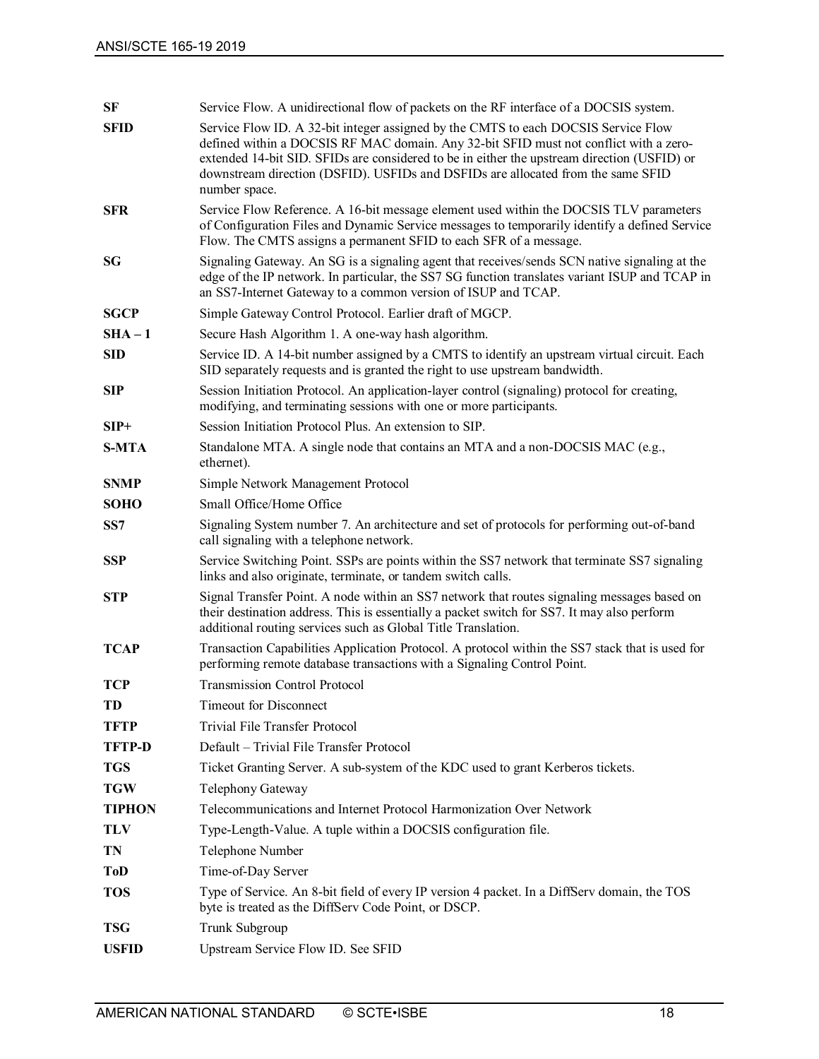| | |
|---|---|
| **SF** | Service Flow. A unidirectional flow of packets on the RF interface of a DOCSIS system. |
| **SFID** | Service Flow ID. A 32-bit integer assigned by the CMTS to each DOCSIS Service Flow defined within a DOCSIS RF MAC domain. Any 32-bit SFID must not conflict with a zero-extended 14-bit SID. SFIDs are considered to be in either the upstream direction (USFID) or downstream direction (DSFID). USFIDs and DSFIDs are allocated from the same SFID number space. |
| **SFR** | Service Flow Reference. A 16-bit message element used within the DOCSIS TLV parameters of Configuration Files and Dynamic Service messages to temporarily identify a defined Service Flow. The CMTS assigns a permanent SFID to each SFR of a message. |
| **SG** | Signaling Gateway. An SG is a signaling agent that receives/sends SCN native signaling at the edge of the IP network. In particular, the SS7 SG function translates variant ISUP and TCAP in an SS7-Internet Gateway to a common version of ISUP and TCAP. |
| **SGCP** | Simple Gateway Control Protocol. Earlier draft of MGCP. |
| **SHA – 1** | Secure Hash Algorithm 1. A one-way hash algorithm. |
| **SID** | Service ID. A 14-bit number assigned by a CMTS to identify an upstream virtual circuit. Each SID separately requests and is granted the right to use upstream bandwidth. |
| **SIP** | Session Initiation Protocol. An application-layer control (signaling) protocol for creating, modifying, and terminating sessions with one or more participants. |
| **SIP+** | Session Initiation Protocol Plus. An extension to SIP. |
| **S-MTA** | Standalone MTA. A single node that contains an MTA and a non-DOCSIS MAC (e.g., ethernet). |
| **SNMP** | Simple Network Management Protocol |
| **SOHO** | Small Office/Home Office |
| **SS7** | Signaling System number 7. An architecture and set of protocols for performing out-of-band call signaling with a telephone network. |
| **SSP** | Service Switching Point. SSPs are points within the SS7 network that terminate SS7 signaling links and also originate, terminate, or tandem switch calls. |
| **STP** | Signal Transfer Point. A node within an SS7 network that routes signaling messages based on their destination address. This is essentially a packet switch for SS7. It may also perform additional routing services such as Global Title Translation. |
| **TCAP** | Transaction Capabilities Application Protocol. A protocol within the SS7 stack that is used for performing remote database transactions with a Signaling Control Point. |
| **TCP** | Transmission Control Protocol |
| **TD** | Timeout for Disconnect |
| **TFTP** | Trivial File Transfer Protocol |
| **TFTP-D** | Default – Trivial File Transfer Protocol |
| **TGS** | Ticket Granting Server. A sub-system of the KDC used to grant Kerberos tickets. |
| **TGW** | Telephony Gateway |
| **TIPHON** | Telecommunications and Internet Protocol Harmonization Over Network |
| **TLV** | Type-Length-Value. A tuple within a DOCSIS configuration file. |
| **TN** | Telephone Number |
| **ToD** | Time-of-Day Server |
| **TOS** | Type of Service. An 8-bit field of every IP version 4 packet. In a DiffServ domain, the TOS byte is treated as the DiffServ Code Point, or DSCP. |
| **TSG** | Trunk Subgroup |
| **USFID** | Upstream Service Flow ID. See SFID |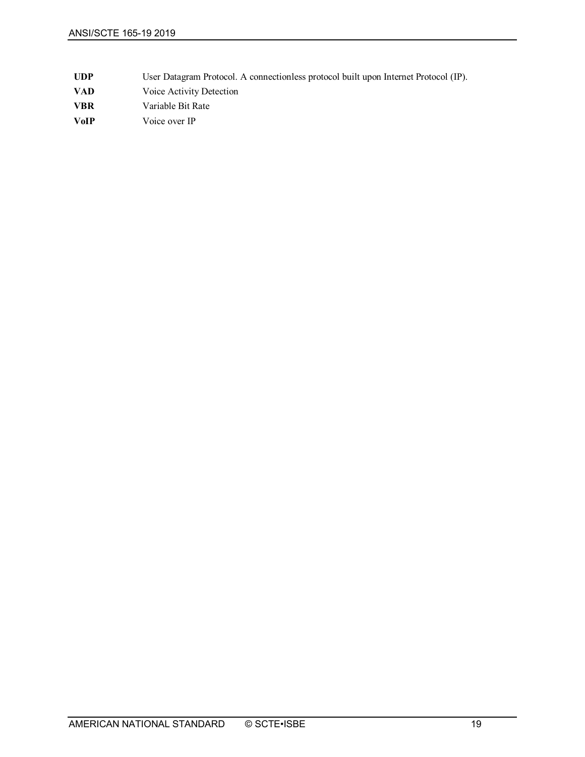| | |
|---|---|
| **UDP** | User Datagram Protocol. A connectionless protocol built upon Internet Protocol (IP). |
| **VAD** | Voice Activity Detection |
| **VBR** | Variable Bit Rate |
| **VoIP** | Voice over IP |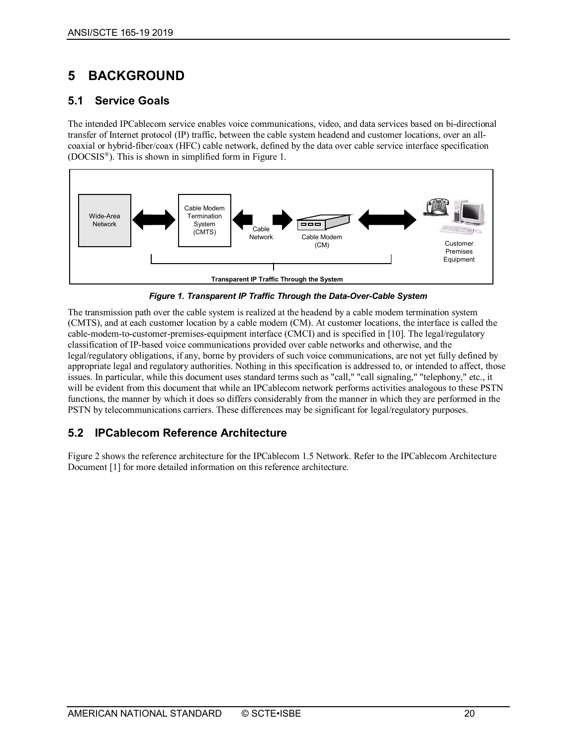# 5 BACKGROUND

## 5.1 Service Goals

The intended IPCablecom service enables voice communications, video, and data services based on bi-directional transfer of Internet protocol (IP) traffic, between the cable system headend and customer locations, over an all-coaxial or hybrid-fiber/coax (HFC) cable network, defined by the data over cable service interface specification (DOCSIS®). This is shown in simplified form in Figure 1.

***Figure 1. Transparent IP Traffic Through the Data-Over-Cable System***

The transmission path over the cable system is realized at the headend by a cable modem termination system (CMTS), and at each customer location by a cable modem (CM). At customer locations, the interface is called the cable-modem-to-customer-premises-equipment interface (CMCI) and is specified in [10]. The legal/regulatory classification of IP-based voice communications provided over cable networks and otherwise, and the legal/regulatory obligations, if any, borne by providers of such voice communications, are not yet fully defined by appropriate legal and regulatory authorities. Nothing in this specification is addressed to, or intended to affect, those issues. In particular, while this document uses standard terms such as "call," "call signaling," "telephony," etc., it will be evident from this document that while an IPCablecom network performs activities analogous to these PSTN functions, the manner by which it does so differs considerably from the manner in which they are performed in the PSTN by telecommunications carriers. These differences may be significant for legal/regulatory purposes.

## 5.2 IPCablecom Reference Architecture

Figure 2 shows the reference architecture for the IPCablecom 1.5 Network. Refer to the IPCablecom Architecture Document [1] for more detailed information on this reference architecture.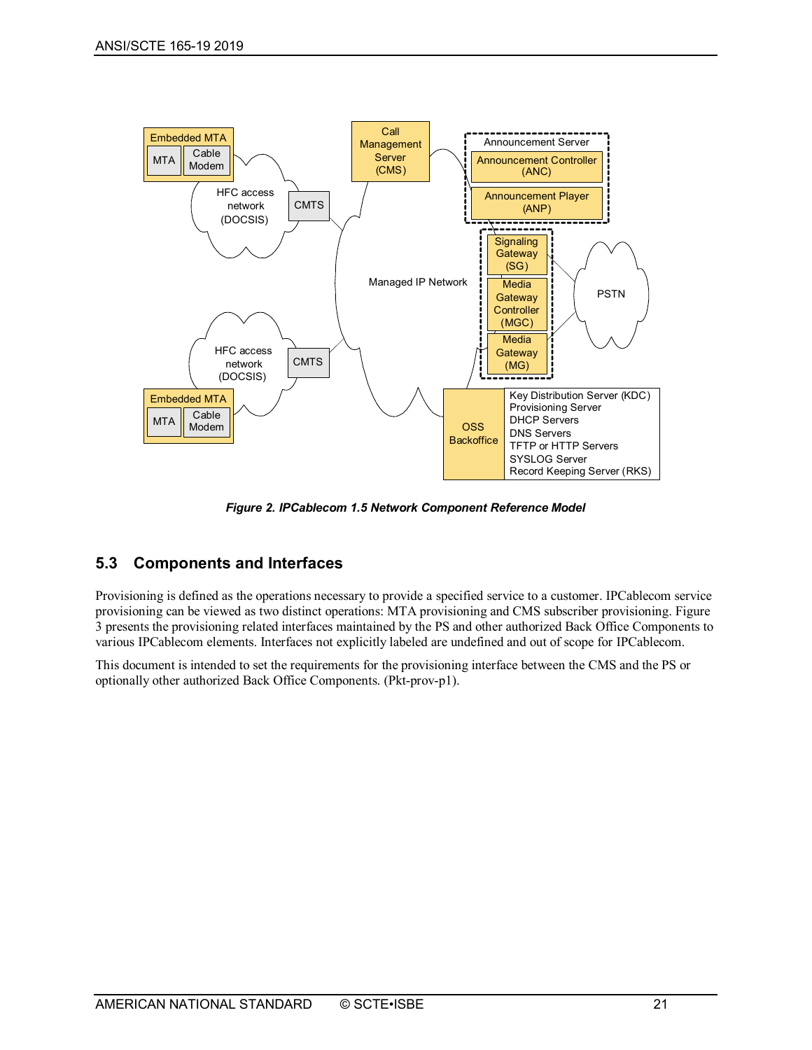Figure 2. IPCablecom 1.5 Network Component Reference Model

## 5.3 Components and Interfaces

Provisioning is defined as the operations necessary to provide a specified service to a customer. IPCablecom service provisioning can be viewed as two distinct operations: MTA provisioning and CMS subscriber provisioning. Figure 3 presents the provisioning related interfaces maintained by the PS and other authorized Back Office Components to various IPCablecom elements. Interfaces not explicitly labeled are undefined and out of scope for IPCablecom.

This document is intended to set the requirements for the provisioning interface between the CMS and the PS or optionally other authorized Back Office Components. (Pkt-prov-p1).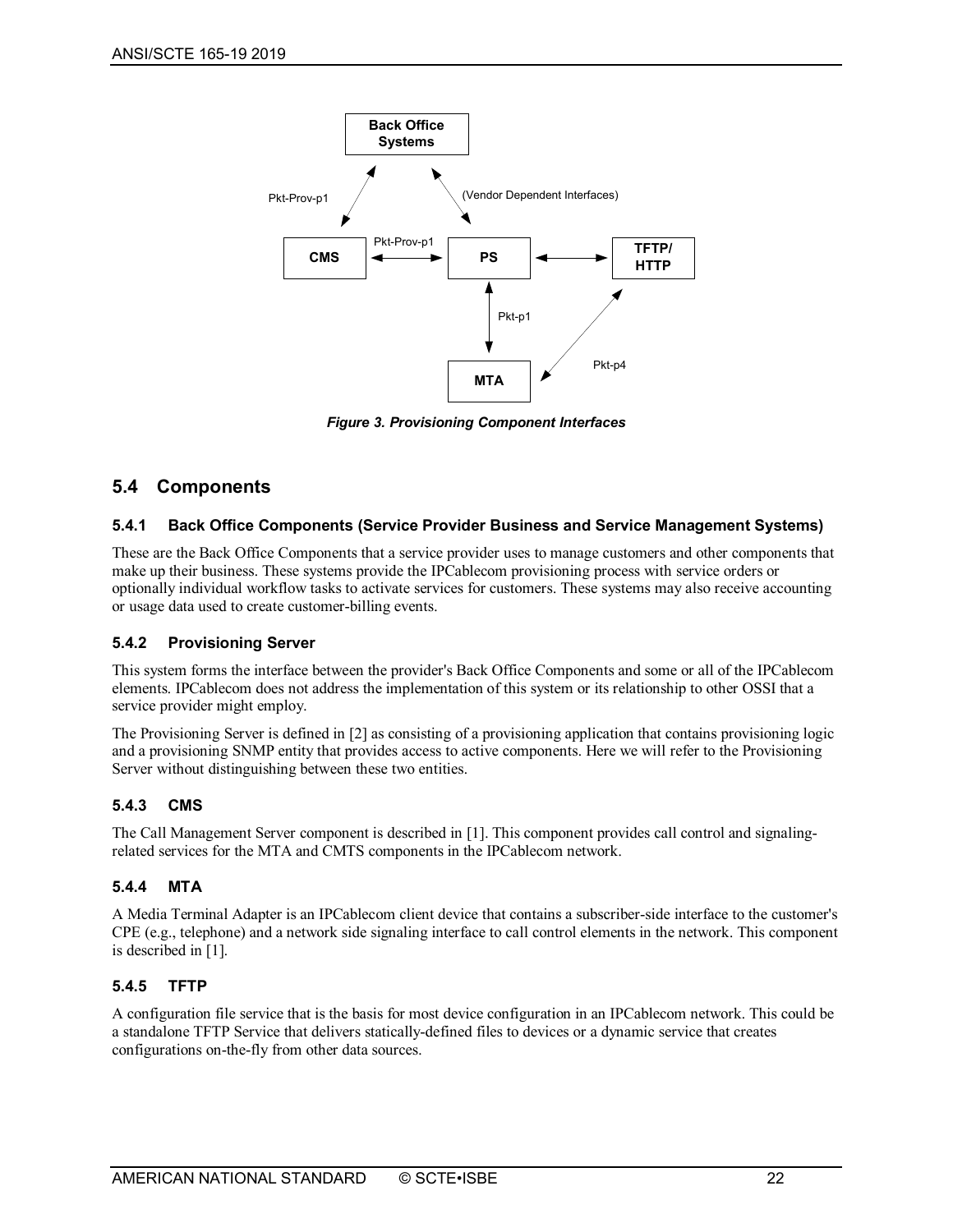Figure 3. Provisioning Component Interfaces

## 5.4 Components

### 5.4.1 Back Office Components (Service Provider Business and Service Management Systems)

These are the Back Office Components that a service provider uses to manage customers and other components that make up their business. These systems provide the IPCablecom provisioning process with service orders or optionally individual workflow tasks to activate services for customers. These systems may also receive accounting or usage data used to create customer-billing events.

### 5.4.2 Provisioning Server

This system forms the interface between the provider's Back Office Components and some or all of the IPCablecom elements. IPCablecom does not address the implementation of this system or its relationship to other OSSI that a service provider might employ.

The Provisioning Server is defined in [2] as consisting of a provisioning application that contains provisioning logic and a provisioning SNMP entity that provides access to active components. Here we will refer to the Provisioning Server without distinguishing between these two entities.

### 5.4.3 CMS

The Call Management Server component is described in [1]. This component provides call control and signaling-related services for the MTA and CMTS components in the IPCablecom network.

### 5.4.4 MTA

A Media Terminal Adapter is an IPCablecom client device that contains a subscriber-side interface to the customer's CPE (e.g., telephone) and a network side signaling interface to call control elements in the network. This component is described in [1].

### 5.4.5 TFTP

A configuration file service that is the basis for most device configuration in an IPCablecom network. This could be a standalone TFTP Service that delivers statically-defined files to devices or a dynamic service that creates configurations on-the-fly from other data sources.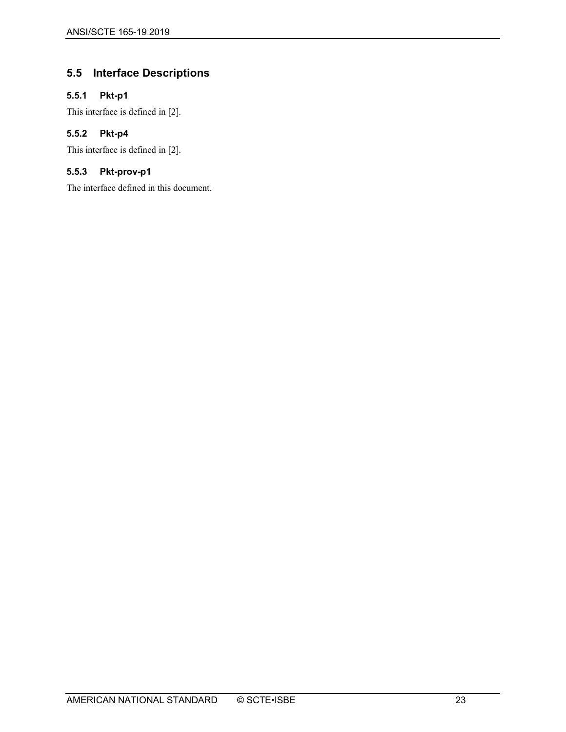## 5.5 Interface Descriptions

### 5.5.1 Pkt-p1

This interface is defined in [2].

### 5.5.2 Pkt-p4

This interface is defined in [2].

### 5.5.3 Pkt-prov-p1

The interface defined in this document.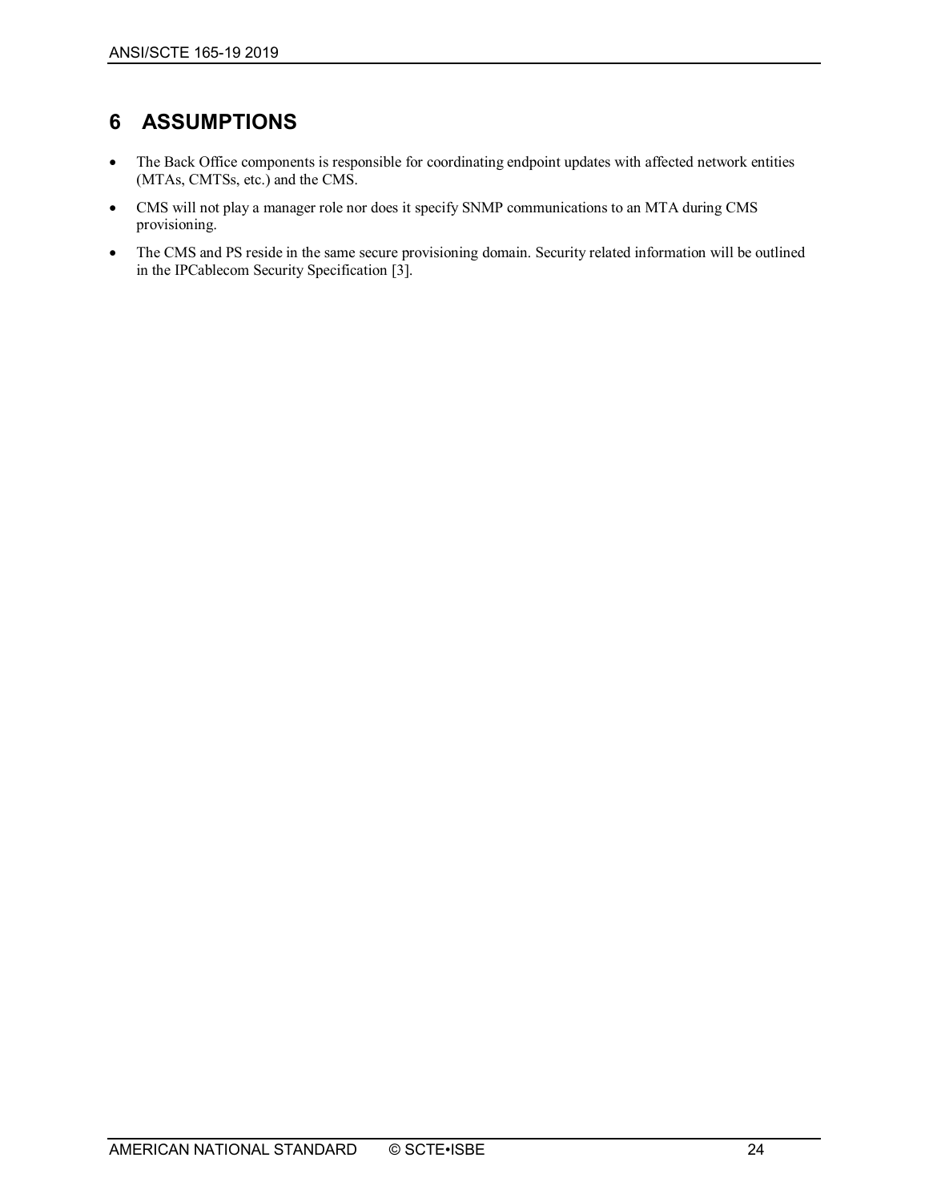# 6 ASSUMPTIONS

- The Back Office components is responsible for coordinating endpoint updates with affected network entities (MTAs, CMTSs, etc.) and the CMS.
- CMS will not play a manager role nor does it specify SNMP communications to an MTA during CMS provisioning.
- The CMS and PS reside in the same secure provisioning domain. Security related information will be outlined in the IPCablecom Security Specification [3].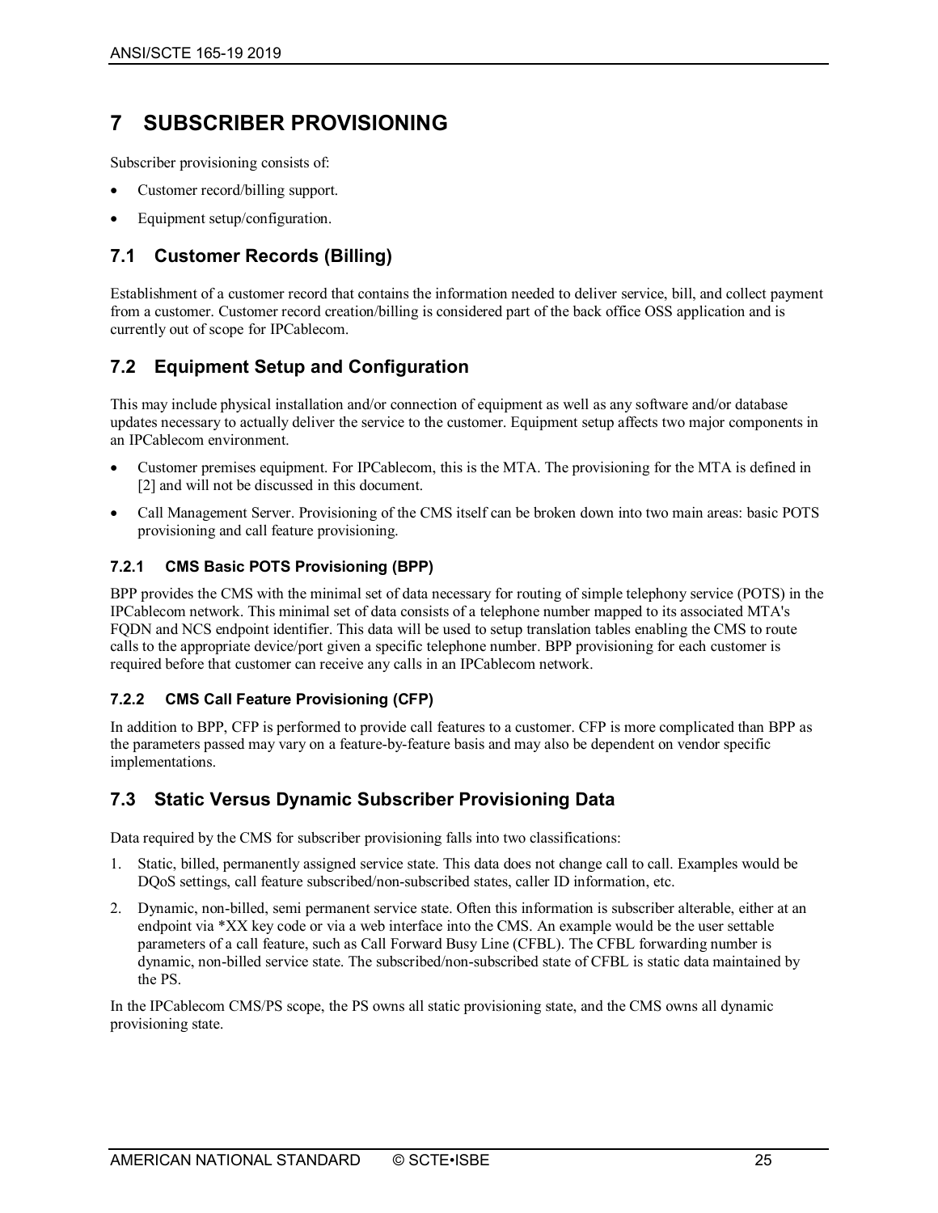# 7 SUBSCRIBER PROVISIONING

Subscriber provisioning consists of:

- Customer record/billing support.
- Equipment setup/configuration.

## 7.1 Customer Records (Billing)

Establishment of a customer record that contains the information needed to deliver service, bill, and collect payment from a customer. Customer record creation/billing is considered part of the back office OSS application and is currently out of scope for IPCablecom.

## 7.2 Equipment Setup and Configuration

This may include physical installation and/or connection of equipment as well as any software and/or database updates necessary to actually deliver the service to the customer. Equipment setup affects two major components in an IPCablecom environment.

- Customer premises equipment. For IPCablecom, this is the MTA. The provisioning for the MTA is defined in [2] and will not be discussed in this document.
- Call Management Server. Provisioning of the CMS itself can be broken down into two main areas: basic POTS provisioning and call feature provisioning.

### 7.2.1 CMS Basic POTS Provisioning (BPP)

BPP provides the CMS with the minimal set of data necessary for routing of simple telephony service (POTS) in the IPCablecom network. This minimal set of data consists of a telephone number mapped to its associated MTA's FQDN and NCS endpoint identifier. This data will be used to setup translation tables enabling the CMS to route calls to the appropriate device/port given a specific telephone number. BPP provisioning for each customer is required before that customer can receive any calls in an IPCablecom network.

### 7.2.2 CMS Call Feature Provisioning (CFP)

In addition to BPP, CFP is performed to provide call features to a customer. CFP is more complicated than BPP as the parameters passed may vary on a feature-by-feature basis and may also be dependent on vendor specific implementations.

## 7.3 Static Versus Dynamic Subscriber Provisioning Data

Data required by the CMS for subscriber provisioning falls into two classifications:

1. Static, billed, permanently assigned service state. This data does not change call to call. Examples would be DQoS settings, call feature subscribed/non-subscribed states, caller ID information, etc.
2. Dynamic, non-billed, semi permanent service state. Often this information is subscriber alterable, either at an endpoint via *XX key code or via a web interface into the CMS. An example would be the user settable parameters of a call feature, such as Call Forward Busy Line (CFBL). The CFBL forwarding number is dynamic, non-billed service state. The subscribed/non-subscribed state of CFBL is static data maintained by the PS.

In the IPCablecom CMS/PS scope, the PS owns all static provisioning state, and the CMS owns all dynamic provisioning state.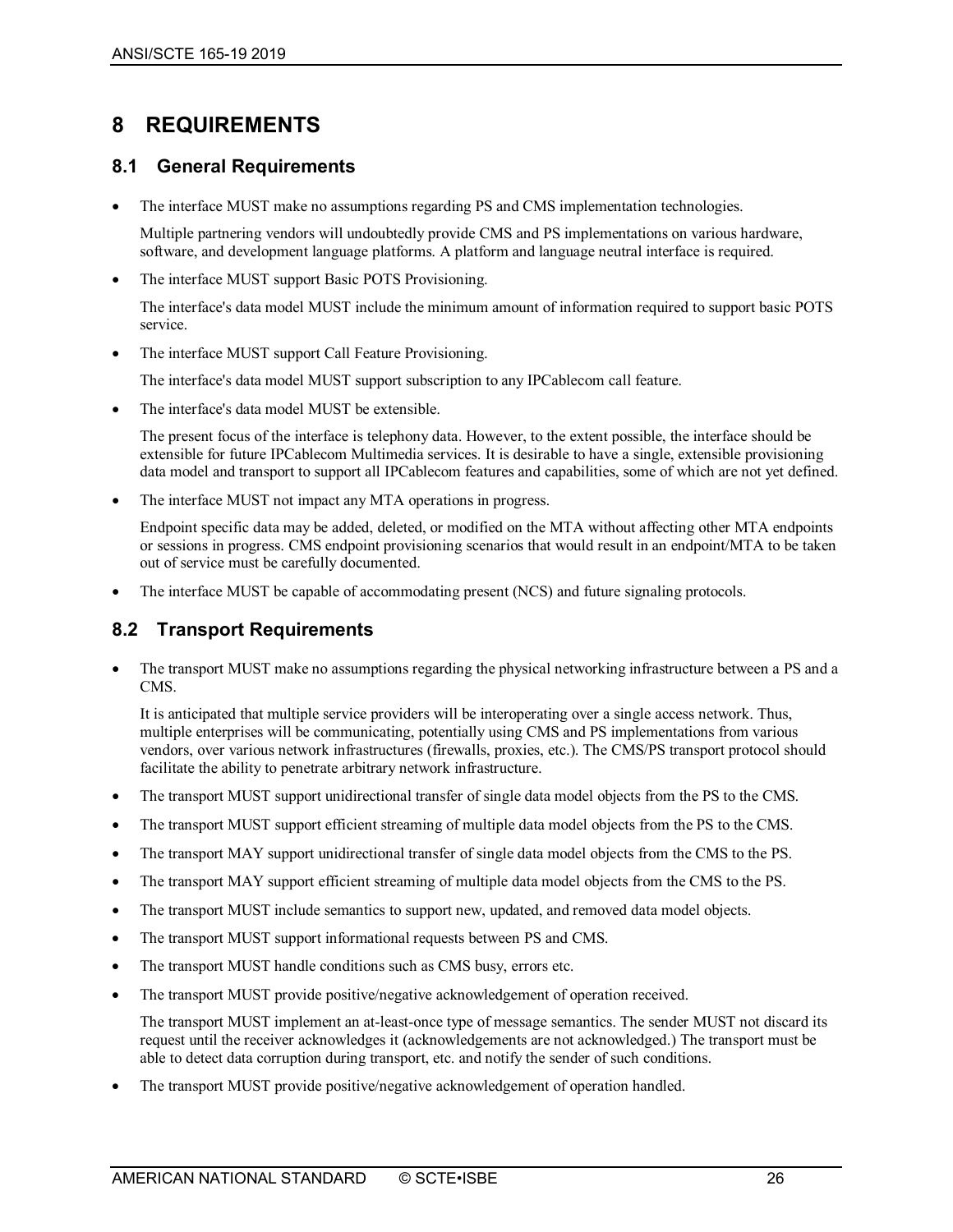# 8 REQUIREMENTS

## 8.1 General Requirements

- The interface MUST make no assumptions regarding PS and CMS implementation technologies.

  Multiple partnering vendors will undoubtedly provide CMS and PS implementations on various hardware, software, and development language platforms. A platform and language neutral interface is required.

- The interface MUST support Basic POTS Provisioning.

  The interface's data model MUST include the minimum amount of information required to support basic POTS service.

- The interface MUST support Call Feature Provisioning.

  The interface's data model MUST support subscription to any IPCablecom call feature.

- The interface's data model MUST be extensible.

  The present focus of the interface is telephony data. However, to the extent possible, the interface should be extensible for future IPCablecom Multimedia services. It is desirable to have a single, extensible provisioning data model and transport to support all IPCablecom features and capabilities, some of which are not yet defined.

- The interface MUST not impact any MTA operations in progress.

  Endpoint specific data may be added, deleted, or modified on the MTA without affecting other MTA endpoints or sessions in progress. CMS endpoint provisioning scenarios that would result in an endpoint/MTA to be taken out of service must be carefully documented.

- The interface MUST be capable of accommodating present (NCS) and future signaling protocols.

## 8.2 Transport Requirements

- The transport MUST make no assumptions regarding the physical networking infrastructure between a PS and a CMS.

  It is anticipated that multiple service providers will be interoperating over a single access network. Thus, multiple enterprises will be communicating, potentially using CMS and PS implementations from various vendors, over various network infrastructures (firewalls, proxies, etc.). The CMS/PS transport protocol should facilitate the ability to penetrate arbitrary network infrastructure.

- The transport MUST support unidirectional transfer of single data model objects from the PS to the CMS.
- The transport MUST support efficient streaming of multiple data model objects from the PS to the CMS.
- The transport MAY support unidirectional transfer of single data model objects from the CMS to the PS.
- The transport MAY support efficient streaming of multiple data model objects from the CMS to the PS.
- The transport MUST include semantics to support new, updated, and removed data model objects.
- The transport MUST support informational requests between PS and CMS.
- The transport MUST handle conditions such as CMS busy, errors etc.
- The transport MUST provide positive/negative acknowledgement of operation received.

  The transport MUST implement an at-least-once type of message semantics. The sender MUST not discard its request until the receiver acknowledges it (acknowledgements are not acknowledged.) The transport must be able to detect data corruption during transport, etc. and notify the sender of such conditions.

- The transport MUST provide positive/negative acknowledgement of operation handled.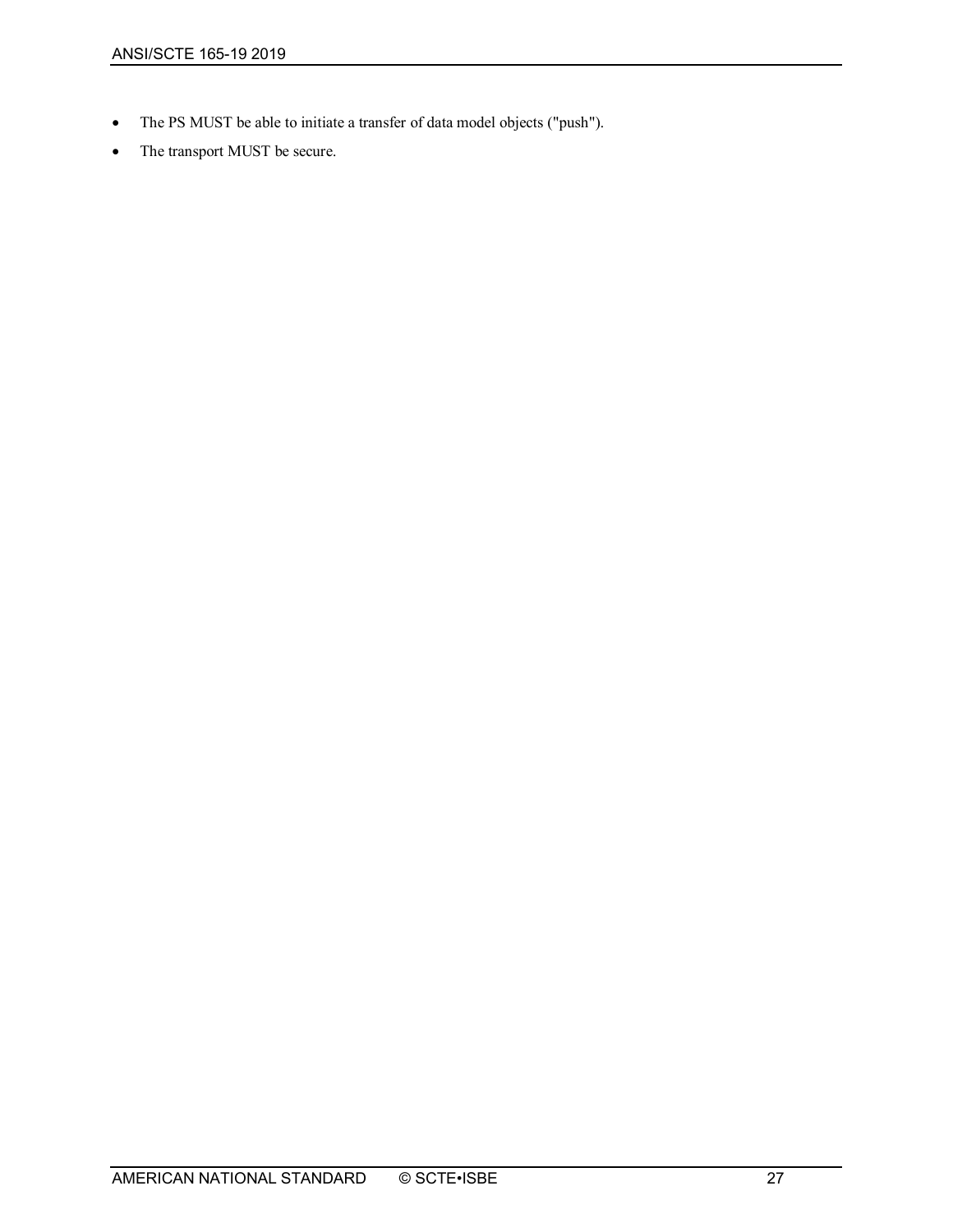- The PS MUST be able to initiate a transfer of data model objects ("push").
- The transport MUST be secure.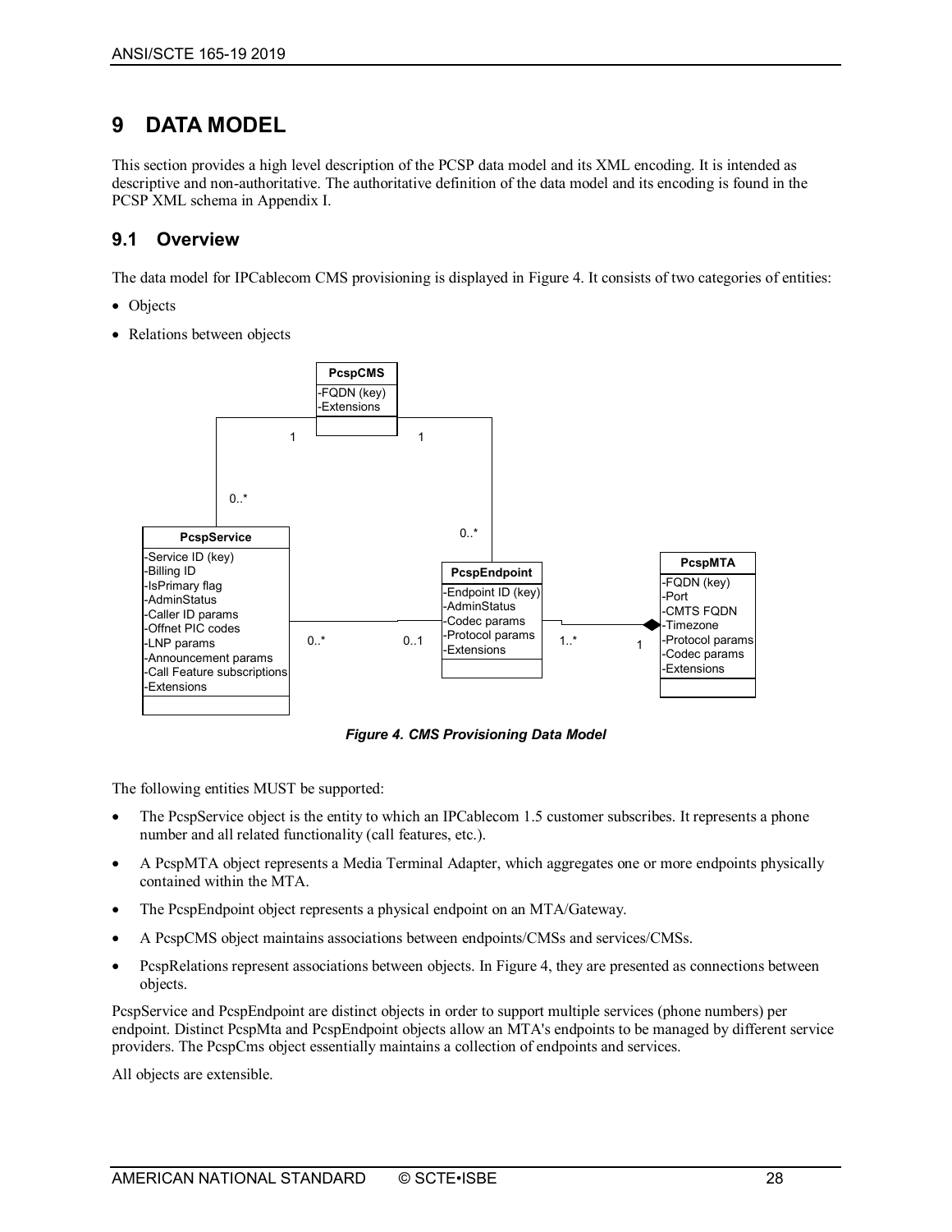# 9 DATA MODEL

This section provides a high level description of the PCSP data model and its XML encoding. It is intended as descriptive and non-authoritative. The authoritative definition of the data model and its encoding is found in the PCSP XML schema in Appendix I.

## 9.1 Overview

The data model for IPCablecom CMS provisioning is displayed in Figure 4. It consists of two categories of entities:

- Objects
- Relations between objects

*Figure 4. CMS Provisioning Data Model*

The following entities MUST be supported:

- The PcspService object is the entity to which an IPCablecom 1.5 customer subscribes. It represents a phone number and all related functionality (call features, etc.).
- A PcspMTA object represents a Media Terminal Adapter, which aggregates one or more endpoints physically contained within the MTA.
- The PcspEndpoint object represents a physical endpoint on an MTA/Gateway.
- A PcspCMS object maintains associations between endpoints/CMSs and services/CMSs.
- PcspRelations represent associations between objects. In Figure 4, they are presented as connections between objects.

PcspService and PcspEndpoint are distinct objects in order to support multiple services (phone numbers) per endpoint. Distinct PcspMta and PcspEndpoint objects allow an MTA's endpoints to be managed by different service providers. The PcspCms object essentially maintains a collection of endpoints and services.

All objects are extensible.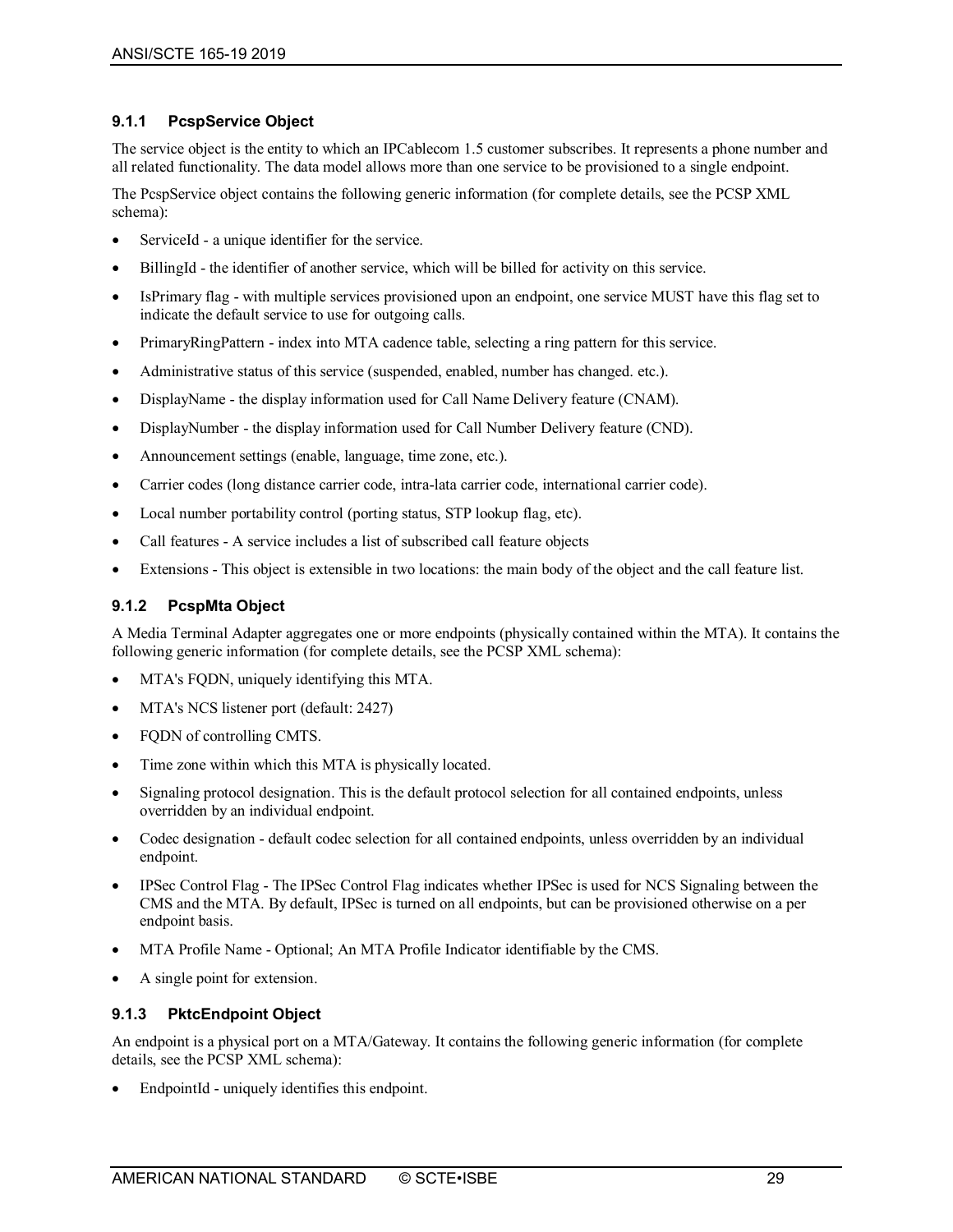### 9.1.1 PcspService Object

The service object is the entity to which an IPCablecom 1.5 customer subscribes. It represents a phone number and all related functionality. The data model allows more than one service to be provisioned to a single endpoint.

The PcspService object contains the following generic information (for complete details, see the PCSP XML schema):

- ServiceId - a unique identifier for the service.
- BillingId - the identifier of another service, which will be billed for activity on this service.
- IsPrimary flag - with multiple services provisioned upon an endpoint, one service MUST have this flag set to indicate the default service to use for outgoing calls.
- PrimaryRingPattern - index into MTA cadence table, selecting a ring pattern for this service.
- Administrative status of this service (suspended, enabled, number has changed. etc.).
- DisplayName - the display information used for Call Name Delivery feature (CNAM).
- DisplayNumber - the display information used for Call Number Delivery feature (CND).
- Announcement settings (enable, language, time zone, etc.).
- Carrier codes (long distance carrier code, intra-lata carrier code, international carrier code).
- Local number portability control (porting status, STP lookup flag, etc).
- Call features - A service includes a list of subscribed call feature objects
- Extensions - This object is extensible in two locations: the main body of the object and the call feature list.

### 9.1.2 PcspMta Object

A Media Terminal Adapter aggregates one or more endpoints (physically contained within the MTA). It contains the following generic information (for complete details, see the PCSP XML schema):

- MTA's FQDN, uniquely identifying this MTA.
- MTA's NCS listener port (default: 2427)
- FQDN of controlling CMTS.
- Time zone within which this MTA is physically located.
- Signaling protocol designation. This is the default protocol selection for all contained endpoints, unless overridden by an individual endpoint.
- Codec designation - default codec selection for all contained endpoints, unless overridden by an individual endpoint.
- IPSec Control Flag - The IPSec Control Flag indicates whether IPSec is used for NCS Signaling between the CMS and the MTA. By default, IPSec is turned on all endpoints, but can be provisioned otherwise on a per endpoint basis.
- MTA Profile Name - Optional; An MTA Profile Indicator identifiable by the CMS.
- A single point for extension.

### 9.1.3 PktcEndpoint Object

An endpoint is a physical port on a MTA/Gateway. It contains the following generic information (for complete details, see the PCSP XML schema):

- EndpointId - uniquely identifies this endpoint.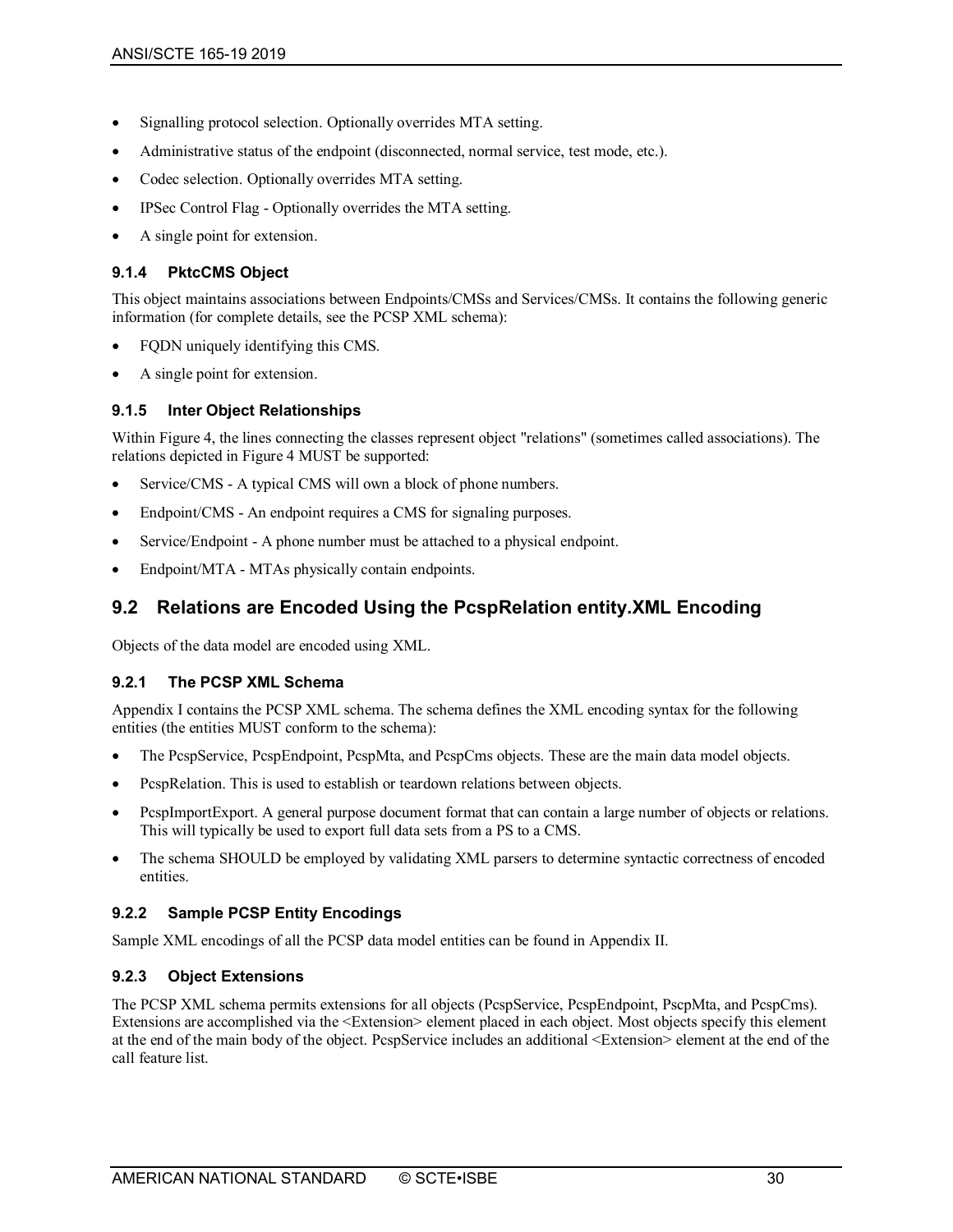- Signalling protocol selection. Optionally overrides MTA setting.
- Administrative status of the endpoint (disconnected, normal service, test mode, etc.).
- Codec selection. Optionally overrides MTA setting.
- IPSec Control Flag - Optionally overrides the MTA setting.
- A single point for extension.

#### 9.1.4 PktcCMS Object

This object maintains associations between Endpoints/CMSs and Services/CMSs. It contains the following generic information (for complete details, see the PCSP XML schema):

- FQDN uniquely identifying this CMS.
- A single point for extension.

#### 9.1.5 Inter Object Relationships

Within Figure 4, the lines connecting the classes represent object "relations" (sometimes called associations). The relations depicted in Figure 4 MUST be supported:

- Service/CMS - A typical CMS will own a block of phone numbers.
- Endpoint/CMS - An endpoint requires a CMS for signaling purposes.
- Service/Endpoint - A phone number must be attached to a physical endpoint.
- Endpoint/MTA - MTAs physically contain endpoints.

## 9.2 Relations are Encoded Using the PcspRelation entity.XML Encoding

Objects of the data model are encoded using XML.

#### 9.2.1 The PCSP XML Schema

Appendix I contains the PCSP XML schema. The schema defines the XML encoding syntax for the following entities (the entities MUST conform to the schema):

- The PcspService, PcspEndpoint, PcspMta, and PcspCms objects. These are the main data model objects.
- PcspRelation. This is used to establish or teardown relations between objects.
- PcspImportExport. A general purpose document format that can contain a large number of objects or relations. This will typically be used to export full data sets from a PS to a CMS.
- The schema SHOULD be employed by validating XML parsers to determine syntactic correctness of encoded entities.

#### 9.2.2 Sample PCSP Entity Encodings

Sample XML encodings of all the PCSP data model entities can be found in Appendix II.

#### 9.2.3 Object Extensions

The PCSP XML schema permits extensions for all objects (PcspService, PcspEndpoint, PscpMta, and PcspCms). Extensions are accomplished via the <Extension> element placed in each object. Most objects specify this element at the end of the main body of the object. PcspService includes an additional <Extension> element at the end of the call feature list.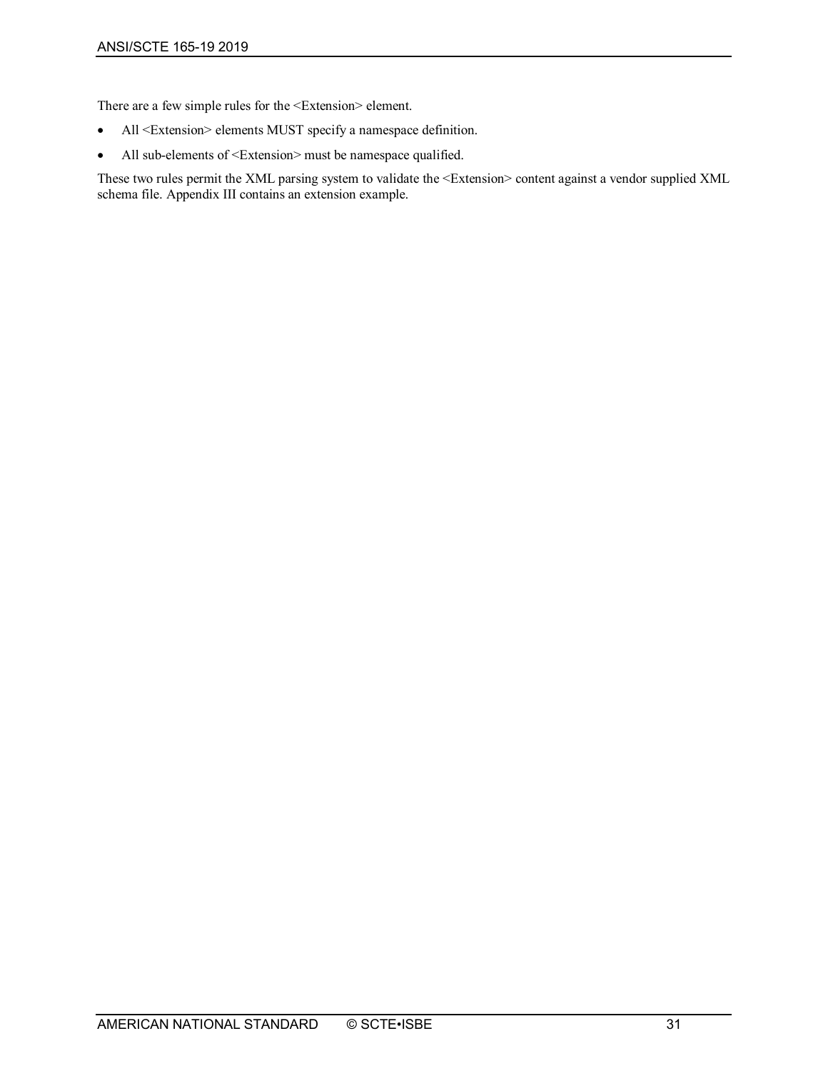There are a few simple rules for the <Extension> element.

- All <Extension> elements MUST specify a namespace definition.
- All sub-elements of <Extension> must be namespace qualified.

These two rules permit the XML parsing system to validate the <Extension> content against a vendor supplied XML schema file. Appendix III contains an extension example.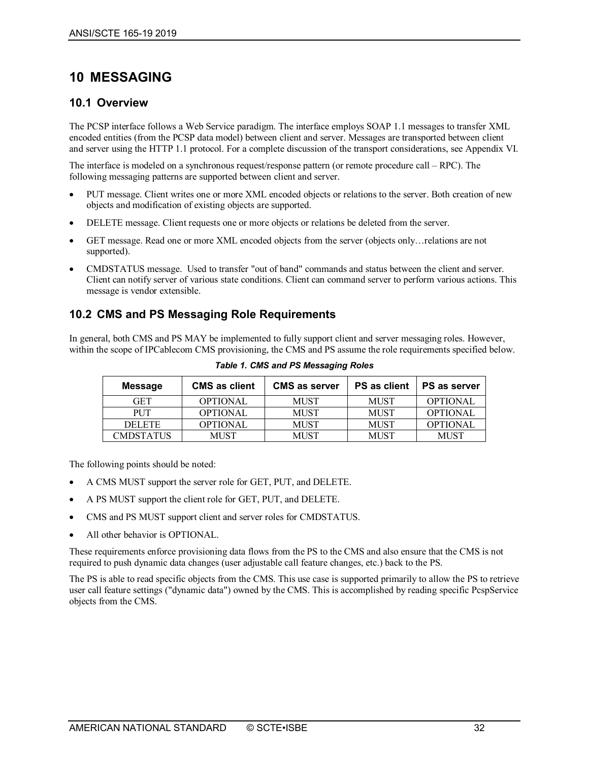# 10 MESSAGING

## 10.1 Overview

The PCSP interface follows a Web Service paradigm. The interface employs SOAP 1.1 messages to transfer XML encoded entities (from the PCSP data model) between client and server. Messages are transported between client and server using the HTTP 1.1 protocol. For a complete discussion of the transport considerations, see Appendix VI.

The interface is modeled on a synchronous request/response pattern (or remote procedure call – RPC). The following messaging patterns are supported between client and server.

- PUT message. Client writes one or more XML encoded objects or relations to the server. Both creation of new objects and modification of existing objects are supported.
- DELETE message. Client requests one or more objects or relations be deleted from the server.
- GET message. Read one or more XML encoded objects from the server (objects only…relations are not supported).
- CMDSTATUS message. Used to transfer "out of band" commands and status between the client and server. Client can notify server of various state conditions. Client can command server to perform various actions. This message is vendor extensible.

## 10.2 CMS and PS Messaging Role Requirements

In general, both CMS and PS MAY be implemented to fully support client and server messaging roles. However, within the scope of IPCablecom CMS provisioning, the CMS and PS assume the role requirements specified below.

***Table 1. CMS and PS Messaging Roles***

| Message | CMS as client | CMS as server | PS as client | PS as server |
|---|---|---|---|---|
| GET | OPTIONAL | MUST | MUST | OPTIONAL |
| PUT | OPTIONAL | MUST | MUST | OPTIONAL |
| DELETE | OPTIONAL | MUST | MUST | OPTIONAL |
| CMDSTATUS | MUST | MUST | MUST | MUST |

The following points should be noted:

- A CMS MUST support the server role for GET, PUT, and DELETE.
- A PS MUST support the client role for GET, PUT, and DELETE.
- CMS and PS MUST support client and server roles for CMDSTATUS.
- All other behavior is OPTIONAL.

These requirements enforce provisioning data flows from the PS to the CMS and also ensure that the CMS is not required to push dynamic data changes (user adjustable call feature changes, etc.) back to the PS.

The PS is able to read specific objects from the CMS. This use case is supported primarily to allow the PS to retrieve user call feature settings ("dynamic data") owned by the CMS. This is accomplished by reading specific PcspService objects from the CMS.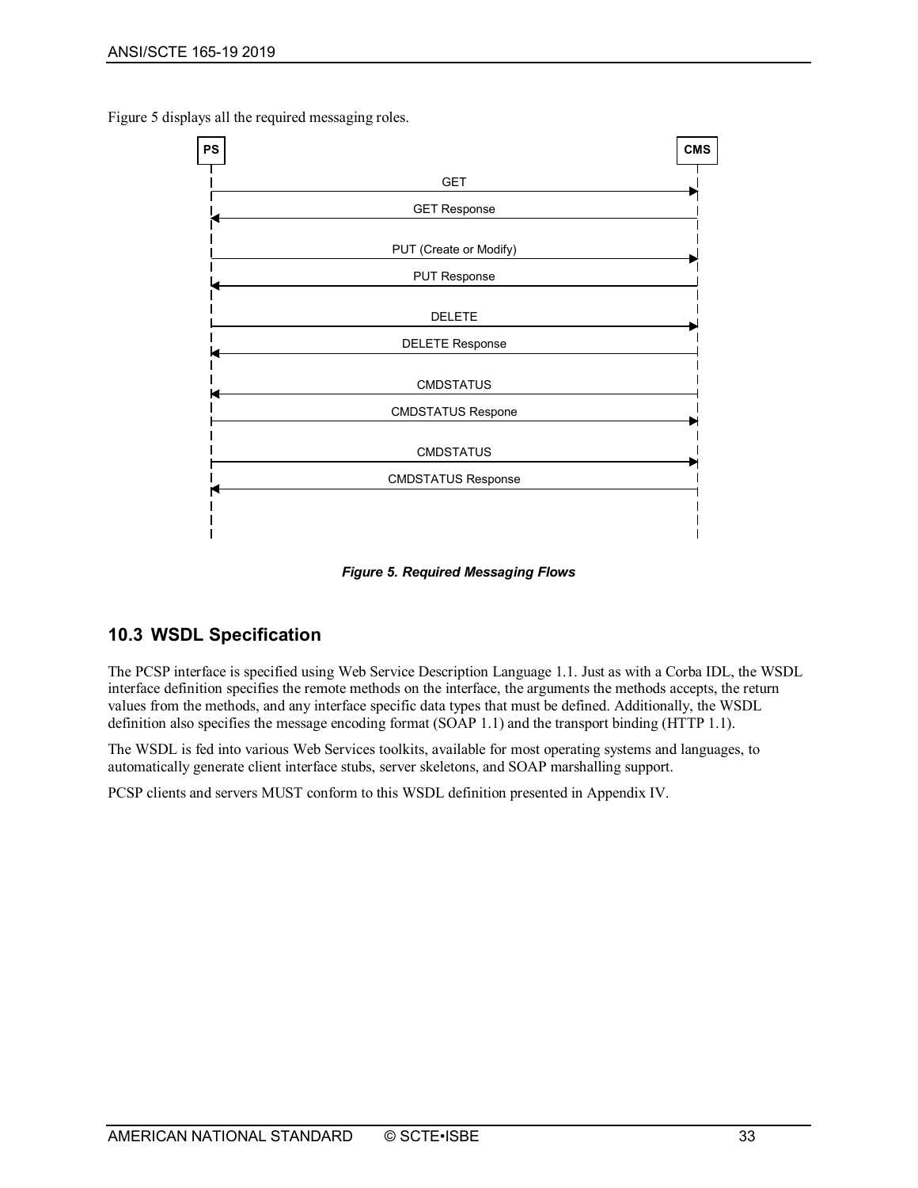Figure 5 displays all the required messaging roles.

PS | CMS

- GET (PS → CMS)
- GET Response (CMS → PS)
- PUT (Create or Modify) (PS → CMS)
- PUT Response (CMS → PS)
- DELETE (PS → CMS)
- DELETE Response (CMS → PS)
- CMDSTATUS (CMS → PS)
- CMDSTATUS Respone (PS → CMS)
- CMDSTATUS (PS → CMS)
- CMDSTATUS Response (CMS → PS)

***Figure 5. Required Messaging Flows***

## 10.3 WSDL Specification

The PCSP interface is specified using Web Service Description Language 1.1. Just as with a Corba IDL, the WSDL interface definition specifies the remote methods on the interface, the arguments the methods accepts, the return values from the methods, and any interface specific data types that must be defined. Additionally, the WSDL definition also specifies the message encoding format (SOAP 1.1) and the transport binding (HTTP 1.1).

The WSDL is fed into various Web Services toolkits, available for most operating systems and languages, to automatically generate client interface stubs, server skeletons, and SOAP marshalling support.

PCSP clients and servers MUST conform to this WSDL definition presented in Appendix IV.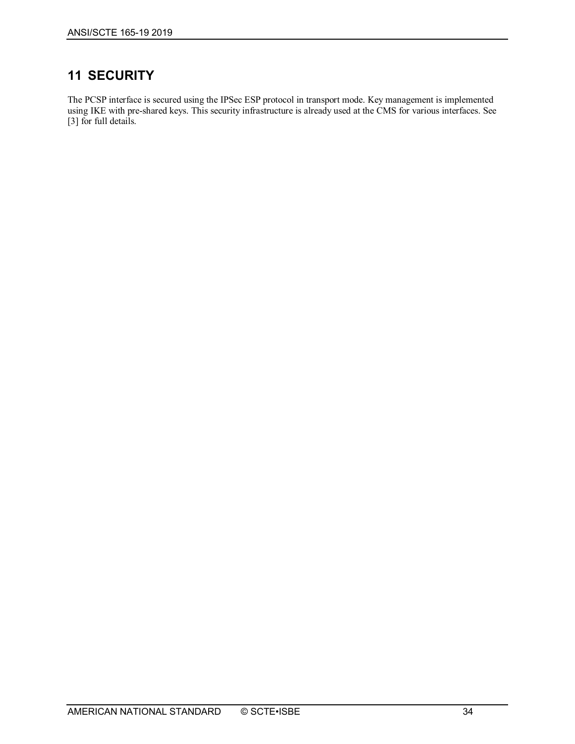# 11 SECURITY

The PCSP interface is secured using the IPSec ESP protocol in transport mode. Key management is implemented using IKE with pre-shared keys. This security infrastructure is already used at the CMS for various interfaces. See [3] for full details.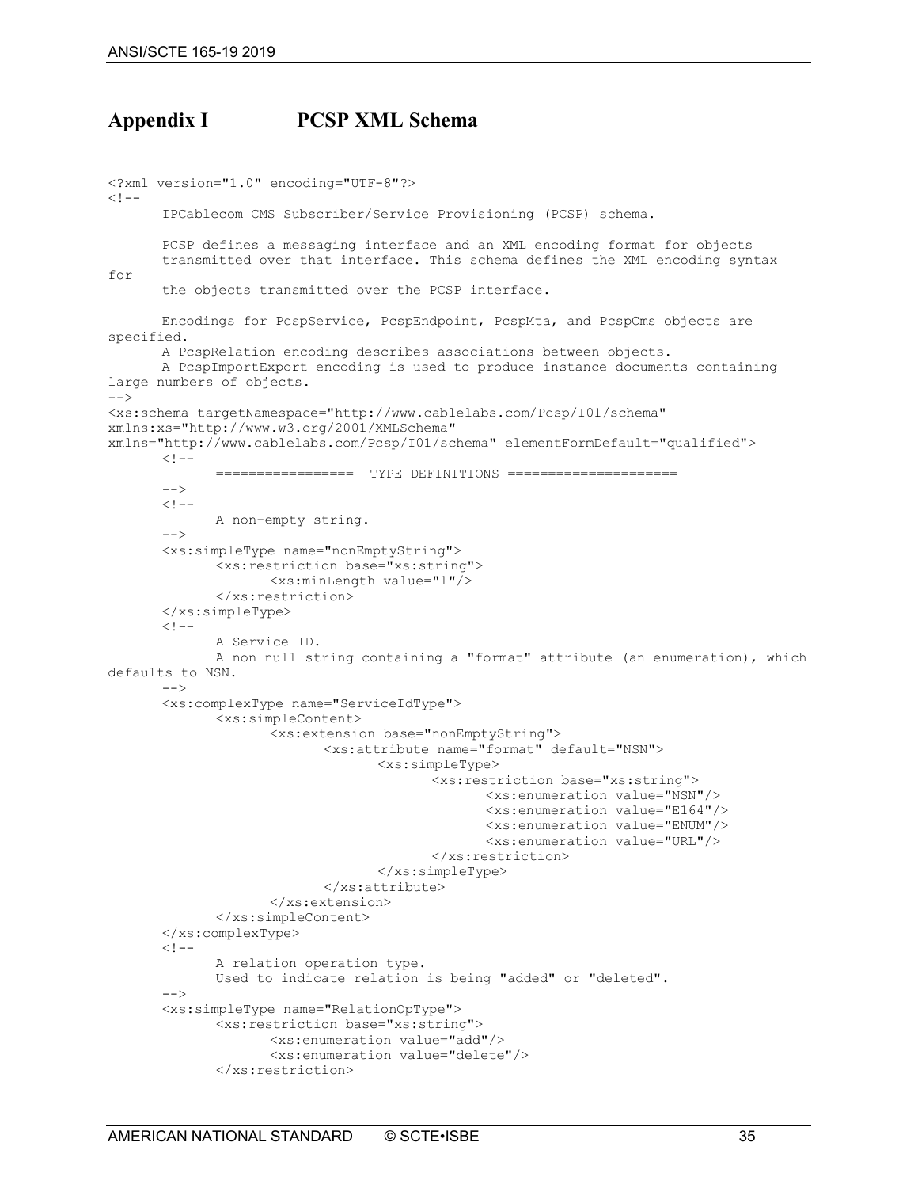# Appendix I PCSP XML Schema

```
<?xml version="1.0" encoding="UTF-8"?>
<!--
      IPCablecom CMS Subscriber/Service Provisioning (PCSP) schema.

      PCSP defines a messaging interface and an XML encoding format for objects
      transmitted over that interface. This schema defines the XML encoding syntax
for
      the objects transmitted over the PCSP interface.

      Encodings for PcspService, PcspEndpoint, PcspMta, and PcspCms objects are
specified.
      A PcspRelation encoding describes associations between objects.
      A PcspImportExport encoding is used to produce instance documents containing
large numbers of objects.
-->
<xs:schema targetNamespace="http://www.cablelabs.com/Pcsp/I01/schema"
xmlns:xs="http://www.w3.org/2001/XMLSchema"
xmlns="http://www.cablelabs.com/Pcsp/I01/schema" elementFormDefault="qualified">
      <!--
            =================  TYPE DEFINITIONS =====================
      -->
      <!--
            A non-empty string.
      -->
      <xs:simpleType name="nonEmptyString">
            <xs:restriction base="xs:string">
                  <xs:minLength value="1"/>
            </xs:restriction>
      </xs:simpleType>
      <!--
            A Service ID.
            A non null string containing a "format" attribute (an enumeration), which
defaults to NSN.
      -->
      <xs:complexType name="ServiceIdType">
            <xs:simpleContent>
                  <xs:extension base="nonEmptyString">
                        <xs:attribute name="format" default="NSN">
                              <xs:simpleType>
                                    <xs:restriction base="xs:string">
                                          <xs:enumeration value="NSN"/>
                                          <xs:enumeration value="E164"/>
                                          <xs:enumeration value="ENUM"/>
                                          <xs:enumeration value="URL"/>
                                    </xs:restriction>
                              </xs:simpleType>
                        </xs:attribute>
                  </xs:extension>
            </xs:simpleContent>
      </xs:complexType>
      <!--
            A relation operation type.
            Used to indicate relation is being "added" or "deleted".
      -->
      <xs:simpleType name="RelationOpType">
            <xs:restriction base="xs:string">
                  <xs:enumeration value="add"/>
                  <xs:enumeration value="delete"/>
            </xs:restriction>
```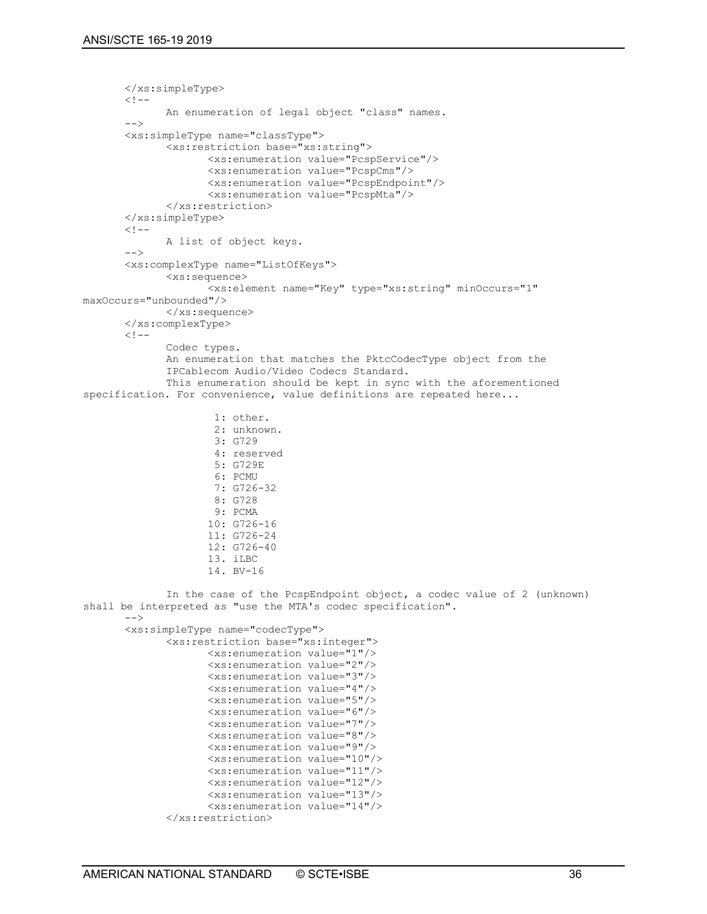```
	</xs:simpleType>
	<!--
		An enumeration of legal object "class" names.
	-->
	<xs:simpleType name="classType">
		<xs:restriction base="xs:string">
			<xs:enumeration value="PcspService"/>
			<xs:enumeration value="PcspCms"/>
			<xs:enumeration value="PcspEndpoint"/>
			<xs:enumeration value="PcspMta"/>
		</xs:restriction>
	</xs:simpleType>
	<!--
		A list of object keys.
	-->
	<xs:complexType name="ListOfKeys">
		<xs:sequence>
			<xs:element name="Key" type="xs:string" minOccurs="1" 
maxOccurs="unbounded"/>
		</xs:sequence>
	</xs:complexType>
	<!--
		Codec types.
		An enumeration that matches the PktcCodecType object from the 
		IPCablecom Audio/Video Codecs Standard.
		This enumeration should be kept in sync with the aforementioned 
specification. For convenience, value definitions are repeated here...

			 1: other.
			 2: unknown.
			 3: G729
			 4: reserved
			 5: G729E
			 6: PCMU
			 7: G726-32
			 8: G728
			 9: PCMA
			10: G726-16
			11: G726-24
			12: G726-40
			13. iLBC
			14. BV-16

		In the case of the PcspEndpoint object, a codec value of 2 (unknown) 
shall be interpreted as "use the MTA's codec specification".
	-->
	<xs:simpleType name="codecType">
		<xs:restriction base="xs:integer">
			<xs:enumeration value="1"/>
			<xs:enumeration value="2"/>
			<xs:enumeration value="3"/>
			<xs:enumeration value="4"/>
			<xs:enumeration value="5"/>
			<xs:enumeration value="6"/>
			<xs:enumeration value="7"/>
			<xs:enumeration value="8"/>
			<xs:enumeration value="9"/>
			<xs:enumeration value="10"/>
			<xs:enumeration value="11"/>
			<xs:enumeration value="12"/>
			<xs:enumeration value="13"/>
			<xs:enumeration value="14"/>
		</xs:restriction>
```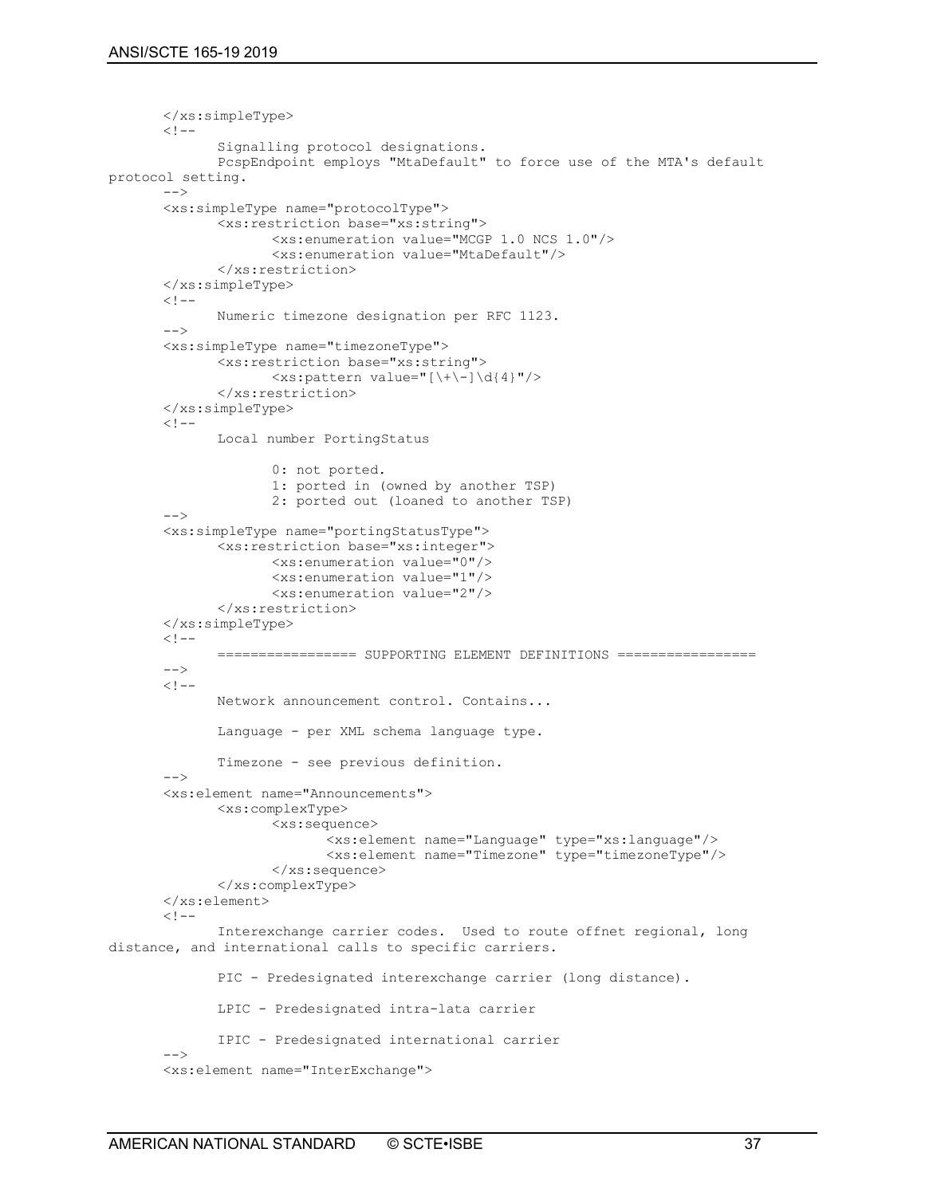```
	</xs:simpleType>
	<!--
		Signalling protocol designations.
		PcspEndpoint employs "MtaDefault" to force use of the MTA's default
protocol setting.
	-->
	<xs:simpleType name="protocolType">
		<xs:restriction base="xs:string">
			<xs:enumeration value="MCGP 1.0 NCS 1.0"/>
			<xs:enumeration value="MtaDefault"/>
		</xs:restriction>
	</xs:simpleType>
	<!--
		Numeric timezone designation per RFC 1123.
	-->
	<xs:simpleType name="timezoneType">
		<xs:restriction base="xs:string">
			<xs:pattern value="[\+\-]\d{4}"/>
		</xs:restriction>
	</xs:simpleType>
	<!--
		Local number PortingStatus

			0: not ported.
			1: ported in (owned by another TSP)
			2: ported out (loaned to another TSP)
	-->
	<xs:simpleType name="portingStatusType">
		<xs:restriction base="xs:integer">
			<xs:enumeration value="0"/>
			<xs:enumeration value="1"/>
			<xs:enumeration value="2"/>
		</xs:restriction>
	</xs:simpleType>
	<!--
		================= SUPPORTING ELEMENT DEFINITIONS =================
	-->
	<!--
		Network announcement control. Contains...

		Language - per XML schema language type.

		Timezone - see previous definition.
	-->
	<xs:element name="Announcements">
		<xs:complexType>
			<xs:sequence>
				<xs:element name="Language" type="xs:language"/>
				<xs:element name="Timezone" type="timezoneType"/>
			</xs:sequence>
		</xs:complexType>
	</xs:element>
	<!--
		Interexchange carrier codes.  Used to route offnet regional, long
distance, and international calls to specific carriers.

		PIC - Predesignated interexchange carrier (long distance).

		LPIC - Predesignated intra-lata carrier

		IPIC - Predesignated international carrier
	-->
	<xs:element name="InterExchange">
```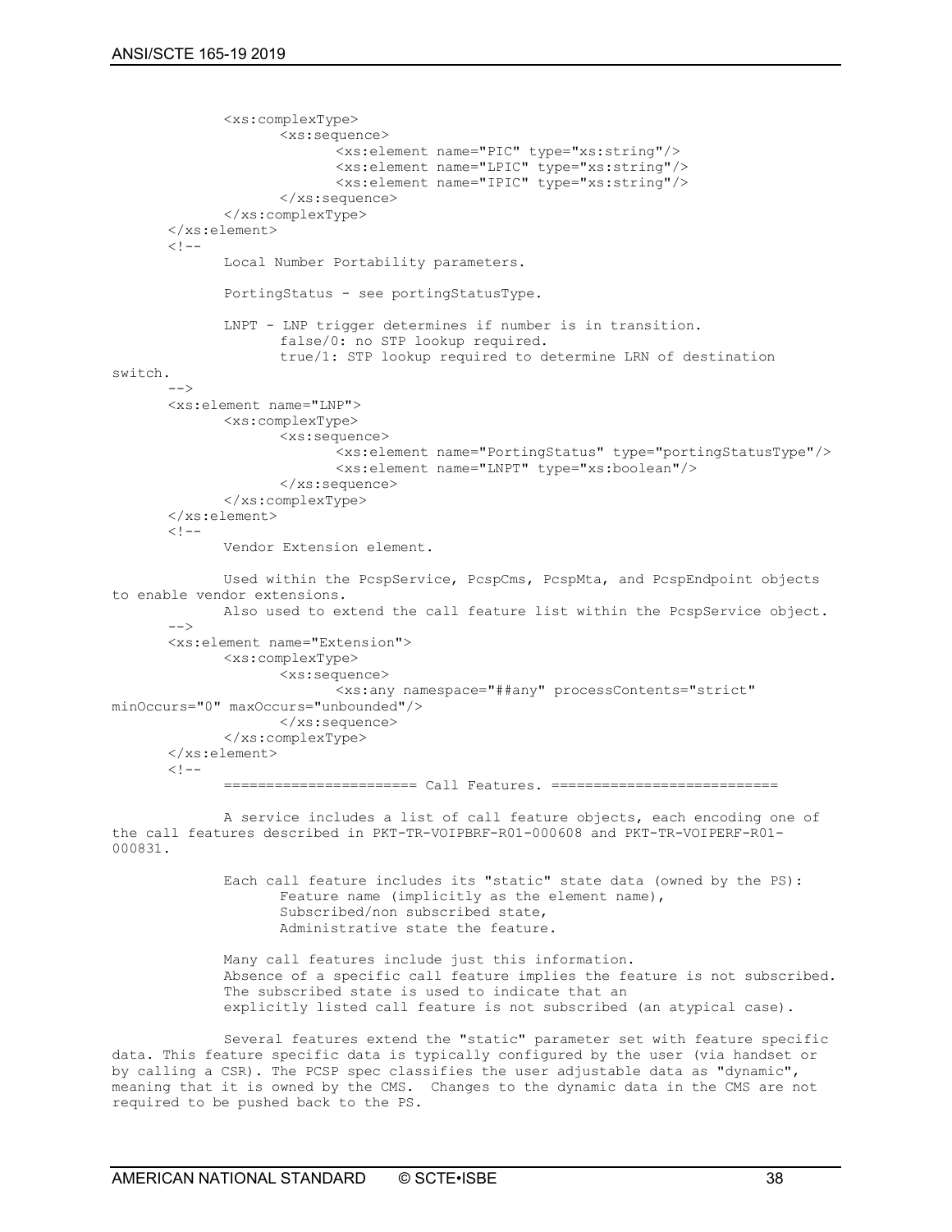```
            <xs:complexType>
                  <xs:sequence>
                        <xs:element name="PIC" type="xs:string"/>
                        <xs:element name="LPIC" type="xs:string"/>
                        <xs:element name="IPIC" type="xs:string"/>
                  </xs:sequence>
            </xs:complexType>
      </xs:element>
      <!--
            Local Number Portability parameters.

            PortingStatus - see portingStatusType.

            LNPT - LNP trigger determines if number is in transition.
                  false/0: no STP lookup required.
                  true/1: STP lookup required to determine LRN of destination
switch.
      -->
      <xs:element name="LNP">
            <xs:complexType>
                  <xs:sequence>
                        <xs:element name="PortingStatus" type="portingStatusType"/>
                        <xs:element name="LNPT" type="xs:boolean"/>
                  </xs:sequence>
            </xs:complexType>
      </xs:element>
      <!--
            Vendor Extension element.

            Used within the PcspService, PcspCms, PcspMta, and PcspEndpoint objects
to enable vendor extensions.
            Also used to extend the call feature list within the PcspService object.
      -->
      <xs:element name="Extension">
            <xs:complexType>
                  <xs:sequence>
                        <xs:any namespace="##any" processContents="strict"
minOccurs="0" maxOccurs="unbounded"/>
                  </xs:sequence>
            </xs:complexType>
      </xs:element>
      <!--
            ====================== Call Features. ==========================

            A service includes a list of call feature objects, each encoding one of
the call features described in PKT-TR-VOIPBRF-R01-000608 and PKT-TR-VOIPERF-R01-
000831.

            Each call feature includes its "static" state data (owned by the PS):
                  Feature name (implicitly as the element name),
                  Subscribed/non subscribed state,
                  Administrative state the feature.

            Many call features include just this information.
            Absence of a specific call feature implies the feature is not subscribed.
            The subscribed state is used to indicate that an
            explicitly listed call feature is not subscribed (an atypical case).

            Several features extend the "static" parameter set with feature specific
data. This feature specific data is typically configured by the user (via handset or
by calling a CSR). The PCSP spec classifies the user adjustable data as "dynamic",
meaning that it is owned by the CMS.  Changes to the dynamic data in the CMS are not
required to be pushed back to the PS.
```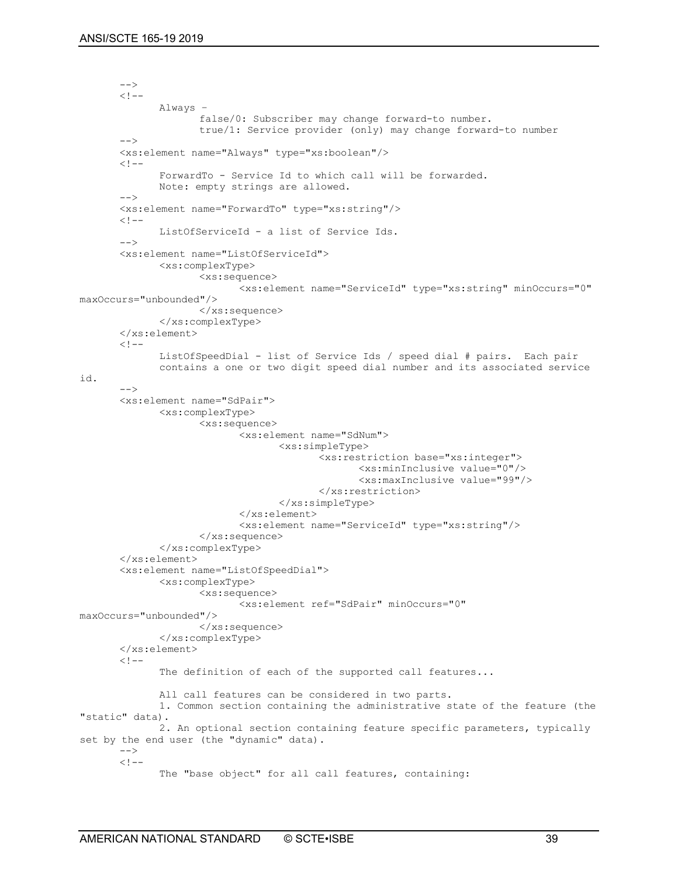```
	-->
	<!--
		Always –
			false/0: Subscriber may change forward-to number.
			true/1: Service provider (only) may change forward-to number
	-->
	<xs:element name="Always" type="xs:boolean"/>
	<!--
		ForwardTo - Service Id to which call will be forwarded.
		Note: empty strings are allowed.
	-->
	<xs:element name="ForwardTo" type="xs:string"/>
	<!--
		ListOfServiceId - a list of Service Ids.
	-->
	<xs:element name="ListOfServiceId">
		<xs:complexType>
			<xs:sequence>
				<xs:element name="ServiceId" type="xs:string" minOccurs="0"
maxOccurs="unbounded"/>
			</xs:sequence>
		</xs:complexType>
	</xs:element>
	<!--
		ListOfSpeedDial - list of Service Ids / speed dial # pairs.  Each pair
		contains a one or two digit speed dial number and its associated service
id.
	-->
	<xs:element name="SdPair">
		<xs:complexType>
			<xs:sequence>
				<xs:element name="SdNum">
					<xs:simpleType>
						<xs:restriction base="xs:integer">
							<xs:minInclusive value="0"/>
							<xs:maxInclusive value="99"/>
						</xs:restriction>
					</xs:simpleType>
				</xs:element>
				<xs:element name="ServiceId" type="xs:string"/>
			</xs:sequence>
		</xs:complexType>
	</xs:element>
	<xs:element name="ListOfSpeedDial">
		<xs:complexType>
			<xs:sequence>
				<xs:element ref="SdPair" minOccurs="0"
maxOccurs="unbounded"/>
			</xs:sequence>
		</xs:complexType>
	</xs:element>
	<!--
		The definition of each of the supported call features...

		All call features can be considered in two parts.
		1. Common section containing the administrative state of the feature (the
"static" data).
		2. An optional section containing feature specific parameters, typically
set by the end user (the "dynamic" data).
	-->
	<!--
		The "base object" for all call features, containing:
```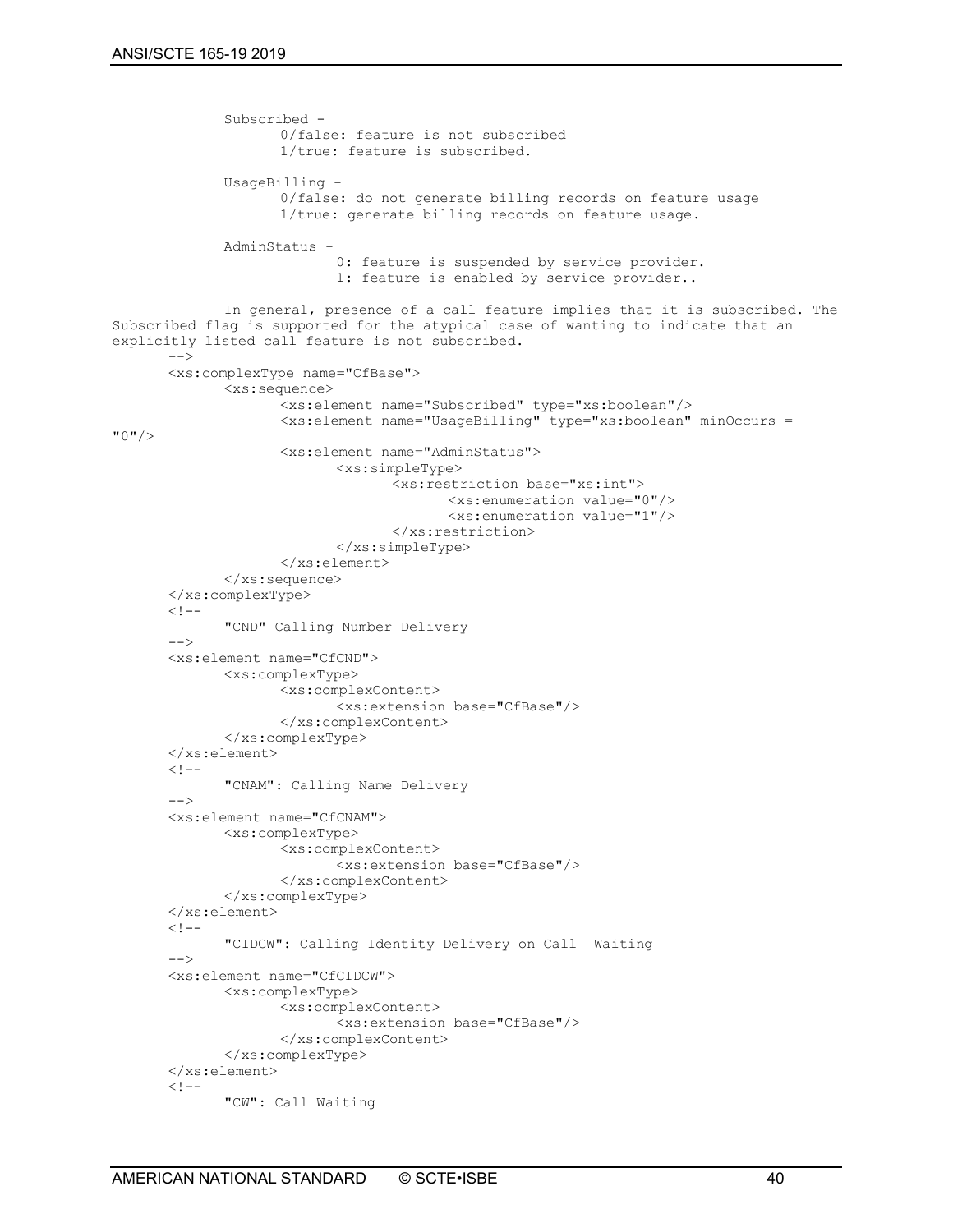```
            Subscribed -
                  0/false: feature is not subscribed
                  1/true: feature is subscribed.

            UsageBilling -
                  0/false: do not generate billing records on feature usage
                  1/true: generate billing records on feature usage.

            AdminStatus -
                        0: feature is suspended by service provider.
                        1: feature is enabled by service provider..

            In general, presence of a call feature implies that it is subscribed. The
Subscribed flag is supported for the atypical case of wanting to indicate that an
explicitly listed call feature is not subscribed.
      -->
      <xs:complexType name="CfBase">
            <xs:sequence>
                  <xs:element name="Subscribed" type="xs:boolean"/>
                  <xs:element name="UsageBilling" type="xs:boolean" minOccurs =
"0"/>
                  <xs:element name="AdminStatus">
                        <xs:simpleType>
                              <xs:restriction base="xs:int">
                                    <xs:enumeration value="0"/>
                                    <xs:enumeration value="1"/>
                              </xs:restriction>
                        </xs:simpleType>
                  </xs:element>
            </xs:sequence>
      </xs:complexType>
      <!--
            "CND" Calling Number Delivery
      -->
      <xs:element name="CfCND">
            <xs:complexType>
                  <xs:complexContent>
                        <xs:extension base="CfBase"/>
                  </xs:complexContent>
            </xs:complexType>
      </xs:element>
      <!--
            "CNAM": Calling Name Delivery
      -->
      <xs:element name="CfCNAM">
            <xs:complexType>
                  <xs:complexContent>
                        <xs:extension base="CfBase"/>
                  </xs:complexContent>
            </xs:complexType>
      </xs:element>
      <!--
            "CIDCW": Calling Identity Delivery on Call  Waiting
      -->
      <xs:element name="CfCIDCW">
            <xs:complexType>
                  <xs:complexContent>
                        <xs:extension base="CfBase"/>
                  </xs:complexContent>
            </xs:complexType>
      </xs:element>
      <!--
            "CW": Call Waiting
```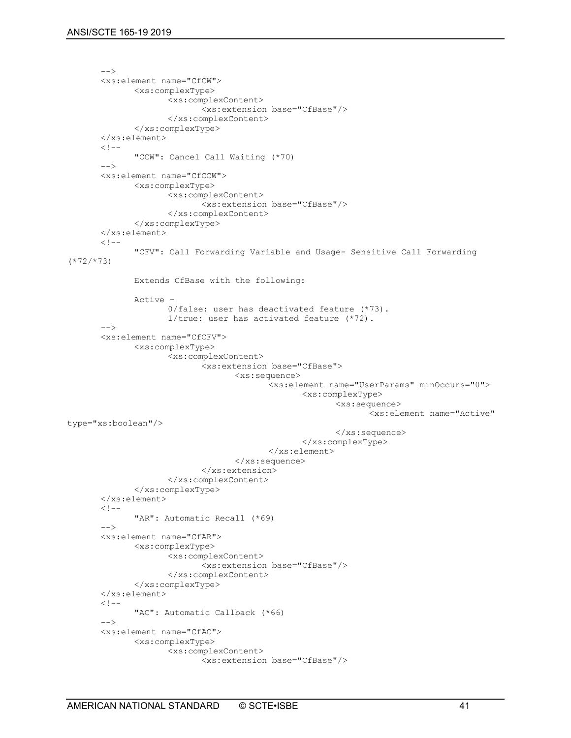```
	-->
	<xs:element name="CfCW">
		<xs:complexType>
			<xs:complexContent>
				<xs:extension base="CfBase"/>
			</xs:complexContent>
		</xs:complexType>
	</xs:element>
	<!--
		"CCW": Cancel Call Waiting (*70)
	-->
	<xs:element name="CfCCW">
		<xs:complexType>
			<xs:complexContent>
				<xs:extension base="CfBase"/>
			</xs:complexContent>
		</xs:complexType>
	</xs:element>
	<!--
		"CFV": Call Forwarding Variable and Usage- Sensitive Call Forwarding
(*72/*73)

		Extends CfBase with the following:

		Active -
			0/false: user has deactivated feature (*73).
			1/true: user has activated feature (*72).
	-->
	<xs:element name="CfCFV">
		<xs:complexType>
			<xs:complexContent>
				<xs:extension base="CfBase">
					<xs:sequence>
						<xs:element name="UserParams" minOccurs="0">
							<xs:complexType>
								<xs:sequence>
									<xs:element name="Active"
type="xs:boolean"/>
								</xs:sequence>
							</xs:complexType>
						</xs:element>
					</xs:sequence>
				</xs:extension>
			</xs:complexContent>
		</xs:complexType>
	</xs:element>
	<!--
		"AR": Automatic Recall (*69)
	-->
	<xs:element name="CfAR">
		<xs:complexType>
			<xs:complexContent>
				<xs:extension base="CfBase"/>
			</xs:complexContent>
		</xs:complexType>
	</xs:element>
	<!--
		"AC": Automatic Callback (*66)
	-->
	<xs:element name="CfAC">
		<xs:complexType>
			<xs:complexContent>
				<xs:extension base="CfBase"/>
```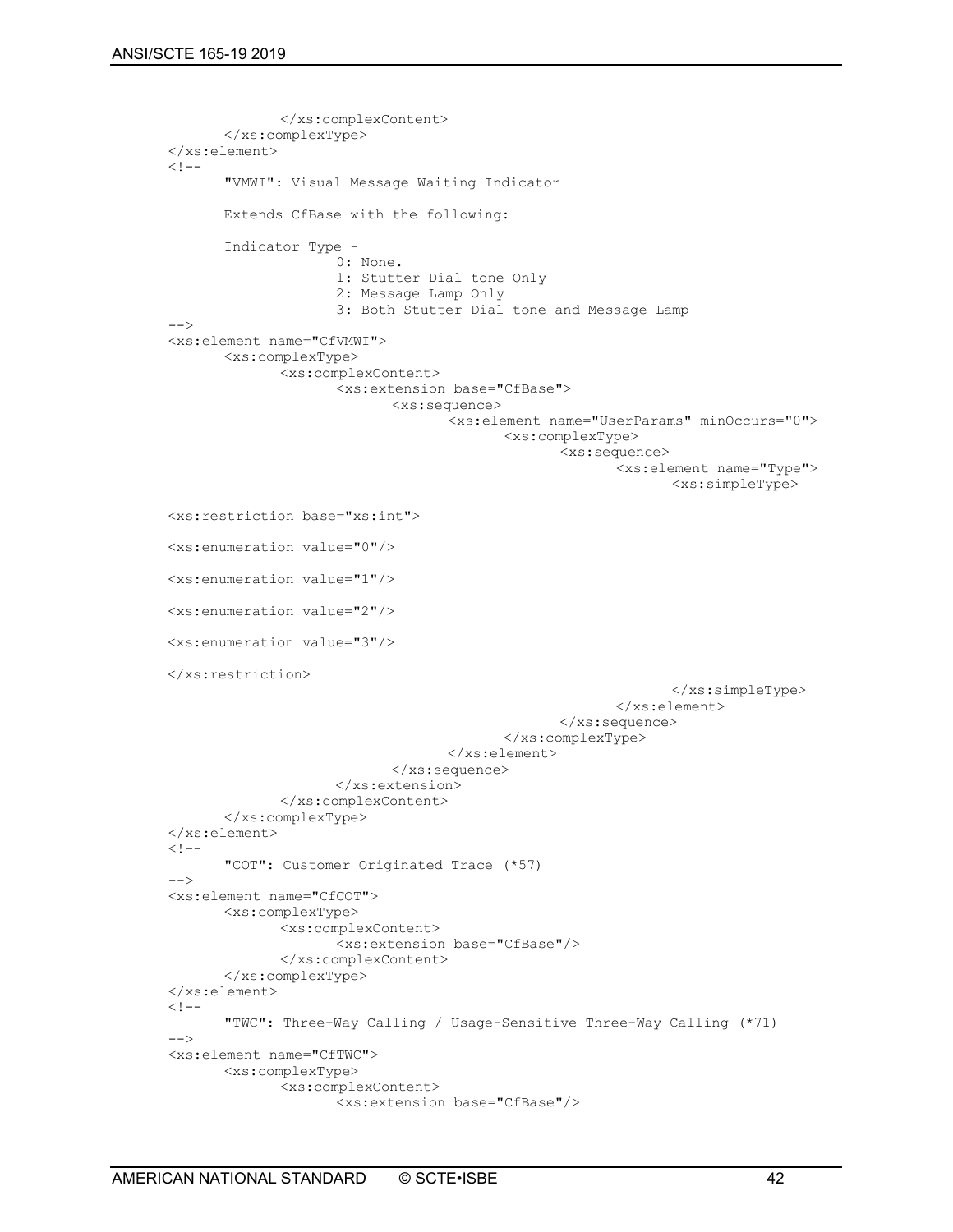```
				</xs:complexContent>
			</xs:complexType>
		</xs:element>
		<!--
			"VMWI": Visual Message Waiting Indicator

			Extends CfBase with the following:

			Indicator Type -
					0: None.
					1: Stutter Dial tone Only
					2: Message Lamp Only
					3: Both Stutter Dial tone and Message Lamp
		-->
		<xs:element name="CfVMWI">
			<xs:complexType>
				<xs:complexContent>
					<xs:extension base="CfBase">
						<xs:sequence>
							<xs:element name="UserParams" minOccurs="0">
								<xs:complexType>
									<xs:sequence>
										<xs:element name="Type">
											<xs:simpleType>

		<xs:restriction base="xs:int">

		<xs:enumeration value="0"/>

		<xs:enumeration value="1"/>

		<xs:enumeration value="2"/>

		<xs:enumeration value="3"/>

		</xs:restriction>
											</xs:simpleType>
										</xs:element>
									</xs:sequence>
								</xs:complexType>
							</xs:element>
						</xs:sequence>
					</xs:extension>
				</xs:complexContent>
			</xs:complexType>
		</xs:element>
		<!--
			"COT": Customer Originated Trace (*57)
		-->
		<xs:element name="CfCOT">
			<xs:complexType>
				<xs:complexContent>
					<xs:extension base="CfBase"/>
				</xs:complexContent>
			</xs:complexType>
		</xs:element>
		<!--
			"TWC": Three-Way Calling / Usage-Sensitive Three-Way Calling (*71)
		-->
		<xs:element name="CfTWC">
			<xs:complexType>
				<xs:complexContent>
					<xs:extension base="CfBase"/>
```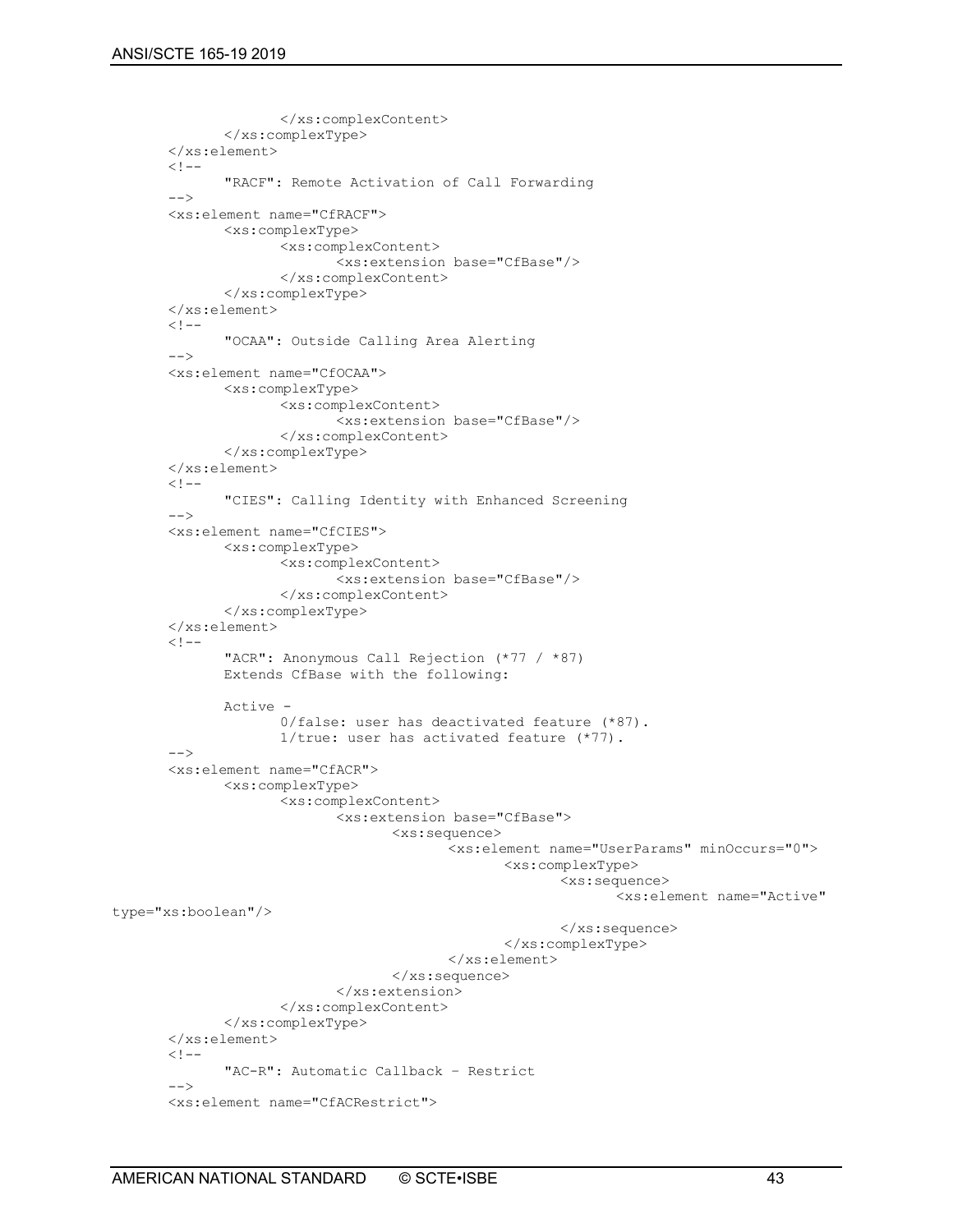```
                </xs:complexContent>
            </xs:complexType>
        </xs:element>
        <!--
            "RACF": Remote Activation of Call Forwarding
        -->
        <xs:element name="CfRACF">
            <xs:complexType>
                <xs:complexContent>
                    <xs:extension base="CfBase"/>
                </xs:complexContent>
            </xs:complexType>
        </xs:element>
        <!--
            "OCAA": Outside Calling Area Alerting
        -->
        <xs:element name="CfOCAA">
            <xs:complexType>
                <xs:complexContent>
                    <xs:extension base="CfBase"/>
                </xs:complexContent>
            </xs:complexType>
        </xs:element>
        <!--
            "CIES": Calling Identity with Enhanced Screening
        -->
        <xs:element name="CfCIES">
            <xs:complexType>
                <xs:complexContent>
                    <xs:extension base="CfBase"/>
                </xs:complexContent>
            </xs:complexType>
        </xs:element>
        <!--
            "ACR": Anonymous Call Rejection (*77 / *87)
            Extends CfBase with the following:

            Active -
                0/false: user has deactivated feature (*87).
                1/true: user has activated feature (*77).
        -->
        <xs:element name="CfACR">
            <xs:complexType>
                <xs:complexContent>
                    <xs:extension base="CfBase">
                        <xs:sequence>
                            <xs:element name="UserParams" minOccurs="0">
                                <xs:complexType>
                                    <xs:sequence>
                                        <xs:element name="Active"
type="xs:boolean"/>
                                    </xs:sequence>
                                </xs:complexType>
                            </xs:element>
                        </xs:sequence>
                    </xs:extension>
                </xs:complexContent>
            </xs:complexType>
        </xs:element>
        <!--
            "AC-R": Automatic Callback - Restrict
        -->
        <xs:element name="CfACRestrict">
```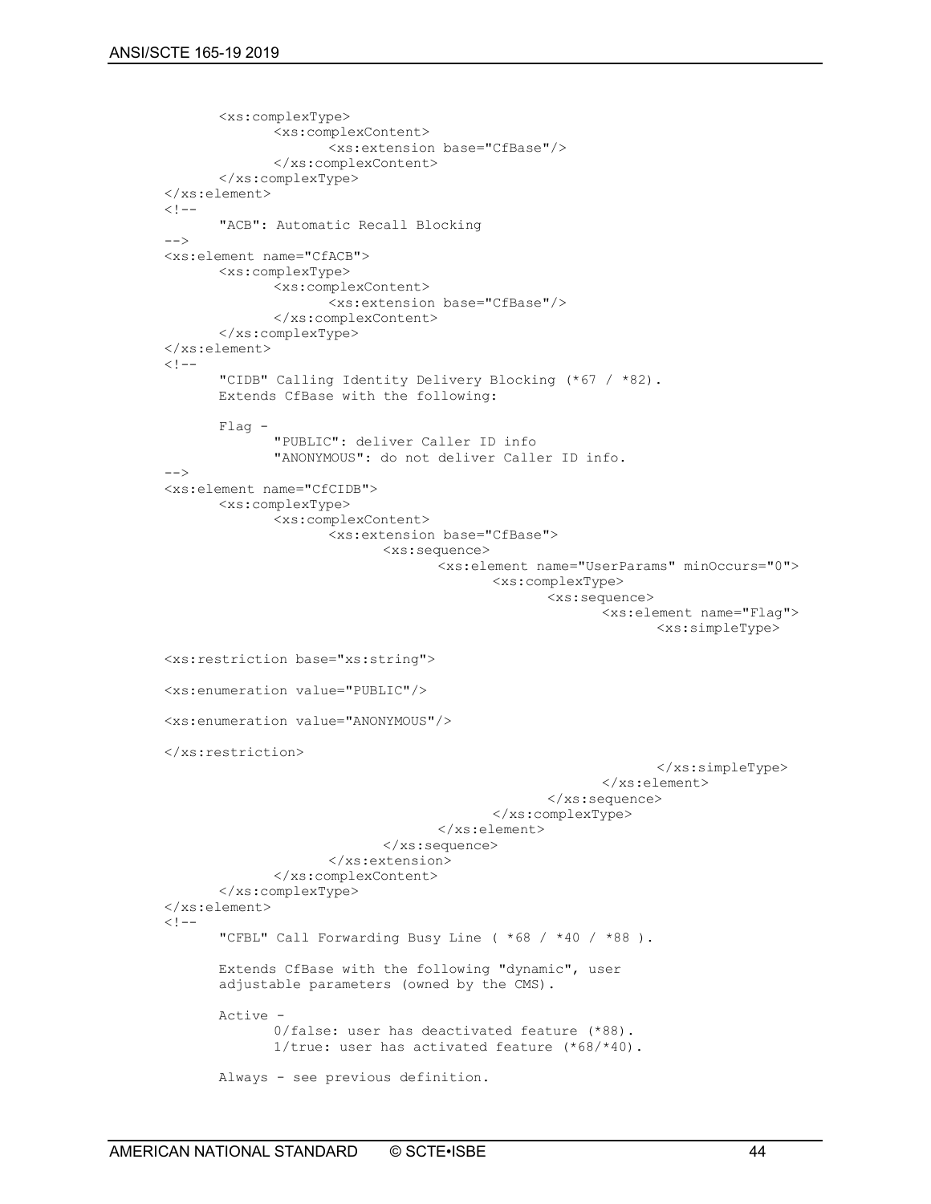```
			<xs:complexType>
				<xs:complexContent>
					<xs:extension base="CfBase"/>
				</xs:complexContent>
			</xs:complexType>
		</xs:element>
		<!--
			"ACB": Automatic Recall Blocking
		-->
		<xs:element name="CfACB">
			<xs:complexType>
				<xs:complexContent>
					<xs:extension base="CfBase"/>
				</xs:complexContent>
			</xs:complexType>
		</xs:element>
		<!--
			"CIDB" Calling Identity Delivery Blocking (*67 / *82).
			Extends CfBase with the following:

			Flag -
				"PUBLIC": deliver Caller ID info
				"ANONYMOUS": do not deliver Caller ID info.
		-->
		<xs:element name="CfCIDB">
			<xs:complexType>
				<xs:complexContent>
					<xs:extension base="CfBase">
						<xs:sequence>
							<xs:element name="UserParams" minOccurs="0">
								<xs:complexType>
									<xs:sequence>
										<xs:element name="Flag">
											<xs:simpleType>

		<xs:restriction base="xs:string">

		<xs:enumeration value="PUBLIC"/>

		<xs:enumeration value="ANONYMOUS"/>

		</xs:restriction>
											</xs:simpleType>
										</xs:element>
									</xs:sequence>
								</xs:complexType>
							</xs:element>
						</xs:sequence>
					</xs:extension>
				</xs:complexContent>
			</xs:complexType>
		</xs:element>
		<!--
			"CFBL" Call Forwarding Busy Line ( *68 / *40 / *88 ).

			Extends CfBase with the following "dynamic", user
			adjustable parameters (owned by the CMS).

			Active -
				0/false: user has deactivated feature (*88).
				1/true: user has activated feature (*68/*40).

			Always - see previous definition.
```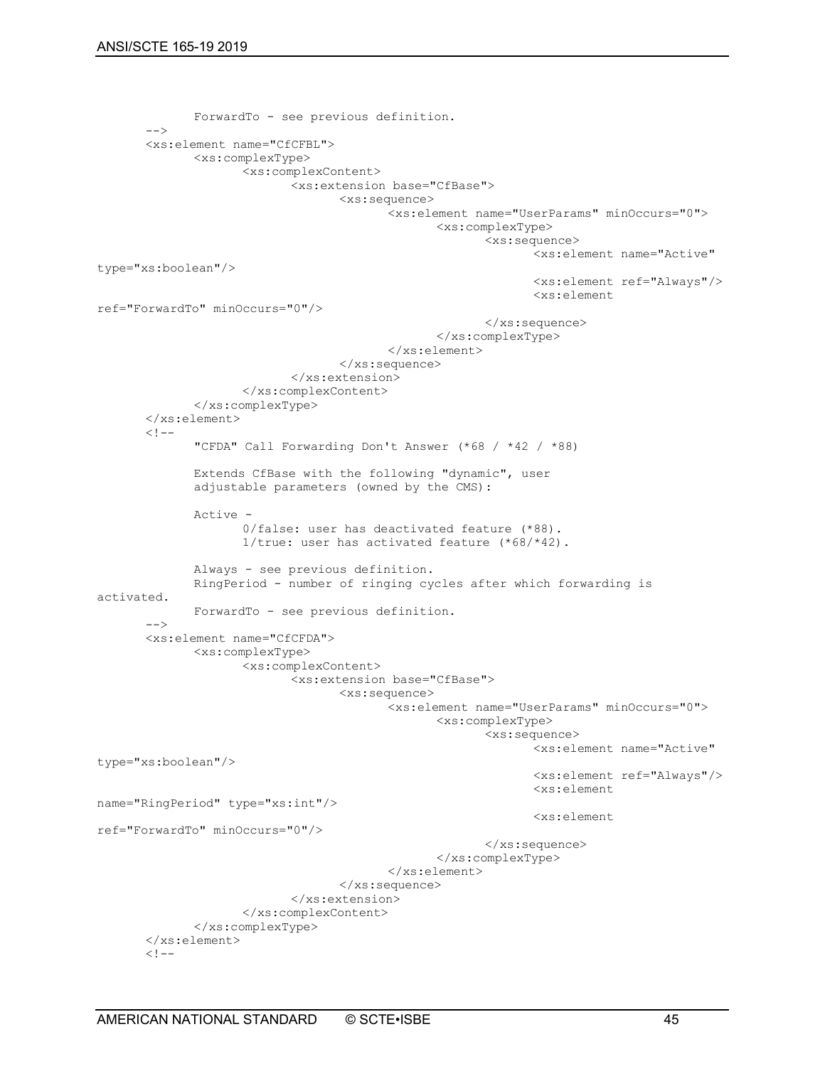```
            ForwardTo - see previous definition.
      -->
      <xs:element name="CfCFBL">
            <xs:complexType>
                  <xs:complexContent>
                        <xs:extension base="CfBase">
                              <xs:sequence>
                                    <xs:element name="UserParams" minOccurs="0">
                                          <xs:complexType>
                                                <xs:sequence>
                                                      <xs:element name="Active"
type="xs:boolean"/>
                                                      <xs:element ref="Always"/>
                                                      <xs:element
ref="ForwardTo" minOccurs="0"/>
                                                </xs:sequence>
                                          </xs:complexType>
                                    </xs:element>
                              </xs:sequence>
                        </xs:extension>
                  </xs:complexContent>
            </xs:complexType>
      </xs:element>
      <!--
            "CFDA" Call Forwarding Don't Answer (*68 / *42 / *88)

            Extends CfBase with the following "dynamic", user
            adjustable parameters (owned by the CMS):

            Active -
                  0/false: user has deactivated feature (*88).
                  1/true: user has activated feature (*68/*42).

            Always - see previous definition.
            RingPeriod - number of ringing cycles after which forwarding is
activated.
            ForwardTo - see previous definition.
      -->
      <xs:element name="CfCFDA">
            <xs:complexType>
                  <xs:complexContent>
                        <xs:extension base="CfBase">
                              <xs:sequence>
                                    <xs:element name="UserParams" minOccurs="0">
                                          <xs:complexType>
                                                <xs:sequence>
                                                      <xs:element name="Active"
type="xs:boolean"/>
                                                      <xs:element ref="Always"/>
                                                      <xs:element
name="RingPeriod" type="xs:int"/>
                                                      <xs:element
ref="ForwardTo" minOccurs="0"/>
                                                </xs:sequence>
                                          </xs:complexType>
                                    </xs:element>
                              </xs:sequence>
                        </xs:extension>
                  </xs:complexContent>
            </xs:complexType>
      </xs:element>
      <!--
```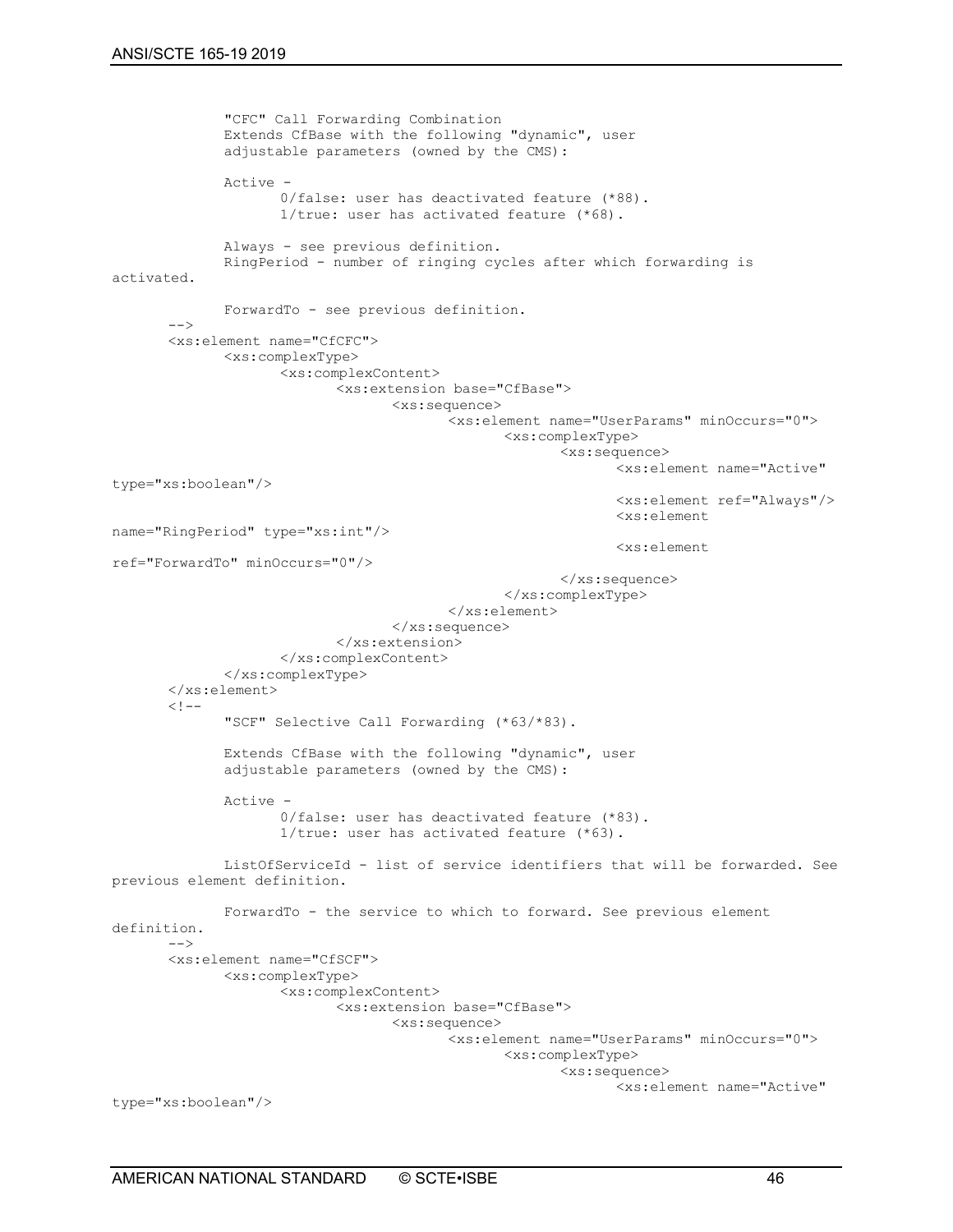```
		"CFC" Call Forwarding Combination
		Extends CfBase with the following "dynamic", user
		adjustable parameters (owned by the CMS):

		Active -
			0/false: user has deactivated feature (*88).
			1/true: user has activated feature (*68).

		Always - see previous definition.
		RingPeriod - number of ringing cycles after which forwarding is
activated.

		ForwardTo - see previous definition.
	-->
	<xs:element name="CfCFC">
		<xs:complexType>
			<xs:complexContent>
				<xs:extension base="CfBase">
					<xs:sequence>
						<xs:element name="UserParams" minOccurs="0">
							<xs:complexType>
								<xs:sequence>
									<xs:element name="Active"
type="xs:boolean"/>
									<xs:element ref="Always"/>
									<xs:element
name="RingPeriod" type="xs:int"/>
									<xs:element
ref="ForwardTo" minOccurs="0"/>
								</xs:sequence>
							</xs:complexType>
						</xs:element>
					</xs:sequence>
				</xs:extension>
			</xs:complexContent>
		</xs:complexType>
	</xs:element>
	<!--
		"SCF" Selective Call Forwarding (*63/*83).

		Extends CfBase with the following "dynamic", user
		adjustable parameters (owned by the CMS):

		Active -
			0/false: user has deactivated feature (*83).
			1/true: user has activated feature (*63).

		ListOfServiceId - list of service identifiers that will be forwarded. See
previous element definition.

		ForwardTo - the service to which to forward. See previous element
definition.
	-->
	<xs:element name="CfSCF">
		<xs:complexType>
			<xs:complexContent>
				<xs:extension base="CfBase">
					<xs:sequence>
						<xs:element name="UserParams" minOccurs="0">
							<xs:complexType>
								<xs:sequence>
									<xs:element name="Active"
type="xs:boolean"/>
```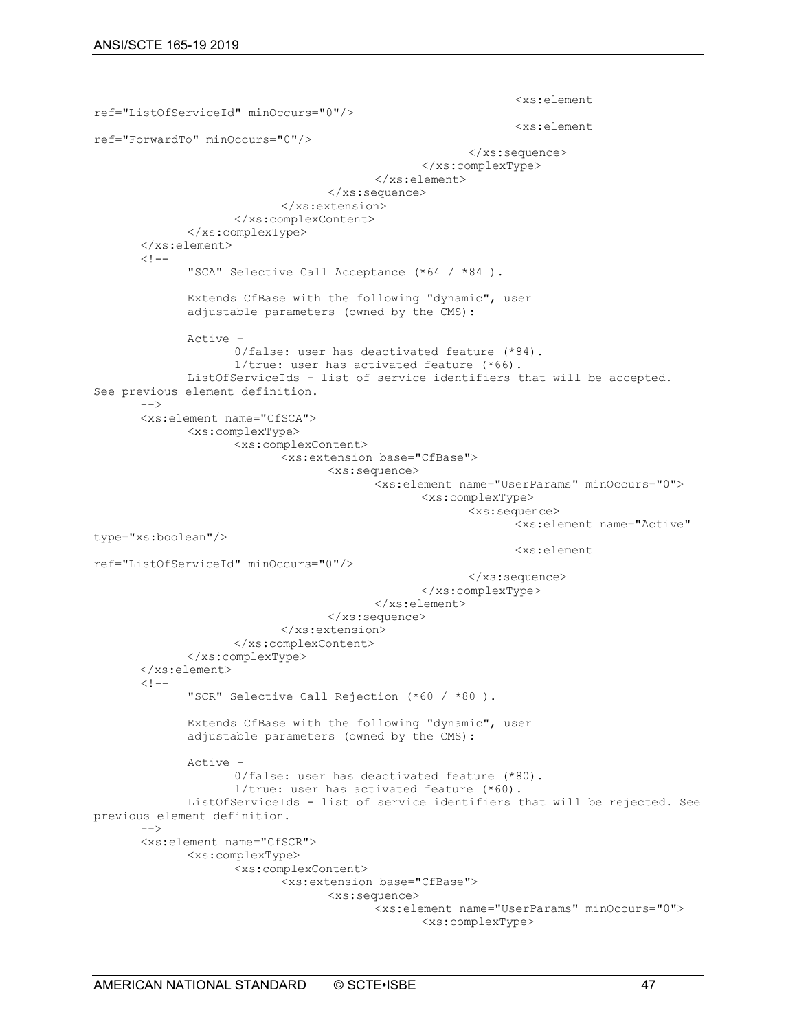```
                                                            <xs:element
ref="ListOfServiceId" minOccurs="0"/>
                                                            <xs:element
ref="ForwardTo" minOccurs="0"/>
                                                      </xs:sequence>
                                                </xs:complexType>
                                          </xs:element>
                                    </xs:sequence>
                              </xs:extension>
                        </xs:complexContent>
                  </xs:complexType>
      </xs:element>
      <!--
            "SCA" Selective Call Acceptance (*64 / *84 ).

            Extends CfBase with the following "dynamic", user
            adjustable parameters (owned by the CMS):

            Active -
                  0/false: user has deactivated feature (*84).
                  1/true: user has activated feature (*66).
            ListOfServiceIds - list of service identifiers that will be accepted.
See previous element definition.
      -->
      <xs:element name="CfSCA">
            <xs:complexType>
                  <xs:complexContent>
                        <xs:extension base="CfBase">
                              <xs:sequence>
                                    <xs:element name="UserParams" minOccurs="0">
                                          <xs:complexType>
                                                <xs:sequence>
                                                      <xs:element name="Active"
type="xs:boolean"/>
                                                      <xs:element
ref="ListOfServiceId" minOccurs="0"/>
                                                </xs:sequence>
                                          </xs:complexType>
                                    </xs:element>
                              </xs:sequence>
                        </xs:extension>
                  </xs:complexContent>
            </xs:complexType>
      </xs:element>
      <!--
            "SCR" Selective Call Rejection (*60 / *80 ).

            Extends CfBase with the following "dynamic", user
            adjustable parameters (owned by the CMS):

            Active -
                  0/false: user has deactivated feature (*80).
                  1/true: user has activated feature (*60).
            ListOfServiceIds - list of service identifiers that will be rejected. See
previous element definition.
      -->
      <xs:element name="CfSCR">
            <xs:complexType>
                  <xs:complexContent>
                        <xs:extension base="CfBase">
                              <xs:sequence>
                                    <xs:element name="UserParams" minOccurs="0">
                                          <xs:complexType>
```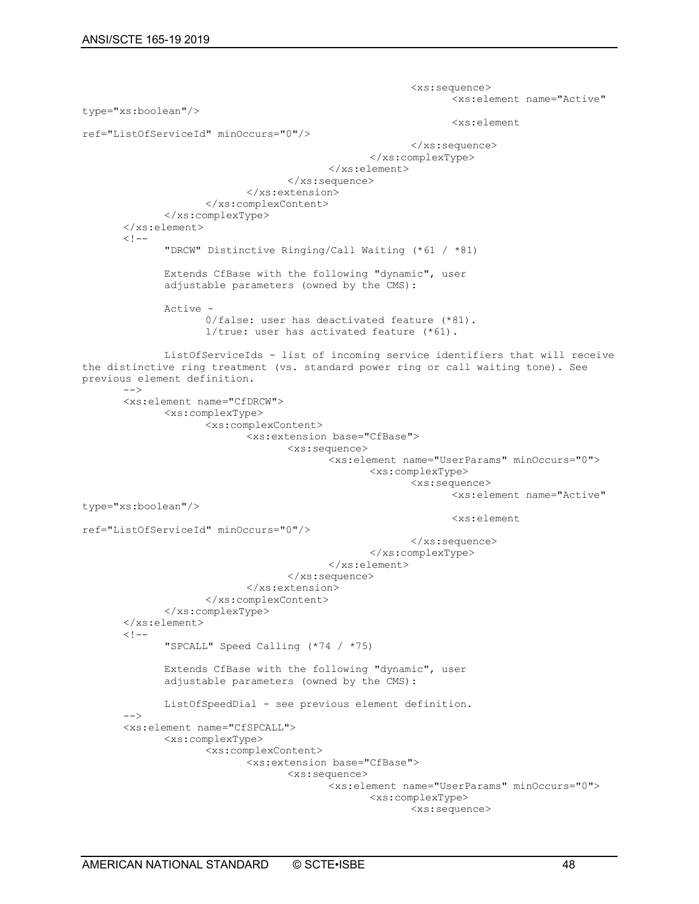```
                                                        <xs:sequence>
                                                              <xs:element name="Active" type="xs:boolean"/>
                                                              <xs:element ref="ListOfServiceId" minOccurs="0"/>
                                                        </xs:sequence>
                                                  </xs:complexType>
                                            </xs:element>
                                      </xs:sequence>
                                </xs:extension>
                          </xs:complexContent>
                  </xs:complexType>
      </xs:element>
      <!--
            "DRCW" Distinctive Ringing/Call Waiting (*61 / *81)

            Extends CfBase with the following "dynamic", user
            adjustable parameters (owned by the CMS):

            Active -
                  0/false: user has deactivated feature (*81).
                  1/true: user has activated feature (*61).

            ListOfServiceIds - list of incoming service identifiers that will receive the distinctive ring treatment (vs. standard power ring or call waiting tone). See previous element definition.
      -->
      <xs:element name="CfDRCW">
            <xs:complexType>
                  <xs:complexContent>
                        <xs:extension base="CfBase">
                              <xs:sequence>
                                    <xs:element name="UserParams" minOccurs="0">
                                          <xs:complexType>
                                                <xs:sequence>
                                                      <xs:element name="Active" type="xs:boolean"/>
                                                      <xs:element ref="ListOfServiceId" minOccurs="0"/>
                                                </xs:sequence>
                                          </xs:complexType>
                                    </xs:element>
                              </xs:sequence>
                        </xs:extension>
                  </xs:complexContent>
            </xs:complexType>
      </xs:element>
      <!--
            "SPCALL" Speed Calling (*74 / *75)

            Extends CfBase with the following "dynamic", user
            adjustable parameters (owned by the CMS):

            ListOfSpeedDial - see previous element definition.
      -->
      <xs:element name="CfSPCALL">
            <xs:complexType>
                  <xs:complexContent>
                        <xs:extension base="CfBase">
                              <xs:sequence>
                                    <xs:element name="UserParams" minOccurs="0">
                                          <xs:complexType>
                                                <xs:sequence>
```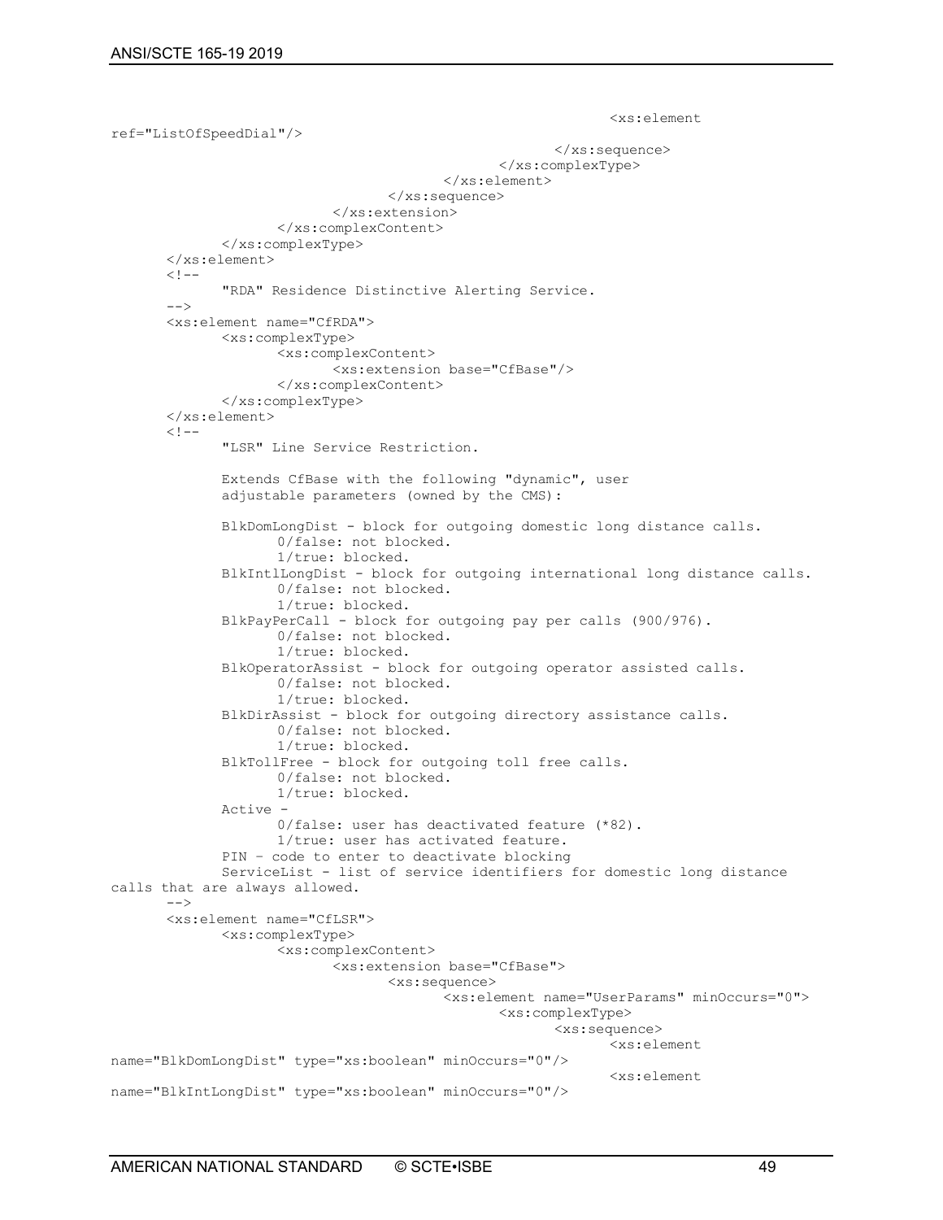```
                                                            <xs:element
ref="ListOfSpeedDial"/>
                                                        </xs:sequence>
                                                    </xs:complexType>
                                                </xs:element>
                                            </xs:sequence>
                                        </xs:extension>
                                    </xs:complexContent>
                                </xs:complexType>
        </xs:element>
        <!--
                "RDA" Residence Distinctive Alerting Service.
        -->
        <xs:element name="CfRDA">
                <xs:complexType>
                        <xs:complexContent>
                                <xs:extension base="CfBase"/>
                        </xs:complexContent>
                </xs:complexType>
        </xs:element>
        <!--
                "LSR" Line Service Restriction.

                Extends CfBase with the following "dynamic", user
                adjustable parameters (owned by the CMS):

                BlkDomLongDist - block for outgoing domestic long distance calls.
                        0/false: not blocked.
                        1/true: blocked.
                BlkIntlLongDist - block for outgoing international long distance calls.
                        0/false: not blocked.
                        1/true: blocked.
                BlkPayPerCall - block for outgoing pay per calls (900/976).
                        0/false: not blocked.
                        1/true: blocked.
                BlkOperatorAssist - block for outgoing operator assisted calls.
                        0/false: not blocked.
                        1/true: blocked.
                BlkDirAssist - block for outgoing directory assistance calls.
                        0/false: not blocked.
                        1/true: blocked.
                BlkTollFree - block for outgoing toll free calls.
                        0/false: not blocked.
                        1/true: blocked.
                Active -
                        0/false: user has deactivated feature (*82).
                        1/true: user has activated feature.
                PIN – code to enter to deactivate blocking
                ServiceList - list of service identifiers for domestic long distance
calls that are always allowed.
        -->
        <xs:element name="CfLSR">
                <xs:complexType>
                        <xs:complexContent>
                                <xs:extension base="CfBase">
                                        <xs:sequence>
                                                <xs:element name="UserParams" minOccurs="0">
                                                        <xs:complexType>
                                                                <xs:sequence>
                                                                        <xs:element
name="BlkDomLongDist" type="xs:boolean" minOccurs="0"/>
                                                                        <xs:element
name="BlkIntLongDist" type="xs:boolean" minOccurs="0"/>
```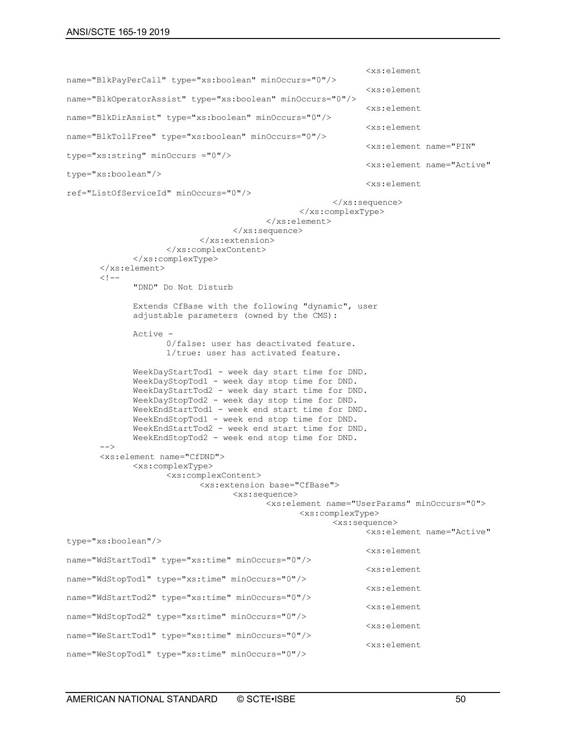```
                                                        <xs:element
name="BlkPayPerCall" type="xs:boolean" minOccurs="0"/>
                                                        <xs:element
name="BlkOperatorAssist" type="xs:boolean" minOccurs="0"/>
                                                        <xs:element
name="BlkDirAssist" type="xs:boolean" minOccurs="0"/>
                                                        <xs:element
name="BlkTollFree" type="xs:boolean" minOccurs="0"/>
                                                        <xs:element name="PIN"
type="xs:string" minOccurs ="0"/>
                                                        <xs:element name="Active"
type="xs:boolean"/>
                                                        <xs:element
ref="ListOfServiceId" minOccurs="0"/>
                                                </xs:sequence>
                                        </xs:complexType>
                                </xs:element>
                        </xs:sequence>
                </xs:extension>
            </xs:complexContent>
        </xs:complexType>
    </xs:element>
    <!--
        "DND" Do Not Disturb

        Extends CfBase with the following "dynamic", user
        adjustable parameters (owned by the CMS):

        Active -
            0/false: user has deactivated feature.
            1/true: user has activated feature.

        WeekDayStartTod1 - week day start time for DND.
        WeekDayStopTod1 - week day stop time for DND.
        WeekDayStartTod2 - week day start time for DND.
        WeekDayStopTod2 - week day stop time for DND.
        WeekEndStartTod1 - week end start time for DND.
        WeekEndStopTod1 - week end stop time for DND.
        WeekEndStartTod2 - week end start time for DND.
        WeekEndStopTod2 - week end stop time for DND.
    -->
    <xs:element name="CfDND">
        <xs:complexType>
            <xs:complexContent>
                <xs:extension base="CfBase">
                    <xs:sequence>
                        <xs:element name="UserParams" minOccurs="0">
                            <xs:complexType>
                                <xs:sequence>
                                    <xs:element name="Active"
type="xs:boolean"/>
                                    <xs:element
name="WdStartTod1" type="xs:time" minOccurs="0"/>
                                    <xs:element
name="WdStopTod1" type="xs:time" minOccurs="0"/>
                                    <xs:element
name="WdStartTod2" type="xs:time" minOccurs="0"/>
                                    <xs:element
name="WdStopTod2" type="xs:time" minOccurs="0"/>
                                    <xs:element
name="WeStartTod1" type="xs:time" minOccurs="0"/>
                                    <xs:element
name="WeStopTod1" type="xs:time" minOccurs="0"/>
```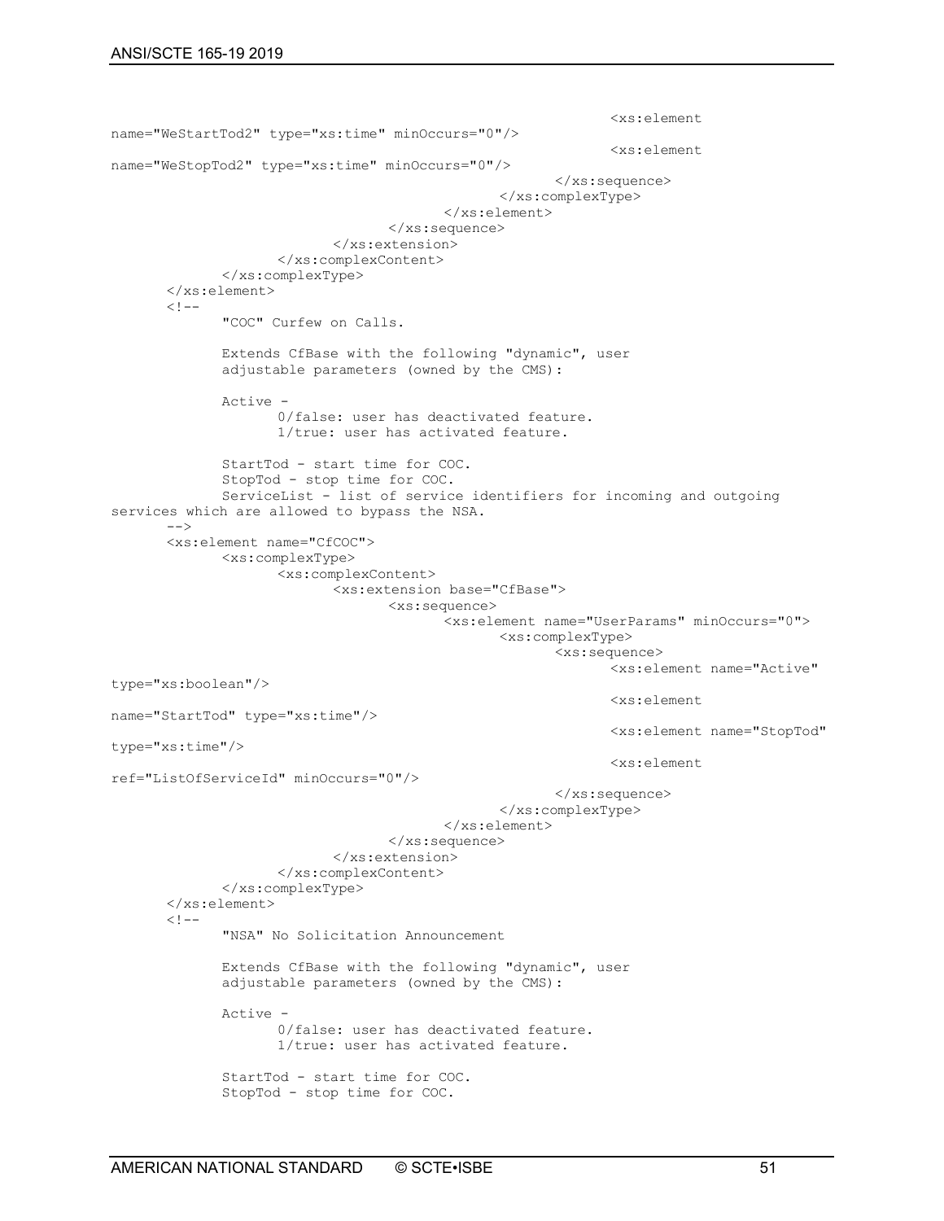```
                                                                <xs:element
name="WeStartTod2" type="xs:time" minOccurs="0"/>
                                                                <xs:element
name="WeStopTod2" type="xs:time" minOccurs="0"/>
                                                        </xs:sequence>
                                                </xs:complexType>
                                        </xs:element>
                                </xs:sequence>
                        </xs:extension>
                </xs:complexContent>
        </xs:complexType>
    </xs:element>
    <!--
            "COC" Curfew on Calls.

            Extends CfBase with the following "dynamic", user
            adjustable parameters (owned by the CMS):

            Active -
                    0/false: user has deactivated feature.
                    1/true: user has activated feature.

            StartTod - start time for COC.
            StopTod - stop time for COC.
            ServiceList - list of service identifiers for incoming and outgoing
services which are allowed to bypass the NSA.
    -->
    <xs:element name="CfCOC">
            <xs:complexType>
                    <xs:complexContent>
                            <xs:extension base="CfBase">
                                    <xs:sequence>
                                            <xs:element name="UserParams" minOccurs="0">
                                                    <xs:complexType>
                                                            <xs:sequence>
                                                                    <xs:element name="Active"
type="xs:boolean"/>
                                                                    <xs:element
name="StartTod" type="xs:time"/>
                                                                    <xs:element name="StopTod"
type="xs:time"/>
                                                                    <xs:element
ref="ListOfServiceId" minOccurs="0"/>
                                                            </xs:sequence>
                                                    </xs:complexType>
                                            </xs:element>
                                    </xs:sequence>
                            </xs:extension>
                    </xs:complexContent>
            </xs:complexType>
    </xs:element>
    <!--
            "NSA" No Solicitation Announcement

            Extends CfBase with the following "dynamic", user
            adjustable parameters (owned by the CMS):

            Active -
                    0/false: user has deactivated feature.
                    1/true: user has activated feature.

            StartTod - start time for COC.
            StopTod - stop time for COC.
```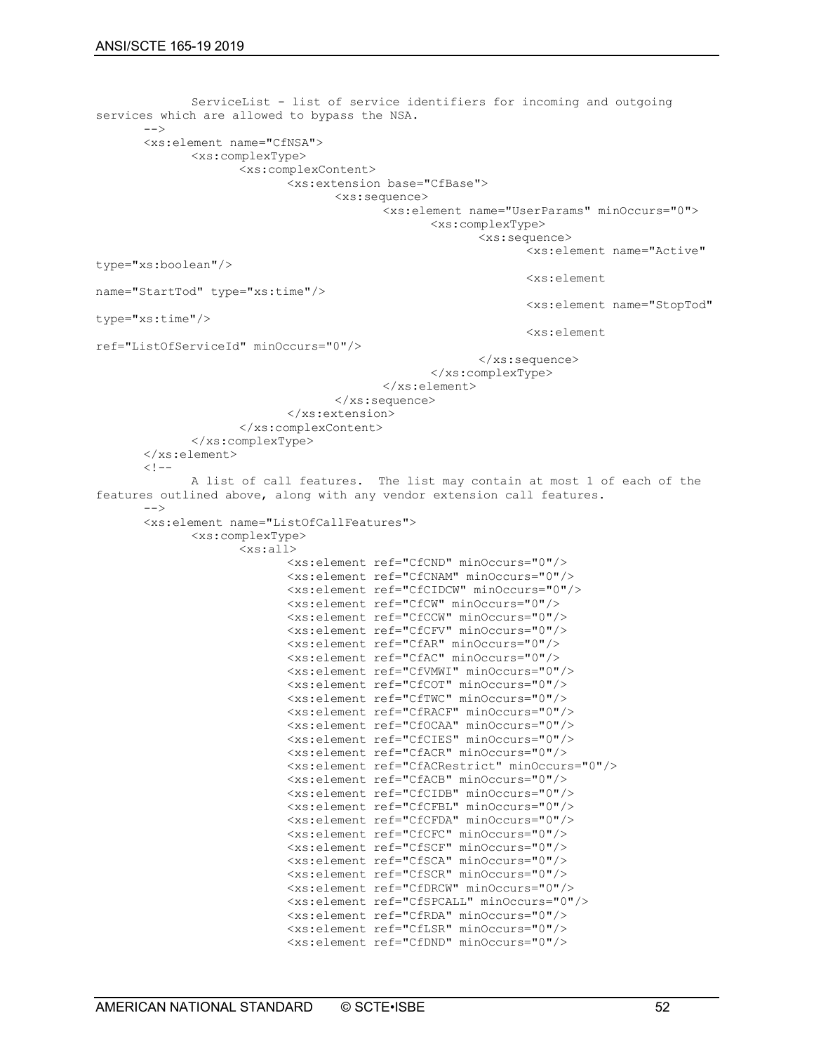```
			ServiceList - list of service identifiers for incoming and outgoing
services which are allowed to bypass the NSA.
		-->
		<xs:element name="CfNSA">
			<xs:complexType>
				<xs:complexContent>
					<xs:extension base="CfBase">
						<xs:sequence>
							<xs:element name="UserParams" minOccurs="0">
								<xs:complexType>
									<xs:sequence>
										<xs:element name="Active"
type="xs:boolean"/>
										<xs:element
name="StartTod" type="xs:time"/>
										<xs:element name="StopTod"
type="xs:time"/>
										<xs:element
ref="ListOfServiceId" minOccurs="0"/>
									</xs:sequence>
								</xs:complexType>
							</xs:element>
						</xs:sequence>
					</xs:extension>
				</xs:complexContent>
			</xs:complexType>
		</xs:element>
		<!--
			A list of call features.  The list may contain at most 1 of each of the
features outlined above, along with any vendor extension call features.
		-->
		<xs:element name="ListOfCallFeatures">
			<xs:complexType>
				<xs:all>
					<xs:element ref="CfCND" minOccurs="0"/>
					<xs:element ref="CfCNAM" minOccurs="0"/>
					<xs:element ref="CfCIDCW" minOccurs="0"/>
					<xs:element ref="CfCW" minOccurs="0"/>
					<xs:element ref="CfCCW" minOccurs="0"/>
					<xs:element ref="CfCFV" minOccurs="0"/>
					<xs:element ref="CfAR" minOccurs="0"/>
					<xs:element ref="CfAC" minOccurs="0"/>
					<xs:element ref="CfVMWI" minOccurs="0"/>
					<xs:element ref="CfCOT" minOccurs="0"/>
					<xs:element ref="CfTWC" minOccurs="0"/>
					<xs:element ref="CfRACF" minOccurs="0"/>
					<xs:element ref="CfOCAA" minOccurs="0"/>
					<xs:element ref="CfCIES" minOccurs="0"/>
					<xs:element ref="CfACR" minOccurs="0"/>
					<xs:element ref="CfACRestrict" minOccurs="0"/>
					<xs:element ref="CfACB" minOccurs="0"/>
					<xs:element ref="CfCIDB" minOccurs="0"/>
					<xs:element ref="CfCFBL" minOccurs="0"/>
					<xs:element ref="CfCFDA" minOccurs="0"/>
					<xs:element ref="CfCFC" minOccurs="0"/>
					<xs:element ref="CfSCF" minOccurs="0"/>
					<xs:element ref="CfSCA" minOccurs="0"/>
					<xs:element ref="CfSCR" minOccurs="0"/>
					<xs:element ref="CfDRCW" minOccurs="0"/>
					<xs:element ref="CfSPCALL" minOccurs="0"/>
					<xs:element ref="CfRDA" minOccurs="0"/>
					<xs:element ref="CfLSR" minOccurs="0"/>
					<xs:element ref="CfDND" minOccurs="0"/>
```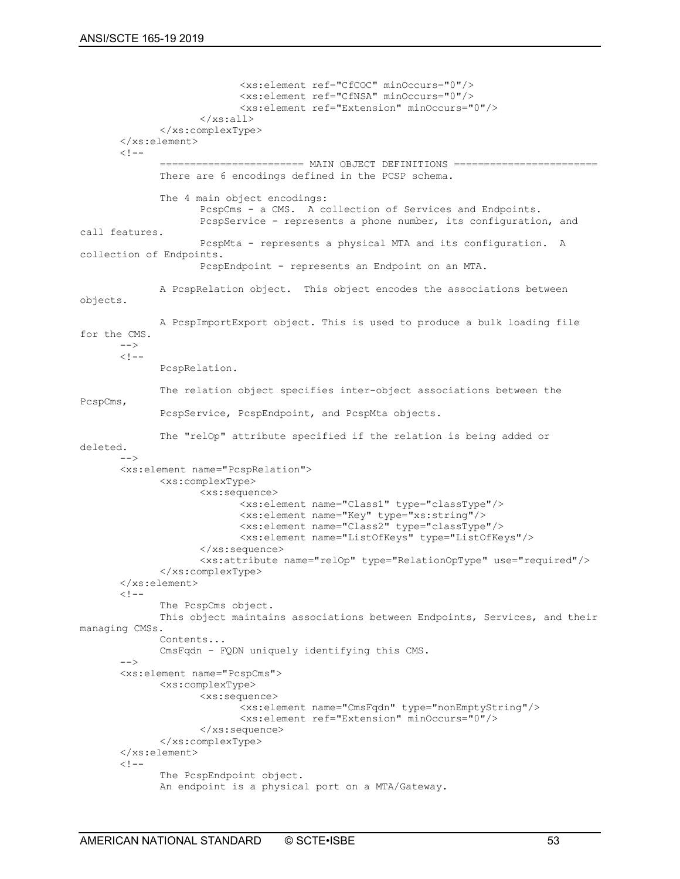```
                        <xs:element ref="CfCOC" minOccurs="0"/>
                        <xs:element ref="CfNSA" minOccurs="0"/>
                        <xs:element ref="Extension" minOccurs="0"/>
                </xs:all>
            </xs:complexType>
    </xs:element>
    <!--
            ======================= MAIN OBJECT DEFINITIONS =======================
            There are 6 encodings defined in the PCSP schema.

            The 4 main object encodings:
                    PcspCms - a CMS.  A collection of Services and Endpoints.
                    PcspService - represents a phone number, its configuration, and
call features.
                    PcspMta - represents a physical MTA and its configuration.  A
collection of Endpoints.
                    PcspEndpoint - represents an Endpoint on an MTA.

            A PcspRelation object.  This object encodes the associations between
objects.

            A PcspImportExport object. This is used to produce a bulk loading file
for the CMS.
    -->
    <!--
            PcspRelation.

            The relation object specifies inter-object associations between the
PcspCms,
            PcspService, PcspEndpoint, and PcspMta objects.

            The "relOp" attribute specified if the relation is being added or
deleted.
    -->
    <xs:element name="PcspRelation">
            <xs:complexType>
                    <xs:sequence>
                            <xs:element name="Class1" type="classType"/>
                            <xs:element name="Key" type="xs:string"/>
                            <xs:element name="Class2" type="classType"/>
                            <xs:element name="ListOfKeys" type="ListOfKeys"/>
                    </xs:sequence>
                    <xs:attribute name="relOp" type="RelationOpType" use="required"/>
            </xs:complexType>
    </xs:element>
    <!--
            The PcspCms object.
            This object maintains associations between Endpoints, Services, and their
managing CMSs.
            Contents...
            CmsFqdn - FQDN uniquely identifying this CMS.
    -->
    <xs:element name="PcspCms">
            <xs:complexType>
                    <xs:sequence>
                            <xs:element name="CmsFqdn" type="nonEmptyString"/>
                            <xs:element ref="Extension" minOccurs="0"/>
                    </xs:sequence>
            </xs:complexType>
    </xs:element>
    <!--
            The PcspEndpoint object.
            An endpoint is a physical port on a MTA/Gateway.
```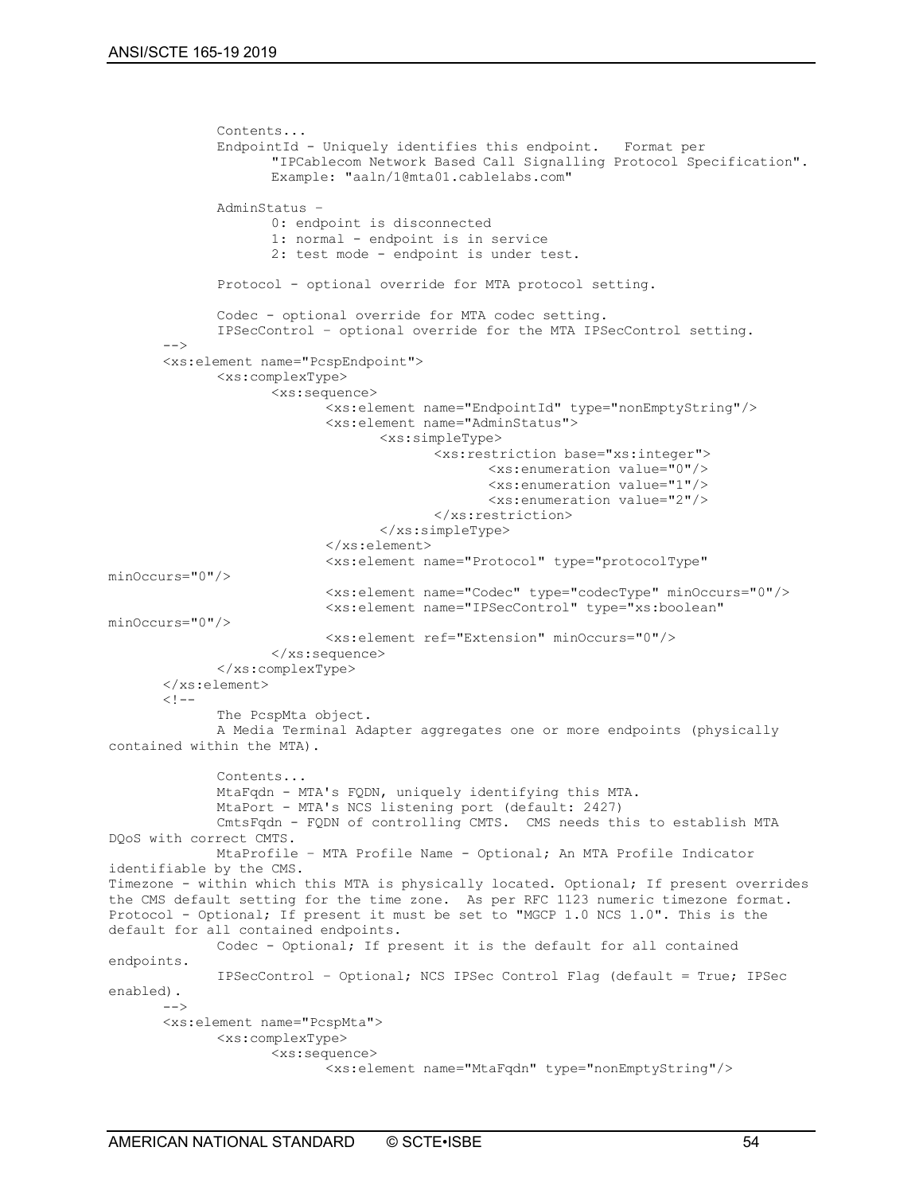```
            Contents...
            EndpointId - Uniquely identifies this endpoint.   Format per
                  "IPCablecom Network Based Call Signalling Protocol Specification".
                  Example: "aaln/1@mta01.cablelabs.com"

            AdminStatus –
                  0: endpoint is disconnected
                  1: normal - endpoint is in service
                  2: test mode - endpoint is under test.

            Protocol - optional override for MTA protocol setting.

            Codec - optional override for MTA codec setting.
            IPSecControl – optional override for the MTA IPSecControl setting.
      -->
      <xs:element name="PcspEndpoint">
            <xs:complexType>
                  <xs:sequence>
                        <xs:element name="EndpointId" type="nonEmptyString"/>
                        <xs:element name="AdminStatus">
                              <xs:simpleType>
                                    <xs:restriction base="xs:integer">
                                          <xs:enumeration value="0"/>
                                          <xs:enumeration value="1"/>
                                          <xs:enumeration value="2"/>
                                    </xs:restriction>
                              </xs:simpleType>
                        </xs:element>
                        <xs:element name="Protocol" type="protocolType"
minOccurs="0"/>
                        <xs:element name="Codec" type="codecType" minOccurs="0"/>
                        <xs:element name="IPSecControl" type="xs:boolean"
minOccurs="0"/>
                        <xs:element ref="Extension" minOccurs="0"/>
                  </xs:sequence>
            </xs:complexType>
      </xs:element>
      <!--
            The PcspMta object.
            A Media Terminal Adapter aggregates one or more endpoints (physically
contained within the MTA).

            Contents...
            MtaFqdn - MTA's FQDN, uniquely identifying this MTA.
            MtaPort - MTA's NCS listening port (default: 2427)
            CmtsFqdn - FQDN of controlling CMTS.  CMS needs this to establish MTA
DQoS with correct CMTS.
            MtaProfile – MTA Profile Name - Optional; An MTA Profile Indicator
identifiable by the CMS.
Timezone - within which this MTA is physically located. Optional; If present overrides
the CMS default setting for the time zone.  As per RFC 1123 numeric timezone format.
Protocol - Optional; If present it must be set to "MGCP 1.0 NCS 1.0". This is the
default for all contained endpoints.
            Codec - Optional; If present it is the default for all contained
endpoints.
            IPSecControl – Optional; NCS IPSec Control Flag (default = True; IPSec
enabled).
      -->
      <xs:element name="PcspMta">
            <xs:complexType>
                  <xs:sequence>
                        <xs:element name="MtaFqdn" type="nonEmptyString"/>
```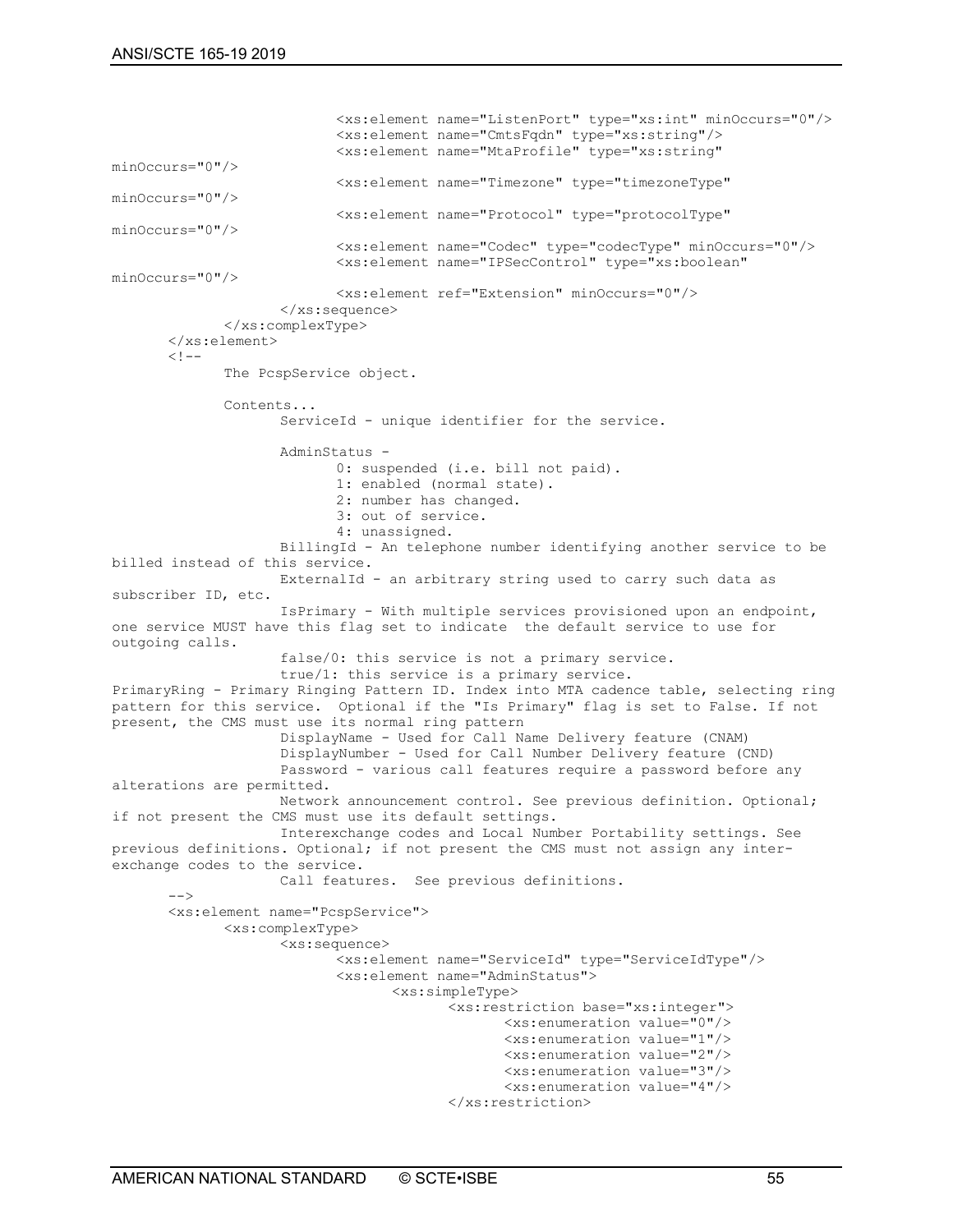```
                            <xs:element name="ListenPort" type="xs:int" minOccurs="0"/>
                            <xs:element name="CmtsFqdn" type="xs:string"/>
                            <xs:element name="MtaProfile" type="xs:string"
minOccurs="0"/>
                            <xs:element name="Timezone" type="timezoneType"
minOccurs="0"/>
                            <xs:element name="Protocol" type="protocolType"
minOccurs="0"/>
                            <xs:element name="Codec" type="codecType" minOccurs="0"/>
                            <xs:element name="IPSecControl" type="xs:boolean"
minOccurs="0"/>
                            <xs:element ref="Extension" minOccurs="0"/>
                    </xs:sequence>
            </xs:complexType>
    </xs:element>
    <!--
            The PcspService object.

            Contents...
                    ServiceId - unique identifier for the service.

                    AdminStatus -
                            0: suspended (i.e. bill not paid).
                            1: enabled (normal state).
                            2: number has changed.
                            3: out of service.
                            4: unassigned.
                    BillingId - An telephone number identifying another service to be
billed instead of this service.
                    ExternalId - an arbitrary string used to carry such data as
subscriber ID, etc.
                    IsPrimary - With multiple services provisioned upon an endpoint,
one service MUST have this flag set to indicate  the default service to use for
outgoing calls.
                    false/0: this service is not a primary service.
                    true/1: this service is a primary service.
PrimaryRing - Primary Ringing Pattern ID. Index into MTA cadence table, selecting ring
pattern for this service.  Optional if the "Is Primary" flag is set to False. If not
present, the CMS must use its normal ring pattern
                    DisplayName - Used for Call Name Delivery feature (CNAM)
                    DisplayNumber - Used for Call Number Delivery feature (CND)
                    Password - various call features require a password before any
alterations are permitted.
                    Network announcement control. See previous definition. Optional;
if not present the CMS must use its default settings.
                    Interexchange codes and Local Number Portability settings. See
previous definitions. Optional; if not present the CMS must not assign any inter-
exchange codes to the service.
                    Call features.  See previous definitions.
    -->
    <xs:element name="PcspService">
            <xs:complexType>
                    <xs:sequence>
                            <xs:element name="ServiceId" type="ServiceIdType"/>
                            <xs:element name="AdminStatus">
                                    <xs:simpleType>
                                            <xs:restriction base="xs:integer">
                                                    <xs:enumeration value="0"/>
                                                    <xs:enumeration value="1"/>
                                                    <xs:enumeration value="2"/>
                                                    <xs:enumeration value="3"/>
                                                    <xs:enumeration value="4"/>
                                            </xs:restriction>
```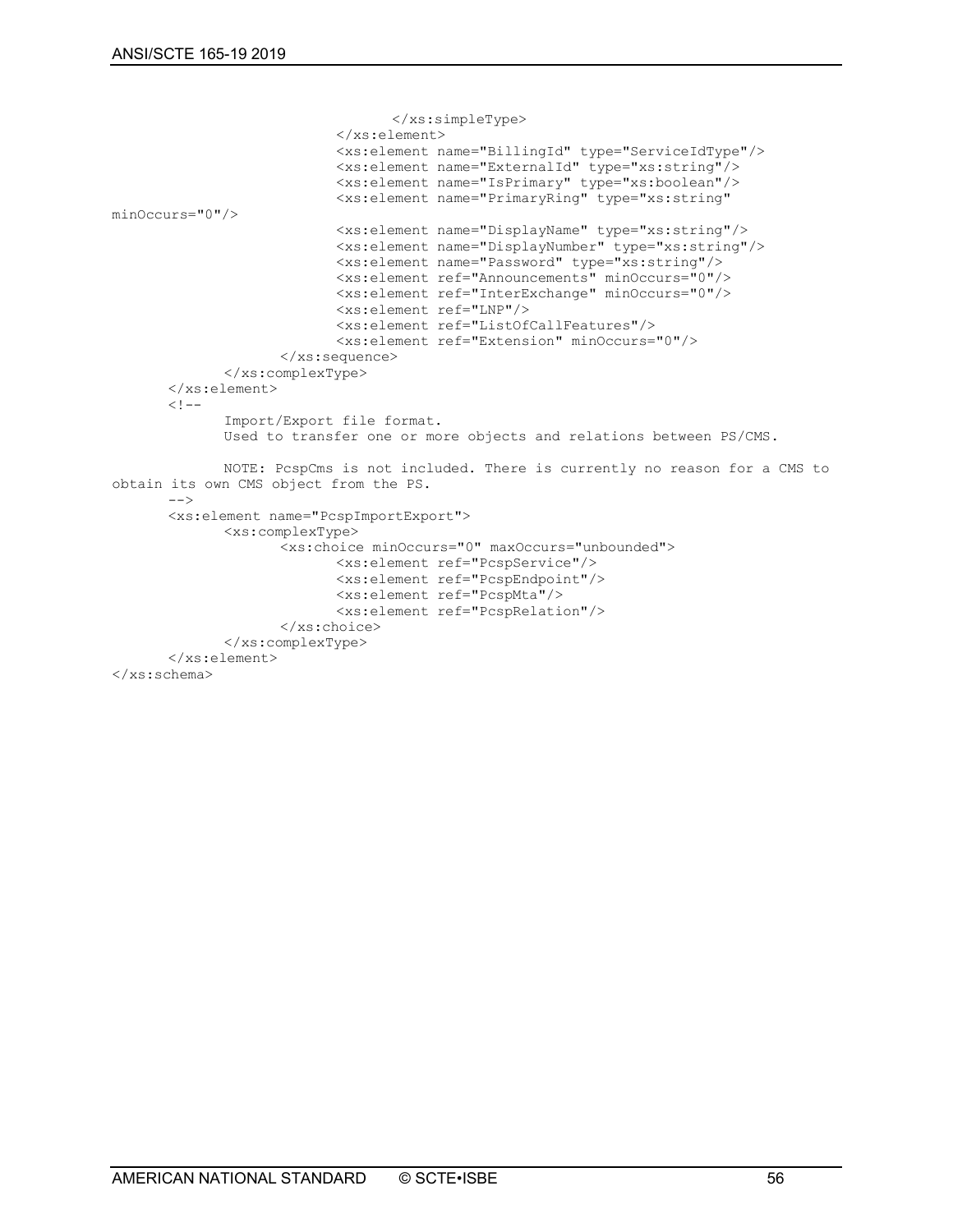```
                                </xs:simpleType>
                        </xs:element>
                        <xs:element name="BillingId" type="ServiceIdType"/>
                        <xs:element name="ExternalId" type="xs:string"/>
                        <xs:element name="IsPrimary" type="xs:boolean"/>
                        <xs:element name="PrimaryRing" type="xs:string"
minOccurs="0"/>
                        <xs:element name="DisplayName" type="xs:string"/>
                        <xs:element name="DisplayNumber" type="xs:string"/>
                        <xs:element name="Password" type="xs:string"/>
                        <xs:element ref="Announcements" minOccurs="0"/>
                        <xs:element ref="InterExchange" minOccurs="0"/>
                        <xs:element ref="LNP"/>
                        <xs:element ref="ListOfCallFeatures"/>
                        <xs:element ref="Extension" minOccurs="0"/>
                    </xs:sequence>
            </xs:complexType>
        </xs:element>
        <!--
            Import/Export file format.
            Used to transfer one or more objects and relations between PS/CMS.

            NOTE: PcspCms is not included. There is currently no reason for a CMS to
obtain its own CMS object from the PS.
        -->
        <xs:element name="PcspImportExport">
            <xs:complexType>
                    <xs:choice minOccurs="0" maxOccurs="unbounded">
                        <xs:element ref="PcspService"/>
                        <xs:element ref="PcspEndpoint"/>
                        <xs:element ref="PcspMta"/>
                        <xs:element ref="PcspRelation"/>
                    </xs:choice>
            </xs:complexType>
        </xs:element>
</xs:schema>
```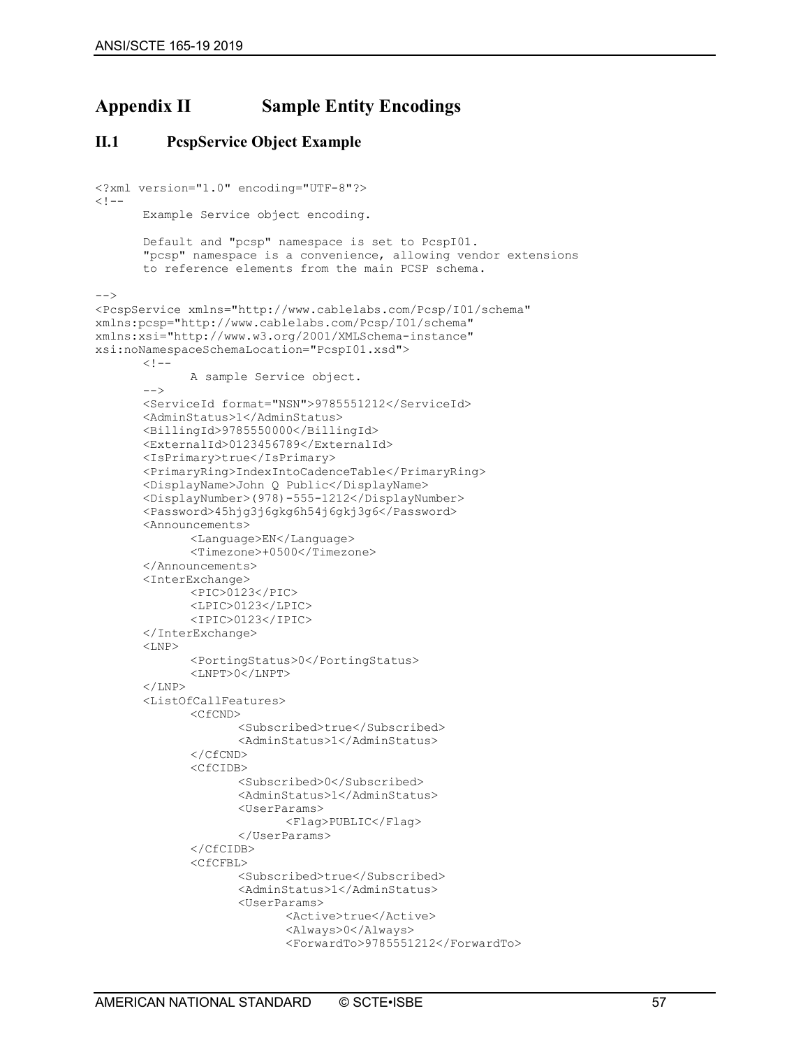# Appendix II Sample Entity Encodings

## II.1 PcspService Object Example

```
<?xml version="1.0" encoding="UTF-8"?>
<!--
	Example Service object encoding.

	Default and "pcsp" namespace is set to PcspI01.
	"pcsp" namespace is a convenience, allowing vendor extensions
	to reference elements from the main PCSP schema.

-->
<PcspService xmlns="http://www.cablelabs.com/Pcsp/I01/schema"
xmlns:pcsp="http://www.cablelabs.com/Pcsp/I01/schema"
xmlns:xsi="http://www.w3.org/2001/XMLSchema-instance"
xsi:noNamespaceSchemaLocation="PcspI01.xsd">
	<!--
		A sample Service object.
	-->
	<ServiceId format="NSN">9785551212</ServiceId>
	<AdminStatus>1</AdminStatus>
	<BillingId>9785550000</BillingId>
	<ExternalId>0123456789</ExternalId>
	<IsPrimary>true</IsPrimary>
	<PrimaryRing>IndexIntoCadenceTable</PrimaryRing>
	<DisplayName>John Q Public</DisplayName>
	<DisplayNumber>(978)-555-1212</DisplayNumber>
	<Password>45hjg3j6gkg6h54j6gkj3g6</Password>
	<Announcements>
		<Language>EN</Language>
		<Timezone>+0500</Timezone>
	</Announcements>
	<InterExchange>
		<PIC>0123</PIC>
		<LPIC>0123</LPIC>
		<IPIC>0123</IPIC>
	</InterExchange>
	<LNP>
		<PortingStatus>0</PortingStatus>
		<LNPT>0</LNPT>
	</LNP>
	<ListOfCallFeatures>
		<CfCND>
			<Subscribed>true</Subscribed>
			<AdminStatus>1</AdminStatus>
		</CfCND>
		<CfCIDB>
			<Subscribed>0</Subscribed>
			<AdminStatus>1</AdminStatus>
			<UserParams>
				<Flag>PUBLIC</Flag>
			</UserParams>
		</CfCIDB>
		<CfCFBL>
			<Subscribed>true</Subscribed>
			<AdminStatus>1</AdminStatus>
			<UserParams>
				<Active>true</Active>
				<Always>0</Always>
				<ForwardTo>9785551212</ForwardTo>
```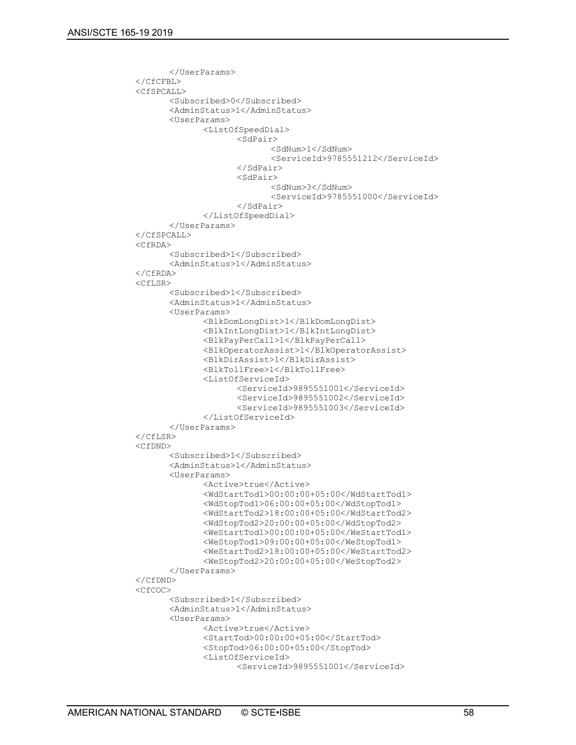```
            </UserParams>
        </CfCFBL>
        <CfSPCALL>
            <Subscribed>0</Subscribed>
            <AdminStatus>1</AdminStatus>
            <UserParams>
                <ListOfSpeedDial>
                    <SdPair>
                        <SdNum>1</SdNum>
                        <ServiceId>9785551212</ServiceId>
                    </SdPair>
                    <SdPair>
                        <SdNum>3</SdNum>
                        <ServiceId>9785551000</ServiceId>
                    </SdPair>
                </ListOfSpeedDial>
            </UserParams>
        </CfSPCALL>
        <CfRDA>
            <Subscribed>1</Subscribed>
            <AdminStatus>1</AdminStatus>
        </CfRDA>
        <CfLSR>
            <Subscribed>1</Subscribed>
            <AdminStatus>1</AdminStatus>
            <UserParams>
                <BlkDomLongDist>1</BlkDomLongDist>
                <BlkIntLongDist>1</BlkIntLongDist>
                <BlkPayPerCall>1</BlkPayPerCall>
                <BlkOperatorAssist>1</BlkOperatorAssist>
                <BlkDirAssist>1</BlkDirAssist>
                <BlkTollFree>1</BlkTollFree>
                <ListOfServiceId>
                    <ServiceId>9895551001</ServiceId>
                    <ServiceId>9895551002</ServiceId>
                    <ServiceId>9895551003</ServiceId>
                </ListOfServiceId>
            </UserParams>
        </CfLSR>
        <CfDND>
            <Subscribed>1</Subscribed>
            <AdminStatus>1</AdminStatus>
            <UserParams>
                <Active>true</Active>
                <WdStartTod1>00:00:00+05:00</WdStartTod1>
                <WdStopTod1>06:00:00+05:00</WdStopTod1>
                <WdStartTod2>18:00:00+05:00</WdStartTod2>
                <WdStopTod2>20:00:00+05:00</WdStopTod2>
                <WeStartTod1>00:00:00+05:00</WeStartTod1>
                <WeStopTod1>09:00:00+05:00</WeStopTod1>
                <WeStartTod2>18:00:00+05:00</WeStartTod2>
                <WeStopTod2>20:00:00+05:00</WeStopTod2>
            </UserParams>
        </CfDND>
        <CfCOC>
            <Subscribed>1</Subscribed>
            <AdminStatus>1</AdminStatus>
            <UserParams>
                <Active>true</Active>
                <StartTod>00:00:00+05:00</StartTod>
                <StopTod>06:00:00+05:00</StopTod>
                <ListOfServiceId>
                    <ServiceId>9895551001</ServiceId>
```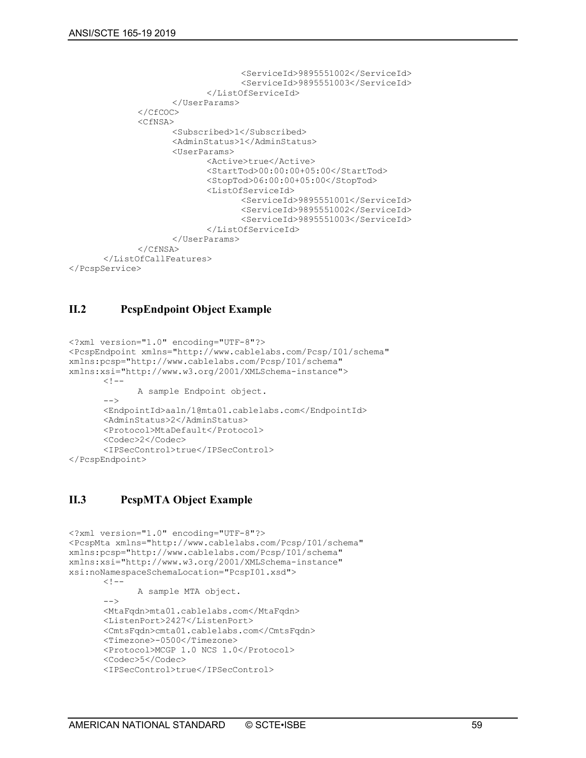```
                                <ServiceId>9895551002</ServiceId>
                                <ServiceId>9895551003</ServiceId>
                        </ListOfServiceId>
                </UserParams>
        </CfCOC>
        <CfNSA>
                <Subscribed>1</Subscribed>
                <AdminStatus>1</AdminStatus>
                <UserParams>
                        <Active>true</Active>
                        <StartTod>00:00:00+05:00</StartTod>
                        <StopTod>06:00:00+05:00</StopTod>
                        <ListOfServiceId>
                                <ServiceId>9895551001</ServiceId>
                                <ServiceId>9895551002</ServiceId>
                                <ServiceId>9895551003</ServiceId>
                        </ListOfServiceId>
                </UserParams>
        </CfNSA>
    </ListOfCallFeatures>
</PcspService>
```

## II.2 PcspEndpoint Object Example

```
<?xml version="1.0" encoding="UTF-8"?>
<PcspEndpoint xmlns="http://www.cablelabs.com/Pcsp/I01/schema"
xmlns:pcsp="http://www.cablelabs.com/Pcsp/I01/schema"
xmlns:xsi="http://www.w3.org/2001/XMLSchema-instance">
    <!--
        A sample Endpoint object.
    -->
    <EndpointId>aaln/1@mta01.cablelabs.com</EndpointId>
    <AdminStatus>2</AdminStatus>
    <Protocol>MtaDefault</Protocol>
    <Codec>2</Codec>
    <IPSecControl>true</IPSecControl>
</PcspEndpoint>
```

## II.3 PcspMTA Object Example

```
<?xml version="1.0" encoding="UTF-8"?>
<PcspMta xmlns="http://www.cablelabs.com/Pcsp/I01/schema"
xmlns:pcsp="http://www.cablelabs.com/Pcsp/I01/schema"
xmlns:xsi="http://www.w3.org/2001/XMLSchema-instance"
xsi:noNamespaceSchemaLocation="PcspI01.xsd">
    <!--
        A sample MTA object.
    -->
    <MtaFqdn>mta01.cablelabs.com</MtaFqdn>
    <ListenPort>2427</ListenPort>
    <CmtsFqdn>cmta01.cablelabs.com</CmtsFqdn>
    <Timezone>-0500</Timezone>
    <Protocol>MCGP 1.0 NCS 1.0</Protocol>
    <Codec>5</Codec>
    <IPSecControl>true</IPSecControl>
```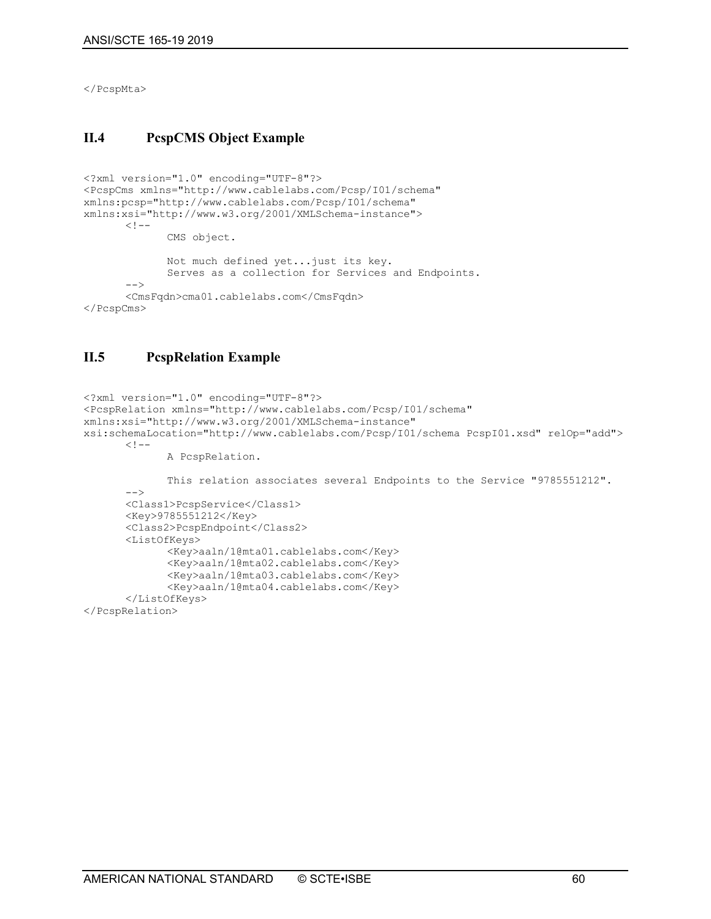```
</PcspMta>
```

## II.4 PcspCMS Object Example

```
<?xml version="1.0" encoding="UTF-8"?>
<PcspCms xmlns="http://www.cablelabs.com/Pcsp/I01/schema"
xmlns:pcsp="http://www.cablelabs.com/Pcsp/I01/schema"
xmlns:xsi="http://www.w3.org/2001/XMLSchema-instance">
	<!--
		CMS object.

		Not much defined yet...just its key.
		Serves as a collection for Services and Endpoints.
	-->
	<CmsFqdn>cma01.cablelabs.com</CmsFqdn>
</PcspCms>
```

## II.5 PcspRelation Example

```
<?xml version="1.0" encoding="UTF-8"?>
<PcspRelation xmlns="http://www.cablelabs.com/Pcsp/I01/schema"
xmlns:xsi="http://www.w3.org/2001/XMLSchema-instance"
xsi:schemaLocation="http://www.cablelabs.com/Pcsp/I01/schema PcspI01.xsd" relOp="add">
	<!--
		A PcspRelation.

		This relation associates several Endpoints to the Service "9785551212".
	-->
	<Class1>PcspService</Class1>
	<Key>9785551212</Key>
	<Class2>PcspEndpoint</Class2>
	<ListOfKeys>
		<Key>aaln/1@mta01.cablelabs.com</Key>
		<Key>aaln/1@mta02.cablelabs.com</Key>
		<Key>aaln/1@mta03.cablelabs.com</Key>
		<Key>aaln/1@mta04.cablelabs.com</Key>
	</ListOfKeys>
</PcspRelation>
```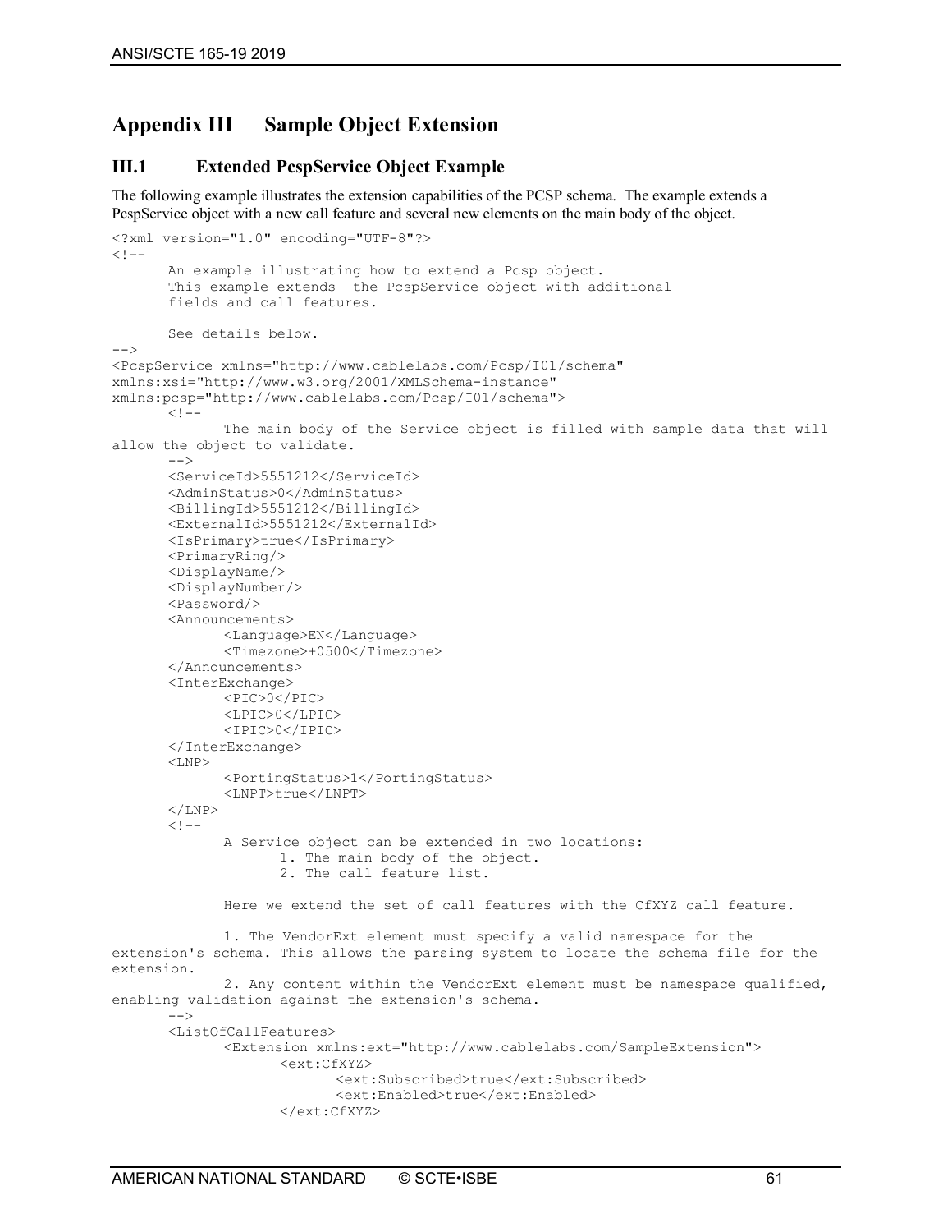# Appendix III Sample Object Extension

## III.1 Extended PcspService Object Example

The following example illustrates the extension capabilities of the PCSP schema. The example extends a PcspService object with a new call feature and several new elements on the main body of the object.

```
<?xml version="1.0" encoding="UTF-8"?>
<!--
      An example illustrating how to extend a Pcsp object.
      This example extends  the PcspService object with additional
      fields and call features.

      See details below.
-->
<PcspService xmlns="http://www.cablelabs.com/Pcsp/I01/schema"
xmlns:xsi="http://www.w3.org/2001/XMLSchema-instance"
xmlns:pcsp="http://www.cablelabs.com/Pcsp/I01/schema">
      <!--
            The main body of the Service object is filled with sample data that will
allow the object to validate.
      -->
      <ServiceId>5551212</ServiceId>
      <AdminStatus>0</AdminStatus>
      <BillingId>5551212</BillingId>
      <ExternalId>5551212</ExternalId>
      <IsPrimary>true</IsPrimary>
      <PrimaryRing/>
      <DisplayName/>
      <DisplayNumber/>
      <Password/>
      <Announcements>
            <Language>EN</Language>
            <Timezone>+0500</Timezone>
      </Announcements>
      <InterExchange>
            <PIC>0</PIC>
            <LPIC>0</LPIC>
            <IPIC>0</IPIC>
      </InterExchange>
      <LNP>
            <PortingStatus>1</PortingStatus>
            <LNPT>true</LNPT>
      </LNP>
      <!--
            A Service object can be extended in two locations:
                  1. The main body of the object.
                  2. The call feature list.

            Here we extend the set of call features with the CfXYZ call feature.

            1. The VendorExt element must specify a valid namespace for the
extension's schema. This allows the parsing system to locate the schema file for the
extension.
            2. Any content within the VendorExt element must be namespace qualified,
enabling validation against the extension's schema.
      -->
      <ListOfCallFeatures>
            <Extension xmlns:ext="http://www.cablelabs.com/SampleExtension">
                  <ext:CfXYZ>
                        <ext:Subscribed>true</ext:Subscribed>
                        <ext:Enabled>true</ext:Enabled>
                  </ext:CfXYZ>
```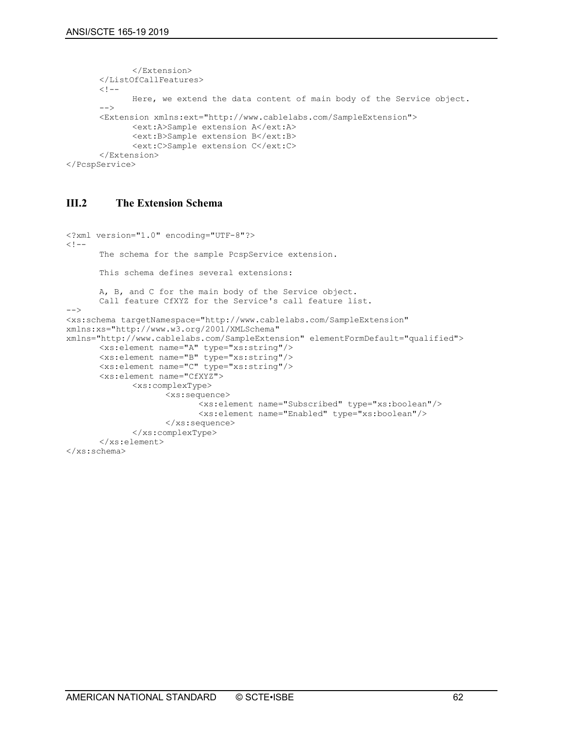```
            </Extension>
      </ListOfCallFeatures>
      <!--
            Here, we extend the data content of main body of the Service object.
      -->
      <Extension xmlns:ext="http://www.cablelabs.com/SampleExtension">
            <ext:A>Sample extension A</ext:A>
            <ext:B>Sample extension B</ext:B>
            <ext:C>Sample extension C</ext:C>
      </Extension>
</PcspService>
```

## III.2 The Extension Schema

```
<?xml version="1.0" encoding="UTF-8"?>
<!--
      The schema for the sample PcspService extension.

      This schema defines several extensions:

      A, B, and C for the main body of the Service object.
      Call feature CfXYZ for the Service's call feature list.
-->
<xs:schema targetNamespace="http://www.cablelabs.com/SampleExtension"
xmlns:xs="http://www.w3.org/2001/XMLSchema"
xmlns="http://www.cablelabs.com/SampleExtension" elementFormDefault="qualified">
      <xs:element name="A" type="xs:string"/>
      <xs:element name="B" type="xs:string"/>
      <xs:element name="C" type="xs:string"/>
      <xs:element name="CfXYZ">
            <xs:complexType>
                  <xs:sequence>
                        <xs:element name="Subscribed" type="xs:boolean"/>
                        <xs:element name="Enabled" type="xs:boolean"/>
                  </xs:sequence>
            </xs:complexType>
      </xs:element>
</xs:schema>
```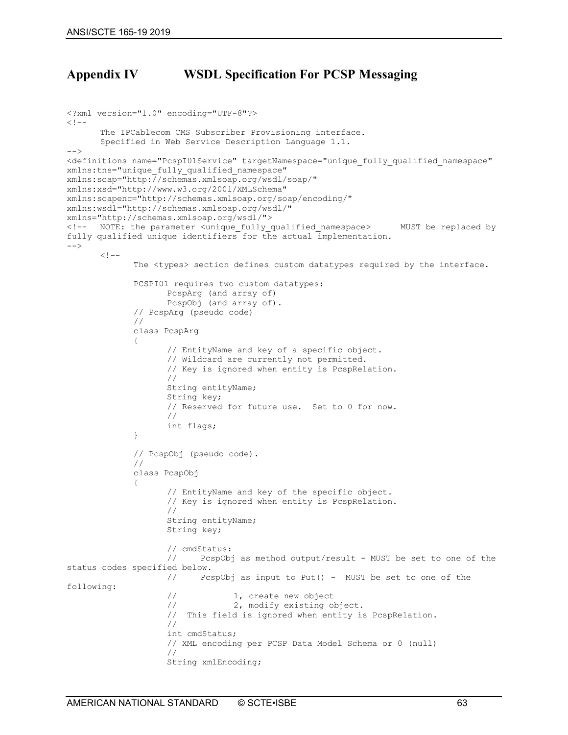# Appendix IV WSDL Specification For PCSP Messaging

```
<?xml version="1.0" encoding="UTF-8"?>
<!--
      The IPCablecom CMS Subscriber Provisioning interface.
      Specified in Web Service Description Language 1.1.
-->
<definitions name="PcspI01Service" targetNamespace="unique_fully_qualified_namespace"
xmlns:tns="unique_fully_qualified_namespace"
xmlns:soap="http://schemas.xmlsoap.org/wsdl/soap/"
xmlns:xsd="http://www.w3.org/2001/XMLSchema"
xmlns:soapenc="http://schemas.xmlsoap.org/soap/encoding/"
xmlns:wsdl="http://schemas.xmlsoap.org/wsdl/"
xmlns="http://schemas.xmlsoap.org/wsdl/">
<!--  NOTE: the parameter <unique_fully_qualified_namespace>      MUST be replaced by
fully qualified unique identifiers for the actual implementation.
-->
      <!--
            The <types> section defines custom datatypes required by the interface.

            PCSPI01 requires two custom datatypes:
                  PcspArg (and array of)
                  PcspObj (and array of).
            // PcspArg (pseudo code)
            //
            class PcspArg
            {
                  // EntityName and key of a specific object.
                  // Wildcard are currently not permitted.
                  // Key is ignored when entity is PcspRelation.
                  //
                  String entityName;
                  String key;
                  // Reserved for future use.  Set to 0 for now.
                  //
                  int flags;
            }

            // PcspObj (pseudo code).
            //
            class PcspObj
            {
                  // EntityName and key of the specific object.
                  // Key is ignored when entity is PcspRelation.
                  //
                  String entityName;
                  String key;

                  // cmdStatus:
                  //     PcspObj as method output/result - MUST be set to one of the
status codes specified below.
                  //     PcspObj as input to Put() -  MUST be set to one of the
following:
                  //           1, create new object
                  //           2, modify existing object.
                  //  This field is ignored when entity is PcspRelation.
                  //
                  int cmdStatus;
                  // XML encoding per PCSP Data Model Schema or 0 (null)
                  //
                  String xmlEncoding;
```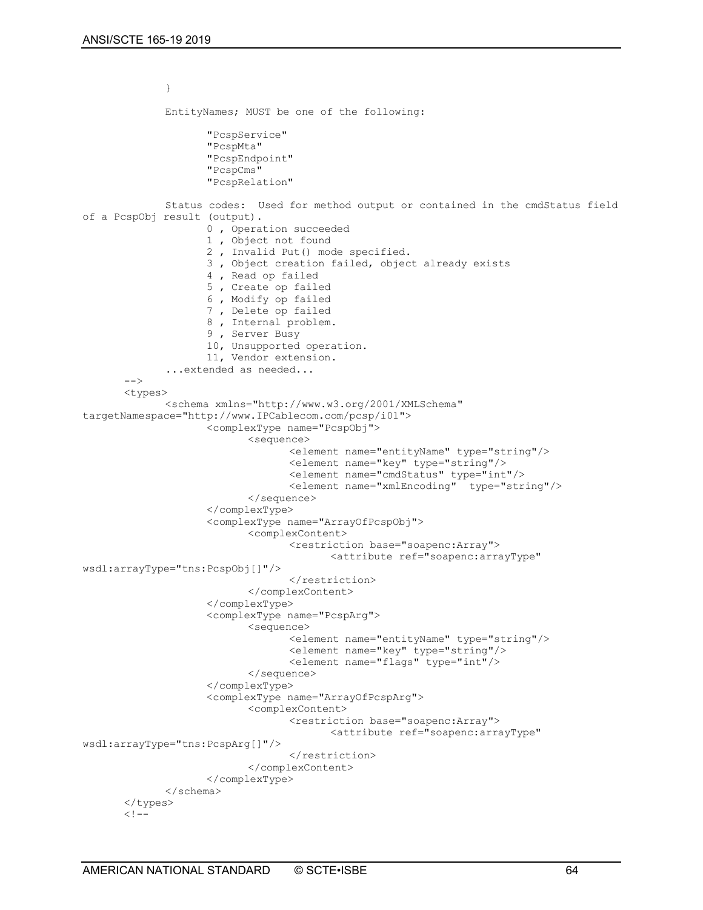```
            }

            EntityNames; MUST be one of the following:

                  "PcspService"
                  "PcspMta"
                  "PcspEndpoint"
                  "PcspCms"
                  "PcspRelation"

            Status codes:  Used for method output or contained in the cmdStatus field
of a PcspObj result (output).
                  0 , Operation succeeded
                  1 , Object not found
                  2 , Invalid Put() mode specified.
                  3 , Object creation failed, object already exists
                  4 , Read op failed
                  5 , Create op failed
                  6 , Modify op failed
                  7 , Delete op failed
                  8 , Internal problem.
                  9 , Server Busy
                  10, Unsupported operation.
                  11, Vendor extension.
            ...extended as needed...
      -->
      <types>
            <schema xmlns="http://www.w3.org/2001/XMLSchema"
targetNamespace="http://www.IPCablecom.com/pcsp/i01">
                  <complexType name="PcspObj">
                        <sequence>
                              <element name="entityName" type="string"/>
                              <element name="key" type="string"/>
                              <element name="cmdStatus" type="int"/>
                              <element name="xmlEncoding"  type="string"/>
                        </sequence>
                  </complexType>
                  <complexType name="ArrayOfPcspObj">
                        <complexContent>
                              <restriction base="soapenc:Array">
                                    <attribute ref="soapenc:arrayType"
wsdl:arrayType="tns:PcspObj[]"/>
                              </restriction>
                        </complexContent>
                  </complexType>
                  <complexType name="PcspArg">
                        <sequence>
                              <element name="entityName" type="string"/>
                              <element name="key" type="string"/>
                              <element name="flags" type="int"/>
                        </sequence>
                  </complexType>
                  <complexType name="ArrayOfPcspArg">
                        <complexContent>
                              <restriction base="soapenc:Array">
                                    <attribute ref="soapenc:arrayType"
wsdl:arrayType="tns:PcspArg[]"/>
                              </restriction>
                        </complexContent>
                  </complexType>
            </schema>
      </types>
      <!--
```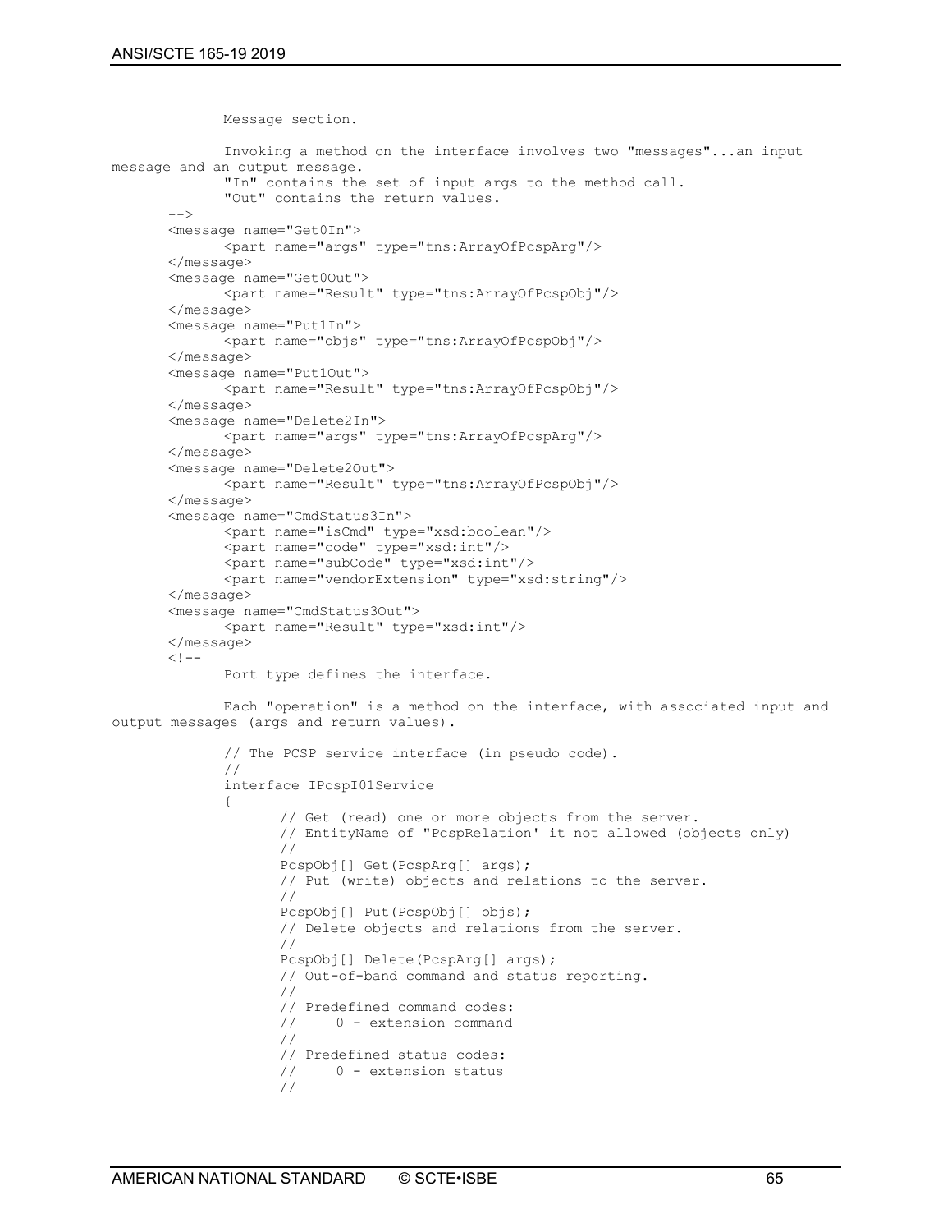```
            Message section.

            Invoking a method on the interface involves two "messages"...an input
message and an output message.
            "In" contains the set of input args to the method call.
            "Out" contains the return values.
      -->
      <message name="Get0In">
            <part name="args" type="tns:ArrayOfPcspArg"/>
      </message>
      <message name="Get0Out">
            <part name="Result" type="tns:ArrayOfPcspObj"/>
      </message>
      <message name="Put1In">
            <part name="objs" type="tns:ArrayOfPcspObj"/>
      </message>
      <message name="Put1Out">
            <part name="Result" type="tns:ArrayOfPcspObj"/>
      </message>
      <message name="Delete2In">
            <part name="args" type="tns:ArrayOfPcspArg"/>
      </message>
      <message name="Delete2Out">
            <part name="Result" type="tns:ArrayOfPcspObj"/>
      </message>
      <message name="CmdStatus3In">
            <part name="isCmd" type="xsd:boolean"/>
            <part name="code" type="xsd:int"/>
            <part name="subCode" type="xsd:int"/>
            <part name="vendorExtension" type="xsd:string"/>
      </message>
      <message name="CmdStatus3Out">
            <part name="Result" type="xsd:int"/>
      </message>
      <!--
            Port type defines the interface.

            Each "operation" is a method on the interface, with associated input and
output messages (args and return values).

            // The PCSP service interface (in pseudo code).
            //
            interface IPcspI01Service
            {
                  // Get (read) one or more objects from the server.
                  // EntityName of "PcspRelation' it not allowed (objects only)
                  //
                  PcspObj[] Get(PcspArg[] args);
                  // Put (write) objects and relations to the server.
                  //
                  PcspObj[] Put(PcspObj[] objs);
                  // Delete objects and relations from the server.
                  //
                  PcspObj[] Delete(PcspArg[] args);
                  // Out-of-band command and status reporting.
                  //
                  // Predefined command codes:
                  //     0 - extension command
                  //
                  // Predefined status codes:
                  //     0 - extension status
                  //
```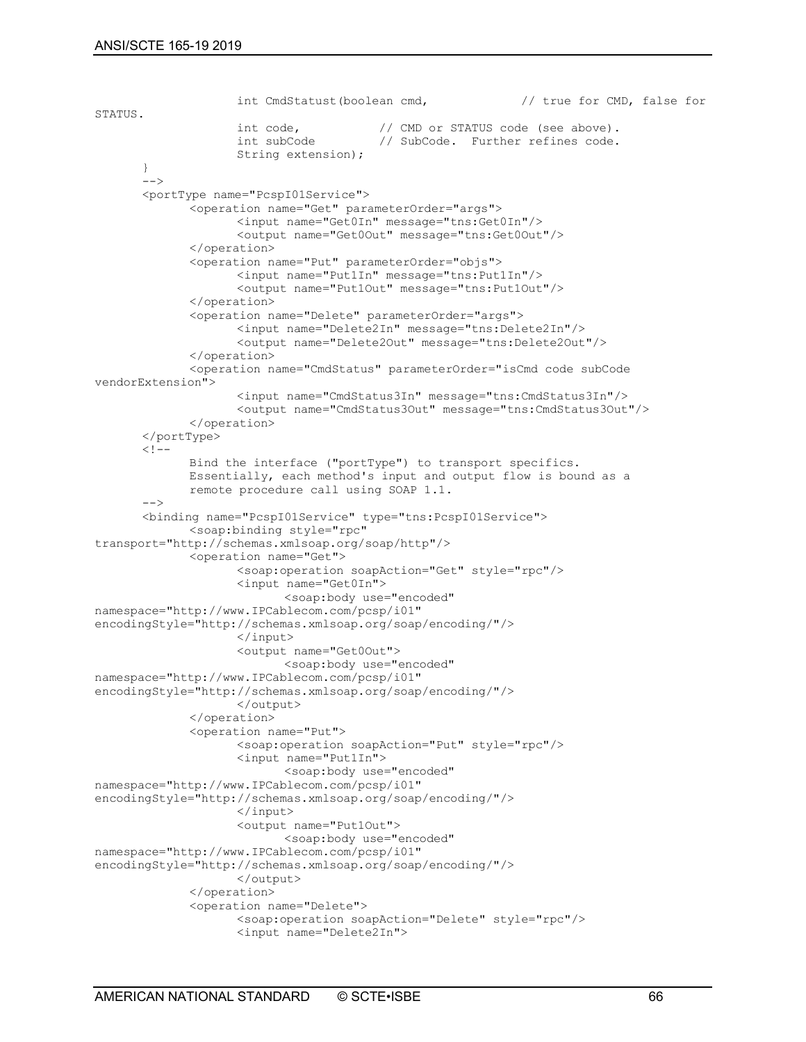```
                    int CmdStatust(boolean cmd,             // true for CMD, false for
STATUS.
                    int code,           // CMD or STATUS code (see above).
                    int subCode         // SubCode.  Further refines code.
                    String extension);
        }
        -->
        <portType name="PcspI01Service">
                <operation name="Get" parameterOrder="args">
                        <input name="Get0In" message="tns:Get0In"/>
                        <output name="Get0Out" message="tns:Get0Out"/>
                </operation>
                <operation name="Put" parameterOrder="objs">
                        <input name="Put1In" message="tns:Put1In"/>
                        <output name="Put1Out" message="tns:Put1Out"/>
                </operation>
                <operation name="Delete" parameterOrder="args">
                        <input name="Delete2In" message="tns:Delete2In"/>
                        <output name="Delete2Out" message="tns:Delete2Out"/>
                </operation>
                <operation name="CmdStatus" parameterOrder="isCmd code subCode
vendorExtension">
                        <input name="CmdStatus3In" message="tns:CmdStatus3In"/>
                        <output name="CmdStatus3Out" message="tns:CmdStatus3Out"/>
                </operation>
        </portType>
        <!--
                Bind the interface ("portType") to transport specifics.
                Essentially, each method's input and output flow is bound as a
                remote procedure call using SOAP 1.1.
        -->
        <binding name="PcspI01Service" type="tns:PcspI01Service">
                <soap:binding style="rpc"
transport="http://schemas.xmlsoap.org/soap/http"/>
                <operation name="Get">
                        <soap:operation soapAction="Get" style="rpc"/>
                        <input name="Get0In">
                                <soap:body use="encoded"
namespace="http://www.IPCablecom.com/pcsp/i01"
encodingStyle="http://schemas.xmlsoap.org/soap/encoding/"/>
                        </input>
                        <output name="Get0Out">
                                <soap:body use="encoded"
namespace="http://www.IPCablecom.com/pcsp/i01"
encodingStyle="http://schemas.xmlsoap.org/soap/encoding/"/>
                        </output>
                </operation>
                <operation name="Put">
                        <soap:operation soapAction="Put" style="rpc"/>
                        <input name="Put1In">
                                <soap:body use="encoded"
namespace="http://www.IPCablecom.com/pcsp/i01"
encodingStyle="http://schemas.xmlsoap.org/soap/encoding/"/>
                        </input>
                        <output name="Put1Out">
                                <soap:body use="encoded"
namespace="http://www.IPCablecom.com/pcsp/i01"
encodingStyle="http://schemas.xmlsoap.org/soap/encoding/"/>
                        </output>
                </operation>
                <operation name="Delete">
                        <soap:operation soapAction="Delete" style="rpc"/>
                        <input name="Delete2In">
```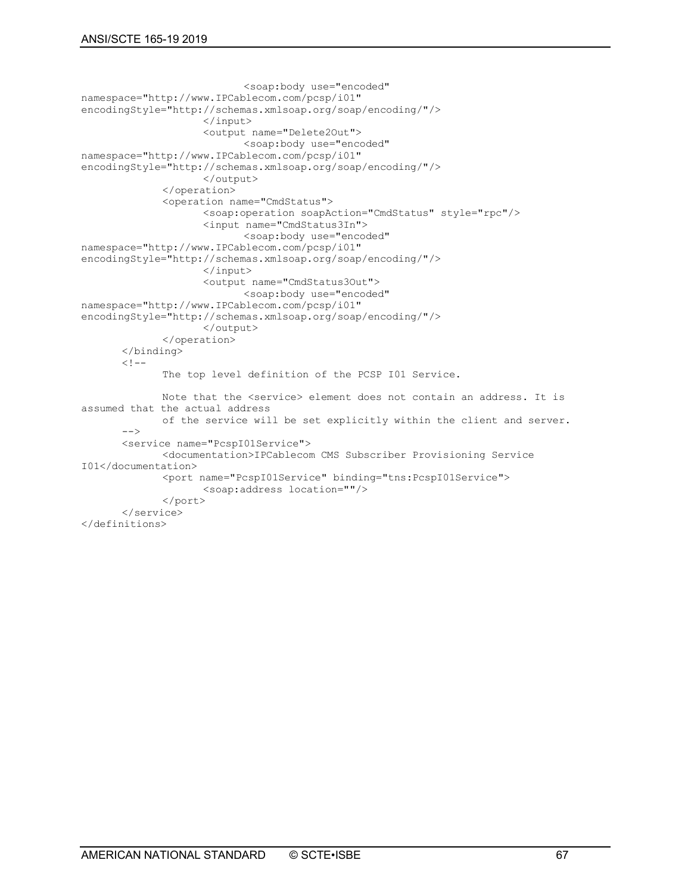```
                            <soap:body use="encoded"
namespace="http://www.IPCablecom.com/pcsp/i01"
encodingStyle="http://schemas.xmlsoap.org/soap/encoding/"/>
                    </input>
                    <output name="Delete2Out">
                            <soap:body use="encoded"
namespace="http://www.IPCablecom.com/pcsp/i01"
encodingStyle="http://schemas.xmlsoap.org/soap/encoding/"/>
                    </output>
            </operation>
            <operation name="CmdStatus">
                    <soap:operation soapAction="CmdStatus" style="rpc"/>
                    <input name="CmdStatus3In">
                            <soap:body use="encoded"
namespace="http://www.IPCablecom.com/pcsp/i01"
encodingStyle="http://schemas.xmlsoap.org/soap/encoding/"/>
                    </input>
                    <output name="CmdStatus3Out">
                            <soap:body use="encoded"
namespace="http://www.IPCablecom.com/pcsp/i01"
encodingStyle="http://schemas.xmlsoap.org/soap/encoding/"/>
                    </output>
            </operation>
    </binding>
    <!--
            The top level definition of the PCSP I01 Service.

            Note that the <service> element does not contain an address. It is
assumed that the actual address
            of the service will be set explicitly within the client and server.
    -->
    <service name="PcspI01Service">
            <documentation>IPCablecom CMS Subscriber Provisioning Service
I01</documentation>
            <port name="PcspI01Service" binding="tns:PcspI01Service">
                    <soap:address location=""/>
            </port>
    </service>
</definitions>
```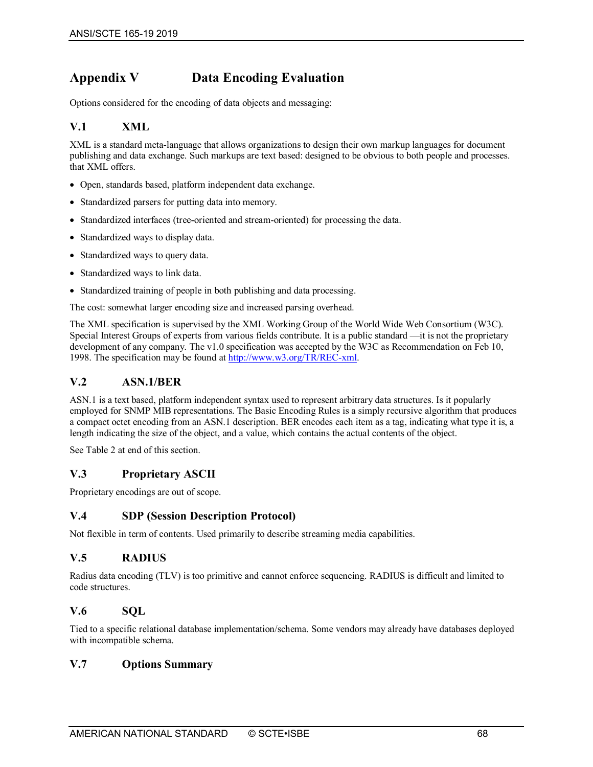# Appendix V Data Encoding Evaluation

Options considered for the encoding of data objects and messaging:

## V.1 XML

XML is a standard meta-language that allows organizations to design their own markup languages for document publishing and data exchange. Such markups are text based: designed to be obvious to both people and processes. that XML offers.

- Open, standards based, platform independent data exchange.
- Standardized parsers for putting data into memory.
- Standardized interfaces (tree-oriented and stream-oriented) for processing the data.
- Standardized ways to display data.
- Standardized ways to query data.
- Standardized ways to link data.
- Standardized training of people in both publishing and data processing.

The cost: somewhat larger encoding size and increased parsing overhead.

The XML specification is supervised by the XML Working Group of the World Wide Web Consortium (W3C). Special Interest Groups of experts from various fields contribute. It is a public standard —it is not the proprietary development of any company. The v1.0 specification was accepted by the W3C as Recommendation on Feb 10, 1998. The specification may be found at http://www.w3.org/TR/REC-xml.

## V.2 ASN.1/BER

ASN.1 is a text based, platform independent syntax used to represent arbitrary data structures. Is it popularly employed for SNMP MIB representations. The Basic Encoding Rules is a simply recursive algorithm that produces a compact octet encoding from an ASN.1 description. BER encodes each item as a tag, indicating what type it is, a length indicating the size of the object, and a value, which contains the actual contents of the object.

See Table 2 at end of this section.

## V.3 Proprietary ASCII

Proprietary encodings are out of scope.

## V.4 SDP (Session Description Protocol)

Not flexible in term of contents. Used primarily to describe streaming media capabilities.

## V.5 RADIUS

Radius data encoding (TLV) is too primitive and cannot enforce sequencing. RADIUS is difficult and limited to code structures.

## V.6 SQL

Tied to a specific relational database implementation/schema. Some vendors may already have databases deployed with incompatible schema.

## V.7 Options Summary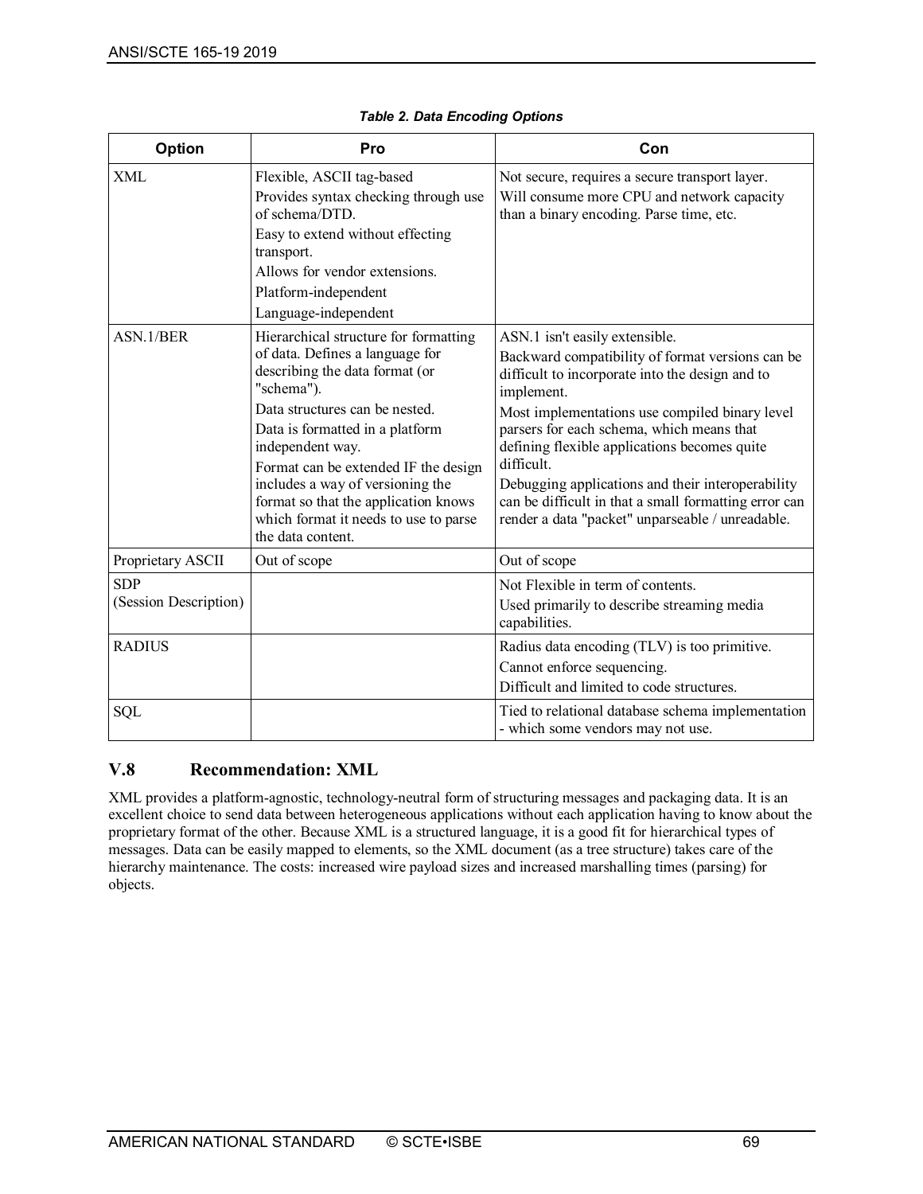*Table 2. Data Encoding Options*

| Option | Pro | Con |
|---|---|---|
| XML | Flexible, ASCII tag-based<br>Provides syntax checking through use of schema/DTD.<br>Easy to extend without effecting transport.<br>Allows for vendor extensions.<br>Platform-independent<br>Language-independent | Not secure, requires a secure transport layer.<br>Will consume more CPU and network capacity than a binary encoding. Parse time, etc. |
| ASN.1/BER | Hierarchical structure for formatting of data. Defines a language for describing the data format (or "schema").<br>Data structures can be nested.<br>Data is formatted in a platform independent way.<br>Format can be extended IF the design includes a way of versioning the format so that the application knows which format it needs to use to parse the data content. | ASN.1 isn't easily extensible.<br>Backward compatibility of format versions can be difficult to incorporate into the design and to implement.<br>Most implementations use compiled binary level parsers for each schema, which means that defining flexible applications becomes quite difficult.<br>Debugging applications and their interoperability can be difficult in that a small formatting error can render a data "packet" unparseable / unreadable. |
| Proprietary ASCII | Out of scope | Out of scope |
| SDP (Session Description) | | Not Flexible in term of contents.<br>Used primarily to describe streaming media capabilities. |
| RADIUS | | Radius data encoding (TLV) is too primitive.<br>Cannot enforce sequencing.<br>Difficult and limited to code structures. |
| SQL | | Tied to relational database schema implementation - which some vendors may not use. |

## V.8 Recommendation: XML

XML provides a platform-agnostic, technology-neutral form of structuring messages and packaging data. It is an excellent choice to send data between heterogeneous applications without each application having to know about the proprietary format of the other. Because XML is a structured language, it is a good fit for hierarchical types of messages. Data can be easily mapped to elements, so the XML document (as a tree structure) takes care of the hierarchy maintenance. The costs: increased wire payload sizes and increased marshalling times (parsing) for objects.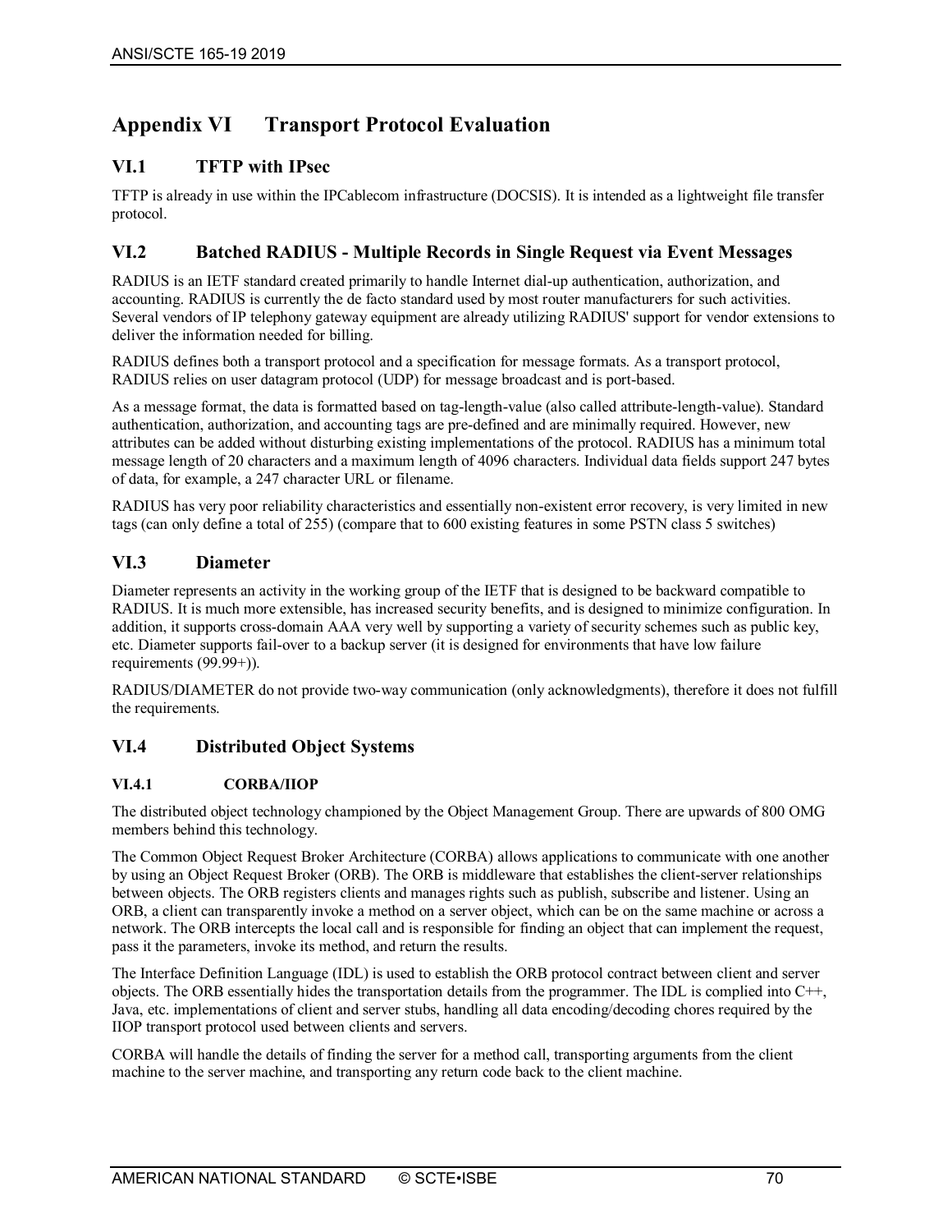# Appendix VI Transport Protocol Evaluation

## VI.1 TFTP with IPsec

TFTP is already in use within the IPCablecom infrastructure (DOCSIS). It is intended as a lightweight file transfer protocol.

## VI.2 Batched RADIUS - Multiple Records in Single Request via Event Messages

RADIUS is an IETF standard created primarily to handle Internet dial-up authentication, authorization, and accounting. RADIUS is currently the de facto standard used by most router manufacturers for such activities. Several vendors of IP telephony gateway equipment are already utilizing RADIUS' support for vendor extensions to deliver the information needed for billing.

RADIUS defines both a transport protocol and a specification for message formats. As a transport protocol, RADIUS relies on user datagram protocol (UDP) for message broadcast and is port-based.

As a message format, the data is formatted based on tag-length-value (also called attribute-length-value). Standard authentication, authorization, and accounting tags are pre-defined and are minimally required. However, new attributes can be added without disturbing existing implementations of the protocol. RADIUS has a minimum total message length of 20 characters and a maximum length of 4096 characters. Individual data fields support 247 bytes of data, for example, a 247 character URL or filename.

RADIUS has very poor reliability characteristics and essentially non-existent error recovery, is very limited in new tags (can only define a total of 255) (compare that to 600 existing features in some PSTN class 5 switches)

## VI.3 Diameter

Diameter represents an activity in the working group of the IETF that is designed to be backward compatible to RADIUS. It is much more extensible, has increased security benefits, and is designed to minimize configuration. In addition, it supports cross-domain AAA very well by supporting a variety of security schemes such as public key, etc. Diameter supports fail-over to a backup server (it is designed for environments that have low failure requirements (99.99+)).

RADIUS/DIAMETER do not provide two-way communication (only acknowledgments), therefore it does not fulfill the requirements.

## VI.4 Distributed Object Systems

### VI.4.1 CORBA/IIOP

The distributed object technology championed by the Object Management Group. There are upwards of 800 OMG members behind this technology.

The Common Object Request Broker Architecture (CORBA) allows applications to communicate with one another by using an Object Request Broker (ORB). The ORB is middleware that establishes the client-server relationships between objects. The ORB registers clients and manages rights such as publish, subscribe and listener. Using an ORB, a client can transparently invoke a method on a server object, which can be on the same machine or across a network. The ORB intercepts the local call and is responsible for finding an object that can implement the request, pass it the parameters, invoke its method, and return the results.

The Interface Definition Language (IDL) is used to establish the ORB protocol contract between client and server objects. The ORB essentially hides the transportation details from the programmer. The IDL is complied into C++, Java, etc. implementations of client and server stubs, handling all data encoding/decoding chores required by the IIOP transport protocol used between clients and servers.

CORBA will handle the details of finding the server for a method call, transporting arguments from the client machine to the server machine, and transporting any return code back to the client machine.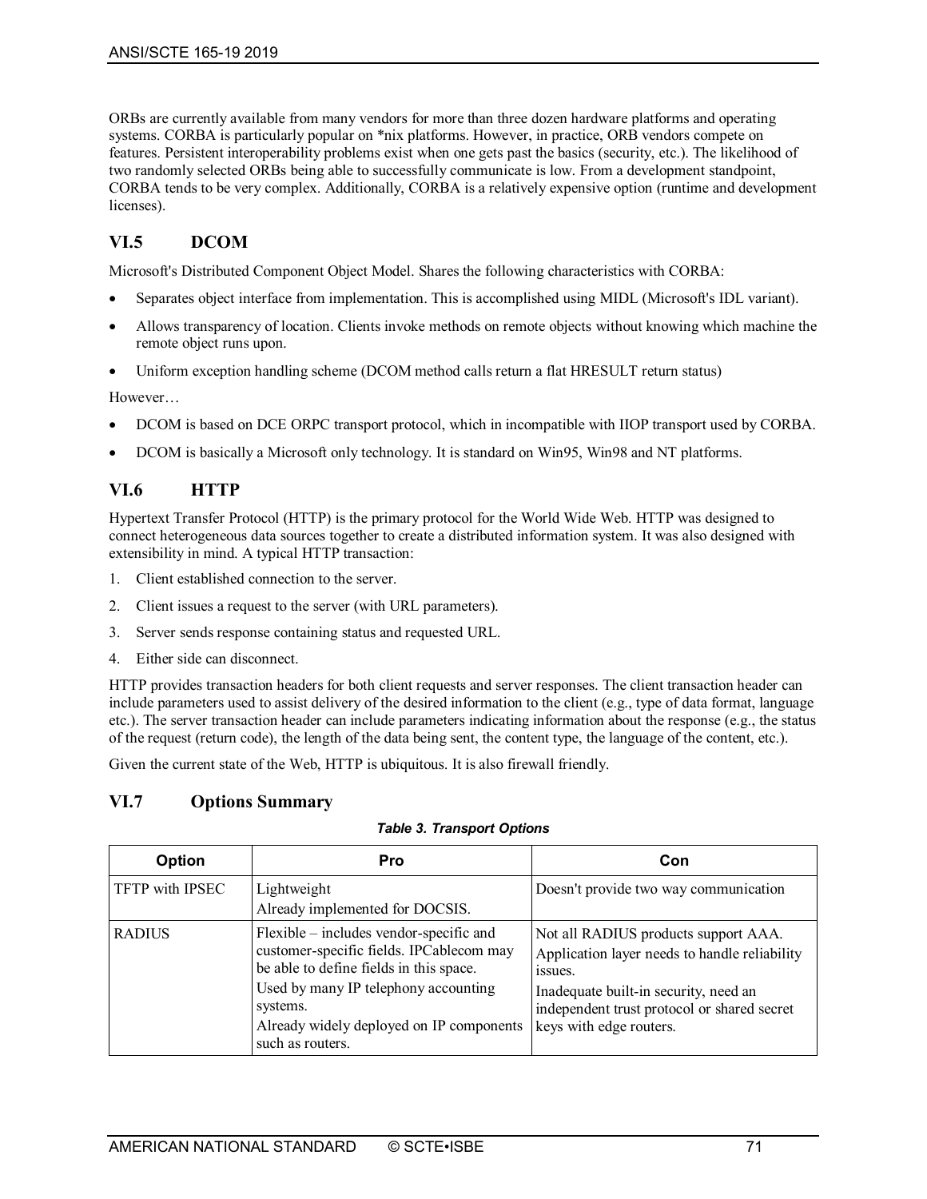ORBs are currently available from many vendors for more than three dozen hardware platforms and operating systems. CORBA is particularly popular on *nix platforms. However, in practice, ORB vendors compete on features. Persistent interoperability problems exist when one gets past the basics (security, etc.). The likelihood of two randomly selected ORBs being able to successfully communicate is low. From a development standpoint, CORBA tends to be very complex. Additionally, CORBA is a relatively expensive option (runtime and development licenses).

## VI.5 DCOM

Microsoft's Distributed Component Object Model. Shares the following characteristics with CORBA:

- Separates object interface from implementation. This is accomplished using MIDL (Microsoft's IDL variant).
- Allows transparency of location. Clients invoke methods on remote objects without knowing which machine the remote object runs upon.
- Uniform exception handling scheme (DCOM method calls return a flat HRESULT return status)

However…

- DCOM is based on DCE ORPC transport protocol, which in incompatible with IIOP transport used by CORBA.
- DCOM is basically a Microsoft only technology. It is standard on Win95, Win98 and NT platforms.

## VI.6 HTTP

Hypertext Transfer Protocol (HTTP) is the primary protocol for the World Wide Web. HTTP was designed to connect heterogeneous data sources together to create a distributed information system. It was also designed with extensibility in mind. A typical HTTP transaction:

1. Client established connection to the server.
2. Client issues a request to the server (with URL parameters).
3. Server sends response containing status and requested URL.
4. Either side can disconnect.

HTTP provides transaction headers for both client requests and server responses. The client transaction header can include parameters used to assist delivery of the desired information to the client (e.g., type of data format, language etc.). The server transaction header can include parameters indicating information about the response (e.g., the status of the request (return code), the length of the data being sent, the content type, the language of the content, etc.).

Given the current state of the Web, HTTP is ubiquitous. It is also firewall friendly.

## VI.7 Options Summary

***Table 3. Transport Options***

| Option | Pro | Con |
|---|---|---|
| TFTP with IPSEC | Lightweight<br>Already implemented for DOCSIS. | Doesn't provide two way communication |
| RADIUS | Flexible – includes vendor-specific and customer-specific fields. IPCablecom may be able to define fields in this space.<br>Used by many IP telephony accounting systems.<br>Already widely deployed on IP components such as routers. | Not all RADIUS products support AAA.<br>Application layer needs to handle reliability issues.<br>Inadequate built-in security, need an independent trust protocol or shared secret keys with edge routers. |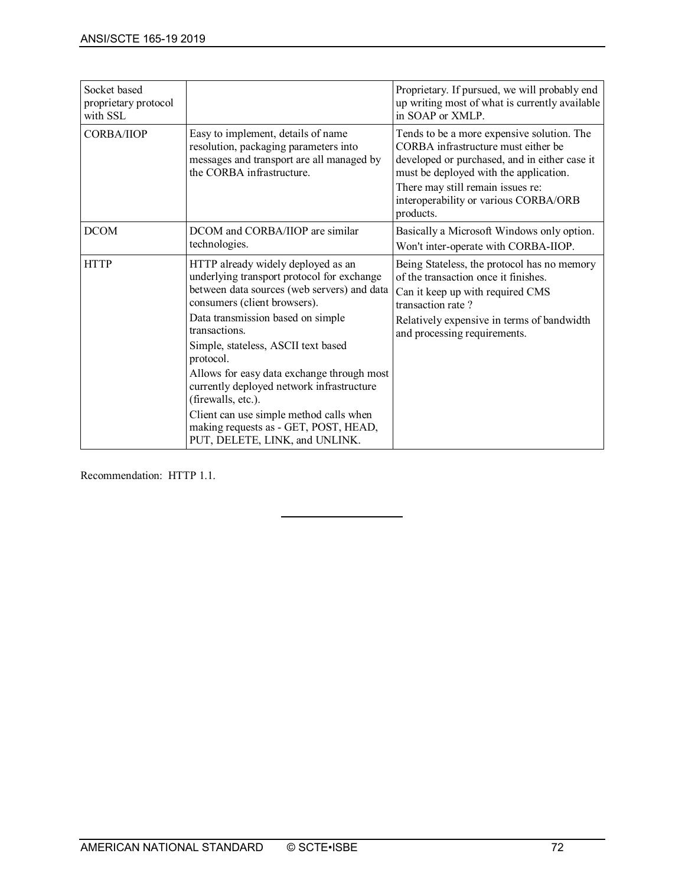| | | |
|---|---|---|
| Socket based proprietary protocol with SSL | | Proprietary. If pursued, we will probably end up writing most of what is currently available in SOAP or XMLP. |
| CORBA/IIOP | Easy to implement, details of name resolution, packaging parameters into messages and transport are all managed by the CORBA infrastructure. | Tends to be a more expensive solution. The CORBA infrastructure must either be developed or purchased, and in either case it must be deployed with the application.<br>There may still remain issues re: interoperability or various CORBA/ORB products. |
| DCOM | DCOM and CORBA/IIOP are similar technologies. | Basically a Microsoft Windows only option.<br>Won't inter-operate with CORBA-IIOP. |
| HTTP | HTTP already widely deployed as an underlying transport protocol for exchange between data sources (web servers) and data consumers (client browsers).<br>Data transmission based on simple transactions.<br>Simple, stateless, ASCII text based protocol.<br>Allows for easy data exchange through most currently deployed network infrastructure (firewalls, etc.).<br>Client can use simple method calls when making requests as - GET, POST, HEAD, PUT, DELETE, LINK, and UNLINK. | Being Stateless, the protocol has no memory of the transaction once it finishes.<br>Can it keep up with required CMS transaction rate ?<br>Relatively expensive in terms of bandwidth and processing requirements. |

Recommendation: HTTP 1.1.